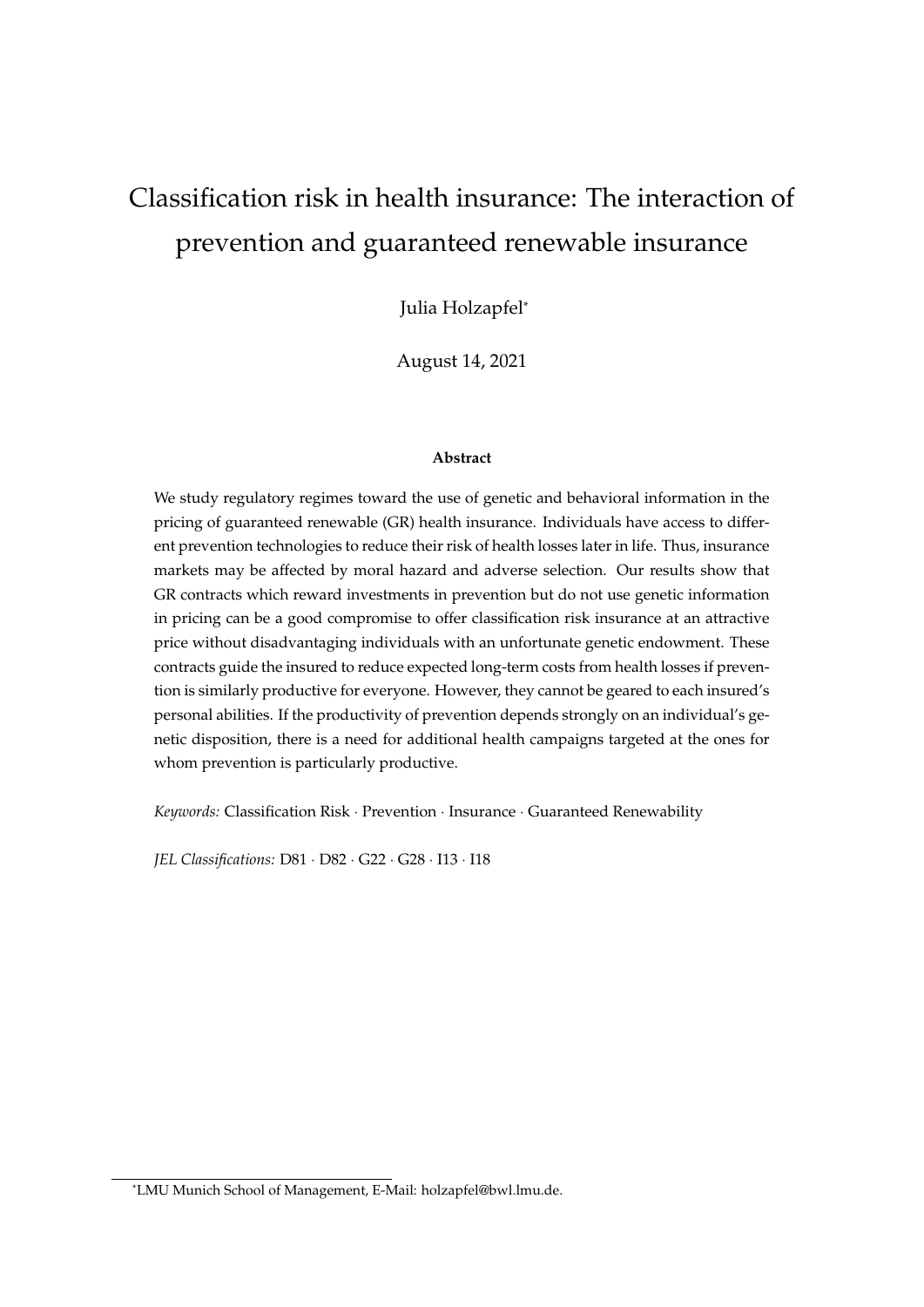# Classification risk in health insurance: The interaction of prevention and guaranteed renewable insurance

Julia Holzapfel*

August 14, 2021

**Abstract**

We study regulatory regimes toward the use of genetic and behavioral information in the pricing of guaranteed renewable (GR) health insurance. Individuals have access to different prevention technologies to reduce their risk of health losses later in life. Thus, insurance markets may be affected by moral hazard and adverse selection. Our results show that GR contracts which reward investments in prevention but do not use genetic information in pricing can be a good compromise to offer classification risk insurance at an attractive price without disadvantaging individuals with an unfortunate genetic endowment. These contracts guide the insured to reduce expected long-term costs from health losses if prevention is similarly productive for everyone. However, they cannot be geared to each insured's personal abilities. If the productivity of prevention depends strongly on an individual's genetic disposition, there is a need for additional health campaigns targeted at the ones for whom prevention is particularly productive.

*Keywords:* Classification Risk · Prevention · Insurance · Guaranteed Renewability

*JEL Classifications:* D81 · D82 · G22 · G28 · I13 · I18

*LMU Munich School of Management, E-Mail: holzapfel@bwl.lmu.de.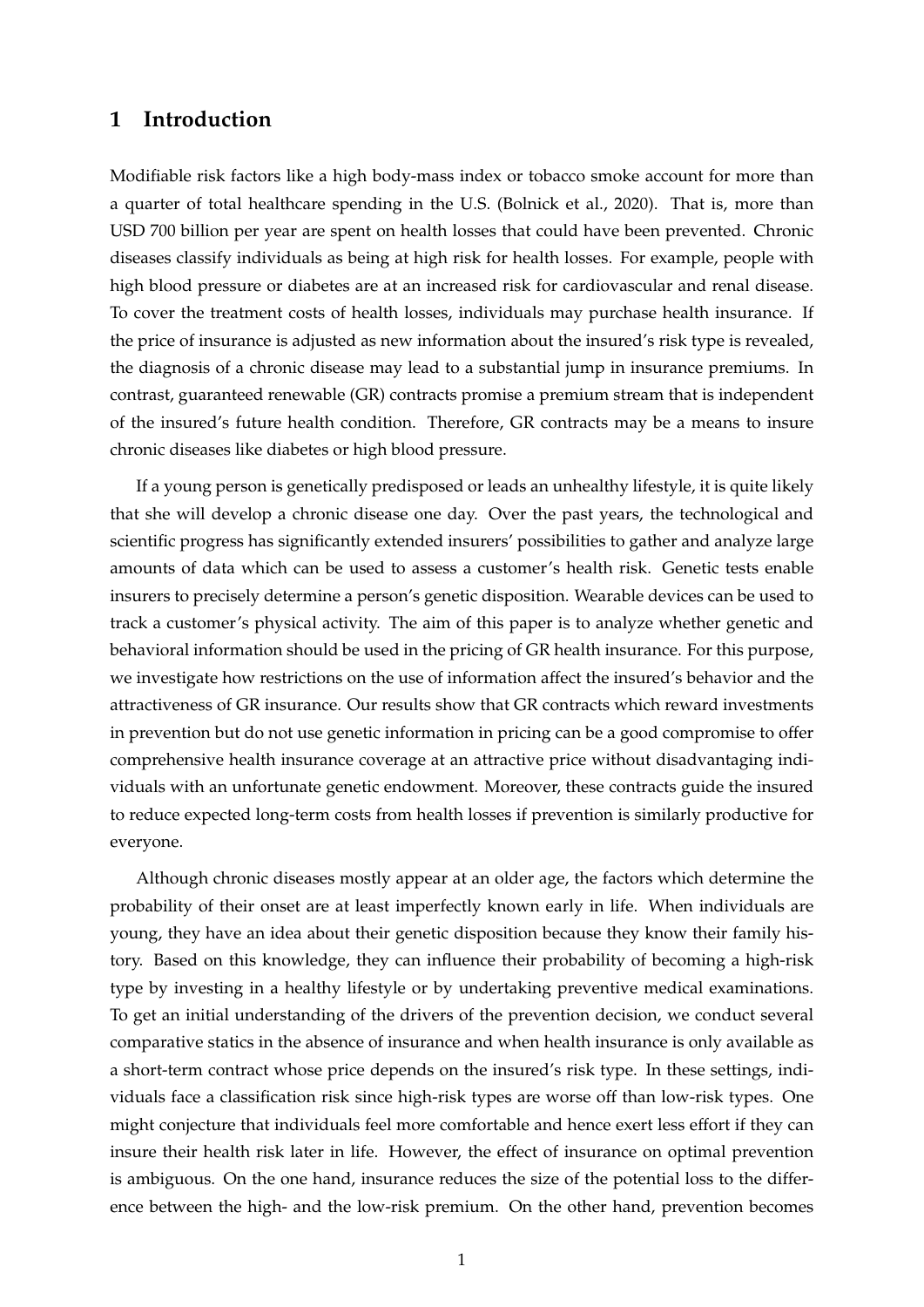# 1 Introduction

Modifiable risk factors like a high body-mass index or tobacco smoke account for more than a quarter of total healthcare spending in the U.S. (Bolnick et al., 2020). That is, more than USD 700 billion per year are spent on health losses that could have been prevented. Chronic diseases classify individuals as being at high risk for health losses. For example, people with high blood pressure or diabetes are at an increased risk for cardiovascular and renal disease. To cover the treatment costs of health losses, individuals may purchase health insurance. If the price of insurance is adjusted as new information about the insured's risk type is revealed, the diagnosis of a chronic disease may lead to a substantial jump in insurance premiums. In contrast, guaranteed renewable (GR) contracts promise a premium stream that is independent of the insured's future health condition. Therefore, GR contracts may be a means to insure chronic diseases like diabetes or high blood pressure.

If a young person is genetically predisposed or leads an unhealthy lifestyle, it is quite likely that she will develop a chronic disease one day. Over the past years, the technological and scientific progress has significantly extended insurers' possibilities to gather and analyze large amounts of data which can be used to assess a customer's health risk. Genetic tests enable insurers to precisely determine a person's genetic disposition. Wearable devices can be used to track a customer's physical activity. The aim of this paper is to analyze whether genetic and behavioral information should be used in the pricing of GR health insurance. For this purpose, we investigate how restrictions on the use of information affect the insured's behavior and the attractiveness of GR insurance. Our results show that GR contracts which reward investments in prevention but do not use genetic information in pricing can be a good compromise to offer comprehensive health insurance coverage at an attractive price without disadvantaging individuals with an unfortunate genetic endowment. Moreover, these contracts guide the insured to reduce expected long-term costs from health losses if prevention is similarly productive for everyone.

Although chronic diseases mostly appear at an older age, the factors which determine the probability of their onset are at least imperfectly known early in life. When individuals are young, they have an idea about their genetic disposition because they know their family history. Based on this knowledge, they can influence their probability of becoming a high-risk type by investing in a healthy lifestyle or by undertaking preventive medical examinations. To get an initial understanding of the drivers of the prevention decision, we conduct several comparative statics in the absence of insurance and when health insurance is only available as a short-term contract whose price depends on the insured's risk type. In these settings, individuals face a classification risk since high-risk types are worse off than low-risk types. One might conjecture that individuals feel more comfortable and hence exert less effort if they can insure their health risk later in life. However, the effect of insurance on optimal prevention is ambiguous. On the one hand, insurance reduces the size of the potential loss to the difference between the high- and the low-risk premium. On the other hand, prevention becomes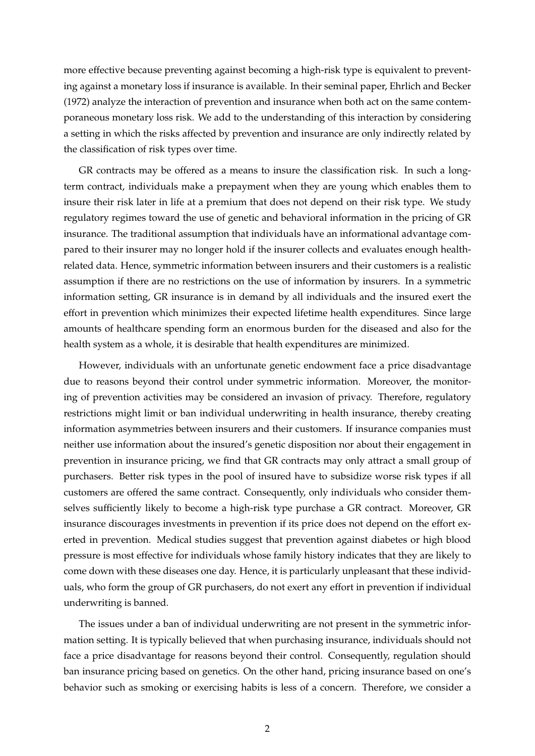more effective because preventing against becoming a high-risk type is equivalent to preventing against a monetary loss if insurance is available. In their seminal paper, Ehrlich and Becker (1972) analyze the interaction of prevention and insurance when both act on the same contemporaneous monetary loss risk. We add to the understanding of this interaction by considering a setting in which the risks affected by prevention and insurance are only indirectly related by the classification of risk types over time.

GR contracts may be offered as a means to insure the classification risk. In such a long-term contract, individuals make a prepayment when they are young which enables them to insure their risk later in life at a premium that does not depend on their risk type. We study regulatory regimes toward the use of genetic and behavioral information in the pricing of GR insurance. The traditional assumption that individuals have an informational advantage compared to their insurer may no longer hold if the insurer collects and evaluates enough health-related data. Hence, symmetric information between insurers and their customers is a realistic assumption if there are no restrictions on the use of information by insurers. In a symmetric information setting, GR insurance is in demand by all individuals and the insured exert the effort in prevention which minimizes their expected lifetime health expenditures. Since large amounts of healthcare spending form an enormous burden for the diseased and also for the health system as a whole, it is desirable that health expenditures are minimized.

However, individuals with an unfortunate genetic endowment face a price disadvantage due to reasons beyond their control under symmetric information. Moreover, the monitoring of prevention activities may be considered an invasion of privacy. Therefore, regulatory restrictions might limit or ban individual underwriting in health insurance, thereby creating information asymmetries between insurers and their customers. If insurance companies must neither use information about the insured's genetic disposition nor about their engagement in prevention in insurance pricing, we find that GR contracts may only attract a small group of purchasers. Better risk types in the pool of insured have to subsidize worse risk types if all customers are offered the same contract. Consequently, only individuals who consider themselves sufficiently likely to become a high-risk type purchase a GR contract. Moreover, GR insurance discourages investments in prevention if its price does not depend on the effort exerted in prevention. Medical studies suggest that prevention against diabetes or high blood pressure is most effective for individuals whose family history indicates that they are likely to come down with these diseases one day. Hence, it is particularly unpleasant that these individuals, who form the group of GR purchasers, do not exert any effort in prevention if individual underwriting is banned.

The issues under a ban of individual underwriting are not present in the symmetric information setting. It is typically believed that when purchasing insurance, individuals should not face a price disadvantage for reasons beyond their control. Consequently, regulation should ban insurance pricing based on genetics. On the other hand, pricing insurance based on one's behavior such as smoking or exercising habits is less of a concern. Therefore, we consider a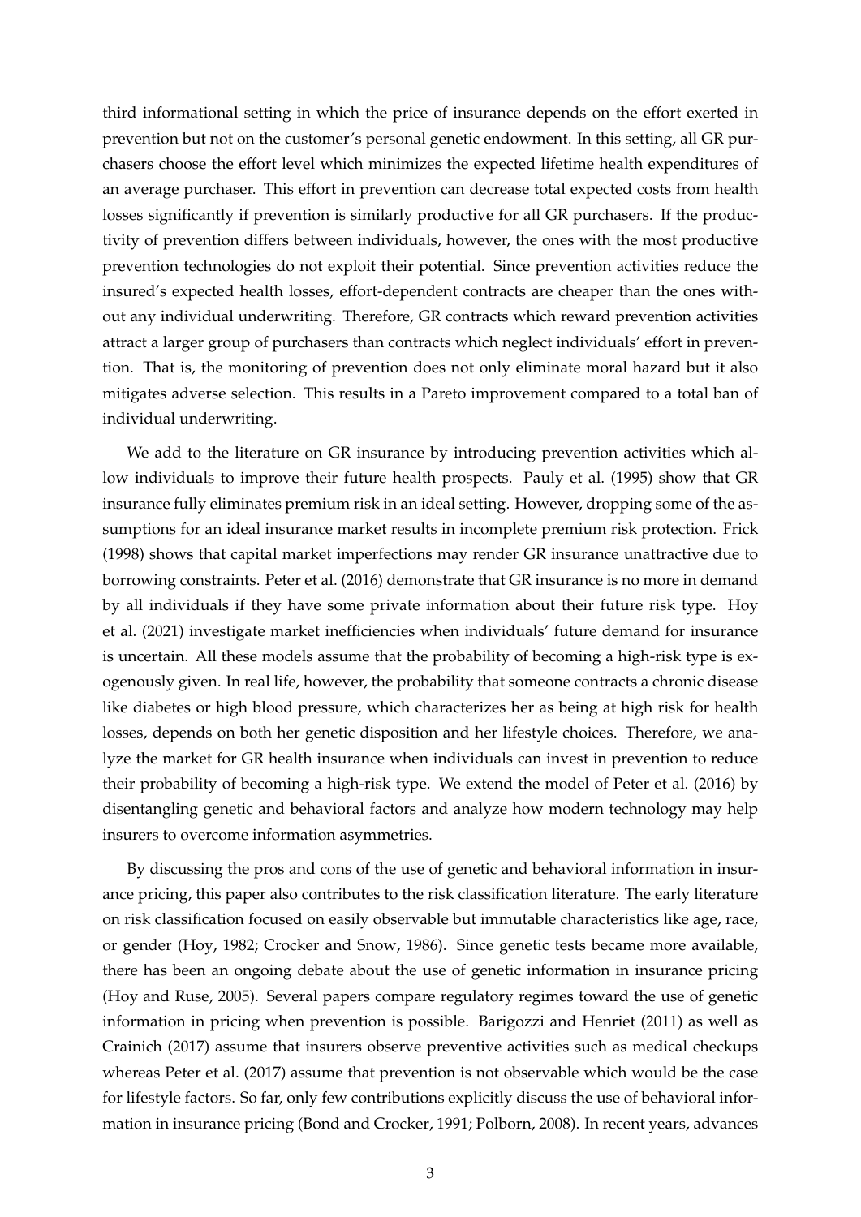third informational setting in which the price of insurance depends on the effort exerted in prevention but not on the customer's personal genetic endowment. In this setting, all GR purchasers choose the effort level which minimizes the expected lifetime health expenditures of an average purchaser. This effort in prevention can decrease total expected costs from health losses significantly if prevention is similarly productive for all GR purchasers. If the productivity of prevention differs between individuals, however, the ones with the most productive prevention technologies do not exploit their potential. Since prevention activities reduce the insured's expected health losses, effort-dependent contracts are cheaper than the ones without any individual underwriting. Therefore, GR contracts which reward prevention activities attract a larger group of purchasers than contracts which neglect individuals' effort in prevention. That is, the monitoring of prevention does not only eliminate moral hazard but it also mitigates adverse selection. This results in a Pareto improvement compared to a total ban of individual underwriting.

We add to the literature on GR insurance by introducing prevention activities which allow individuals to improve their future health prospects. Pauly et al. (1995) show that GR insurance fully eliminates premium risk in an ideal setting. However, dropping some of the assumptions for an ideal insurance market results in incomplete premium risk protection. Frick (1998) shows that capital market imperfections may render GR insurance unattractive due to borrowing constraints. Peter et al. (2016) demonstrate that GR insurance is no more in demand by all individuals if they have some private information about their future risk type. Hoy et al. (2021) investigate market inefficiencies when individuals' future demand for insurance is uncertain. All these models assume that the probability of becoming a high-risk type is exogenously given. In real life, however, the probability that someone contracts a chronic disease like diabetes or high blood pressure, which characterizes her as being at high risk for health losses, depends on both her genetic disposition and her lifestyle choices. Therefore, we analyze the market for GR health insurance when individuals can invest in prevention to reduce their probability of becoming a high-risk type. We extend the model of Peter et al. (2016) by disentangling genetic and behavioral factors and analyze how modern technology may help insurers to overcome information asymmetries.

By discussing the pros and cons of the use of genetic and behavioral information in insurance pricing, this paper also contributes to the risk classification literature. The early literature on risk classification focused on easily observable but immutable characteristics like age, race, or gender (Hoy, 1982; Crocker and Snow, 1986). Since genetic tests became more available, there has been an ongoing debate about the use of genetic information in insurance pricing (Hoy and Ruse, 2005). Several papers compare regulatory regimes toward the use of genetic information in pricing when prevention is possible. Barigozzi and Henriet (2011) as well as Crainich (2017) assume that insurers observe preventive activities such as medical checkups whereas Peter et al. (2017) assume that prevention is not observable which would be the case for lifestyle factors. So far, only few contributions explicitly discuss the use of behavioral information in insurance pricing (Bond and Crocker, 1991; Polborn, 2008). In recent years, advances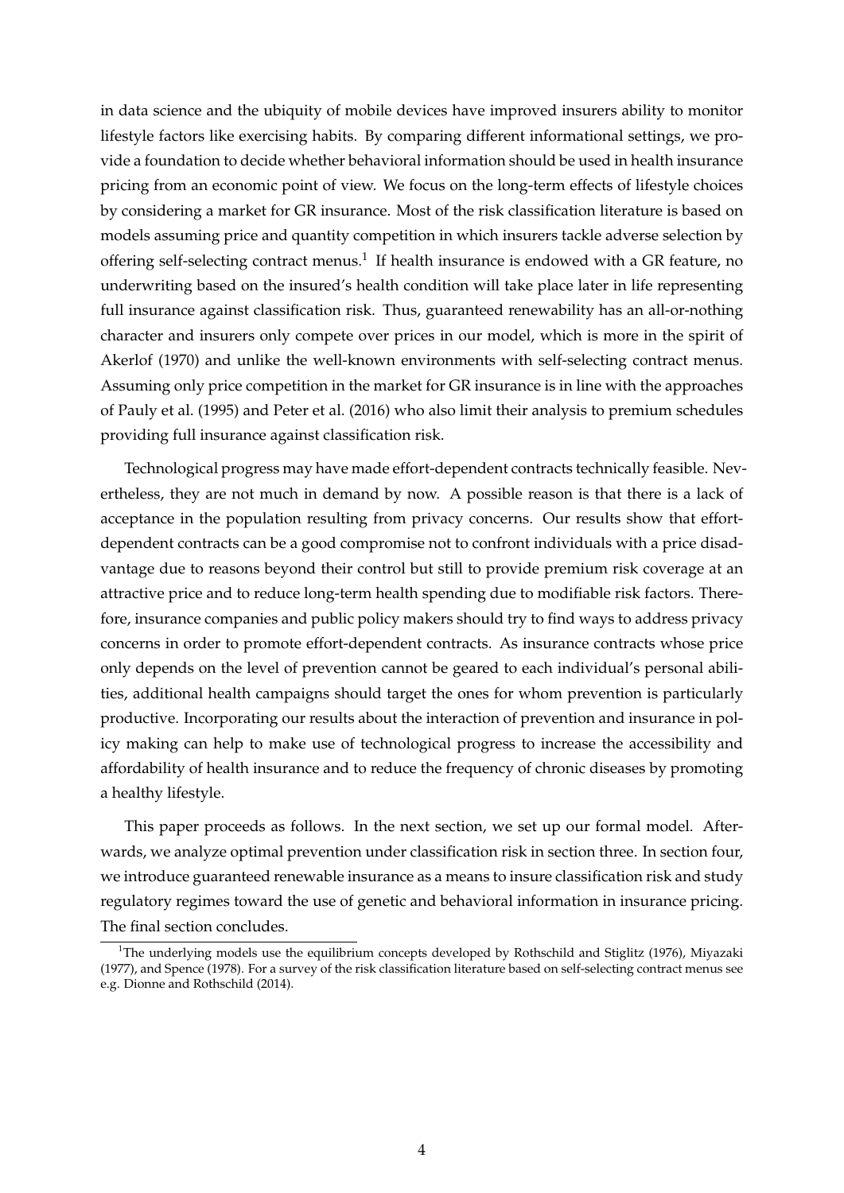in data science and the ubiquity of mobile devices have improved insurers ability to monitor lifestyle factors like exercising habits. By comparing different informational settings, we provide a foundation to decide whether behavioral information should be used in health insurance pricing from an economic point of view. We focus on the long-term effects of lifestyle choices by considering a market for GR insurance. Most of the risk classification literature is based on models assuming price and quantity competition in which insurers tackle adverse selection by offering self-selecting contract menus.[1] If health insurance is endowed with a GR feature, no underwriting based on the insured's health condition will take place later in life representing full insurance against classification risk. Thus, guaranteed renewability has an all-or-nothing character and insurers only compete over prices in our model, which is more in the spirit of Akerlof (1970) and unlike the well-known environments with self-selecting contract menus. Assuming only price competition in the market for GR insurance is in line with the approaches of Pauly et al. (1995) and Peter et al. (2016) who also limit their analysis to premium schedules providing full insurance against classification risk.

Technological progress may have made effort-dependent contracts technically feasible. Nevertheless, they are not much in demand by now. A possible reason is that there is a lack of acceptance in the population resulting from privacy concerns. Our results show that effort-dependent contracts can be a good compromise not to confront individuals with a price disadvantage due to reasons beyond their control but still to provide premium risk coverage at an attractive price and to reduce long-term health spending due to modifiable risk factors. Therefore, insurance companies and public policy makers should try to find ways to address privacy concerns in order to promote effort-dependent contracts. As insurance contracts whose price only depends on the level of prevention cannot be geared to each individual's personal abilities, additional health campaigns should target the ones for whom prevention is particularly productive. Incorporating our results about the interaction of prevention and insurance in policy making can help to make use of technological progress to increase the accessibility and affordability of health insurance and to reduce the frequency of chronic diseases by promoting a healthy lifestyle.

This paper proceeds as follows. In the next section, we set up our formal model. Afterwards, we analyze optimal prevention under classification risk in section three. In section four, we introduce guaranteed renewable insurance as a means to insure classification risk and study regulatory regimes toward the use of genetic and behavioral information in insurance pricing. The final section concludes.

[1] The underlying models use the equilibrium concepts developed by Rothschild and Stiglitz (1976), Miyazaki (1977), and Spence (1978). For a survey of the risk classification literature based on self-selecting contract menus see e.g. Dionne and Rothschild (2014).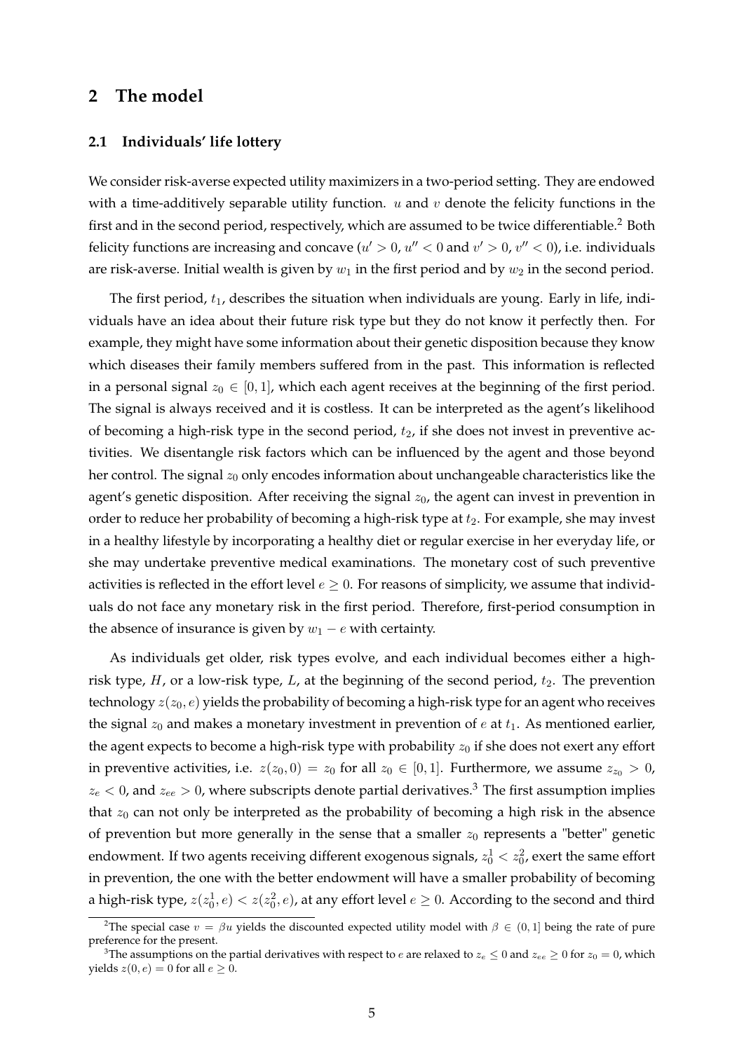## 2 The model

### 2.1 Individuals' life lottery

We consider risk-averse expected utility maximizers in a two-period setting. They are endowed with a time-additively separable utility function. $u$ and $v$ denote the felicity functions in the first and in the second period, respectively, which are assumed to be twice differentiable.[2] Both felicity functions are increasing and concave ($u' > 0$, $u'' < 0$ and $v' > 0$, $v'' < 0$), i.e. individuals are risk-averse. Initial wealth is given by $w_1$ in the first period and by $w_2$ in the second period.

The first period, $t_1$, describes the situation when individuals are young. Early in life, individuals have an idea about their future risk type but they do not know it perfectly then. For example, they might have some information about their genetic disposition because they know which diseases their family members suffered from in the past. This information is reflected in a personal signal $z_0 \in [0, 1]$, which each agent receives at the beginning of the first period. The signal is always received and it is costless. It can be interpreted as the agent's likelihood of becoming a high-risk type in the second period, $t_2$, if she does not invest in preventive activities. We disentangle risk factors which can be influenced by the agent and those beyond her control. The signal $z_0$ only encodes information about unchangeable characteristics like the agent's genetic disposition. After receiving the signal $z_0$, the agent can invest in prevention in order to reduce her probability of becoming a high-risk type at $t_2$. For example, she may invest in a healthy lifestyle by incorporating a healthy diet or regular exercise in her everyday life, or she may undertake preventive medical examinations. The monetary cost of such preventive activities is reflected in the effort level $e \geq 0$. For reasons of simplicity, we assume that individuals do not face any monetary risk in the first period. Therefore, first-period consumption in the absence of insurance is given by $w_1 - e$ with certainty.

As individuals get older, risk types evolve, and each individual becomes either a high-risk type, $H$, or a low-risk type, $L$, at the beginning of the second period, $t_2$. The prevention technology $z(z_0, e)$ yields the probability of becoming a high-risk type for an agent who receives the signal $z_0$ and makes a monetary investment in prevention of $e$ at $t_1$. As mentioned earlier, the agent expects to become a high-risk type with probability $z_0$ if she does not exert any effort in preventive activities, i.e. $z(z_0, 0) = z_0$ for all $z_0 \in [0, 1]$. Furthermore, we assume $z_{z_0} > 0$, $z_e < 0$, and $z_{ee} > 0$, where subscripts denote partial derivatives.[3] The first assumption implies that $z_0$ can not only be interpreted as the probability of becoming a high risk in the absence of prevention but more generally in the sense that a smaller $z_0$ represents a "better" genetic endowment. If two agents receiving different exogenous signals, $z_0^1 < z_0^2$, exert the same effort in prevention, the one with the better endowment will have a smaller probability of becoming a high-risk type, $z(z_0^1, e) < z(z_0^2, e)$, at any effort level $e \geq 0$. According to the second and third

[2] The special case $v = \beta u$ yields the discounted expected utility model with $\beta \in (0, 1]$ being the rate of pure preference for the present.

[3] The assumptions on the partial derivatives with respect to $e$ are relaxed to $z_e \leq 0$ and $z_{ee} \geq 0$ for $z_0 = 0$, which yields $z(0, e) = 0$ for all $e \geq 0$.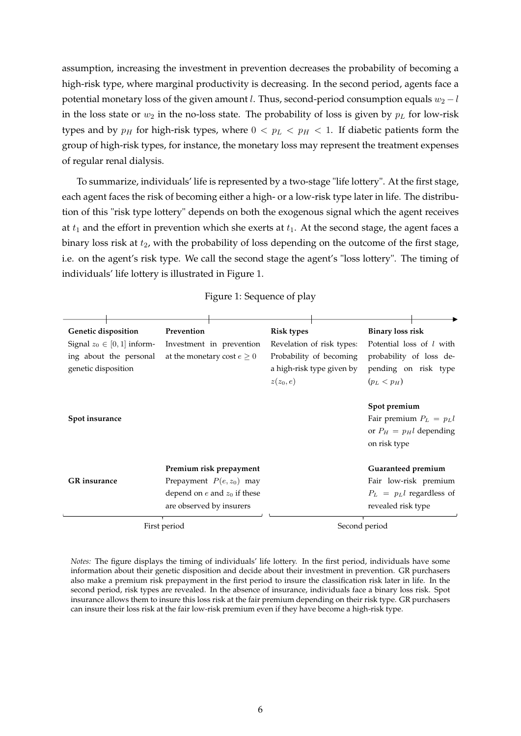assumption, increasing the investment in prevention decreases the probability of becoming a high-risk type, where marginal productivity is decreasing. In the second period, agents face a potential monetary loss of the given amount $l$. Thus, second-period consumption equals $w_2 - l$ in the loss state or $w_2$ in the no-loss state. The probability of loss is given by $p_L$ for low-risk types and by $p_H$ for high-risk types, where $0 < p_L < p_H < 1$. If diabetic patients form the group of high-risk types, for instance, the monetary loss may represent the treatment expenses of regular renal dialysis.

To summarize, individuals' life is represented by a two-stage "life lottery". At the first stage, each agent faces the risk of becoming either a high- or a low-risk type later in life. The distribution of this "risk type lottery" depends on both the exogenous signal which the agent receives at $t_1$ and the effort in prevention which she exerts at $t_1$. At the second stage, the agent faces a binary loss risk at $t_2$, with the probability of loss depending on the outcome of the first stage, i.e. on the agent's risk type. We call the second stage the agent's "loss lottery". The timing of individuals' life lottery is illustrated in Figure 1.

Figure 1: Sequence of play

| | | | |
|---|---|---|---|
| **Genetic disposition** Signal $z_0 \in [0, 1]$ informing about the personal genetic disposition | **Prevention** Investment in prevention at the monetary cost $e \geq 0$ | **Risk types** Revelation of risk types: Probability of becoming a high-risk type given by $z(z_0, e)$ | **Binary loss risk** Potential loss of $l$ with probability of loss depending on risk type ($p_L < p_H$) |
| **Spot insurance** | | | **Spot premium** Fair premium $P_L = p_L l$ or $P_H = p_H l$ depending on risk type |
| **GR insurance** | **Premium risk prepayment** Prepayment $P(e, z_0)$ may depend on $e$ and $z_0$ if these are observed by insurers | | **Guaranteed premium** Fair low-risk premium $P_L = p_L l$ regardless of revealed risk type |
| First period | | Second period | |

*Notes:* The figure displays the timing of individuals' life lottery. In the first period, individuals have some information about their genetic disposition and decide about their investment in prevention. GR purchasers also make a premium risk prepayment in the first period to insure the classification risk later in life. In the second period, risk types are revealed. In the absence of insurance, individuals face a binary loss risk. Spot insurance allows them to insure this loss risk at the fair premium depending on their risk type. GR purchasers can insure their loss risk at the fair low-risk premium even if they have become a high-risk type.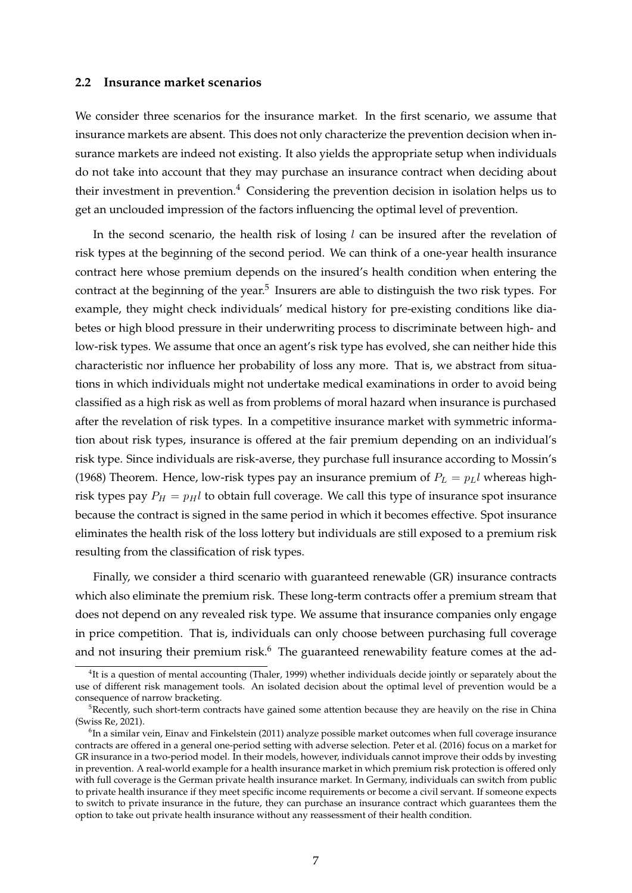### 2.2 Insurance market scenarios

We consider three scenarios for the insurance market. In the first scenario, we assume that insurance markets are absent. This does not only characterize the prevention decision when insurance markets are indeed not existing. It also yields the appropriate setup when individuals do not take into account that they may purchase an insurance contract when deciding about their investment in prevention.[4] Considering the prevention decision in isolation helps us to get an unclouded impression of the factors influencing the optimal level of prevention.

In the second scenario, the health risk of losing $l$ can be insured after the revelation of risk types at the beginning of the second period. We can think of a one-year health insurance contract here whose premium depends on the insured's health condition when entering the contract at the beginning of the year.[5] Insurers are able to distinguish the two risk types. For example, they might check individuals' medical history for pre-existing conditions like diabetes or high blood pressure in their underwriting process to discriminate between high- and low-risk types. We assume that once an agent's risk type has evolved, she can neither hide this characteristic nor influence her probability of loss any more. That is, we abstract from situations in which individuals might not undertake medical examinations in order to avoid being classified as a high risk as well as from problems of moral hazard when insurance is purchased after the revelation of risk types. In a competitive insurance market with symmetric information about risk types, insurance is offered at the fair premium depending on an individual's risk type. Since individuals are risk-averse, they purchase full insurance according to Mossin's (1968) Theorem. Hence, low-risk types pay an insurance premium of $P_L = p_L l$ whereas high-risk types pay $P_H = p_H l$ to obtain full coverage. We call this type of insurance spot insurance because the contract is signed in the same period in which it becomes effective. Spot insurance eliminates the health risk of the loss lottery but individuals are still exposed to a premium risk resulting from the classification of risk types.

Finally, we consider a third scenario with guaranteed renewable (GR) insurance contracts which also eliminate the premium risk. These long-term contracts offer a premium stream that does not depend on any revealed risk type. We assume that insurance companies only engage in price competition. That is, individuals can only choose between purchasing full coverage and not insuring their premium risk.[6] The guaranteed renewability feature comes at the ad-

[4] It is a question of mental accounting (Thaler, 1999) whether individuals decide jointly or separately about the use of different risk management tools. An isolated decision about the optimal level of prevention would be a consequence of narrow bracketing.

[5] Recently, such short-term contracts have gained some attention because they are heavily on the rise in China (Swiss Re, 2021).

[6] In a similar vein, Einav and Finkelstein (2011) analyze possible market outcomes when full coverage insurance contracts are offered in a general one-period setting with adverse selection. Peter et al. (2016) focus on a market for GR insurance in a two-period model. In their models, however, individuals cannot improve their odds by investing in prevention. A real-world example for a health insurance market in which premium risk protection is offered only with full coverage is the German private health insurance market. In Germany, individuals can switch from public to private health insurance if they meet specific income requirements or become a civil servant. If someone expects to switch to private insurance in the future, they can purchase an insurance contract which guarantees them the option to take out private health insurance without any reassessment of their health condition.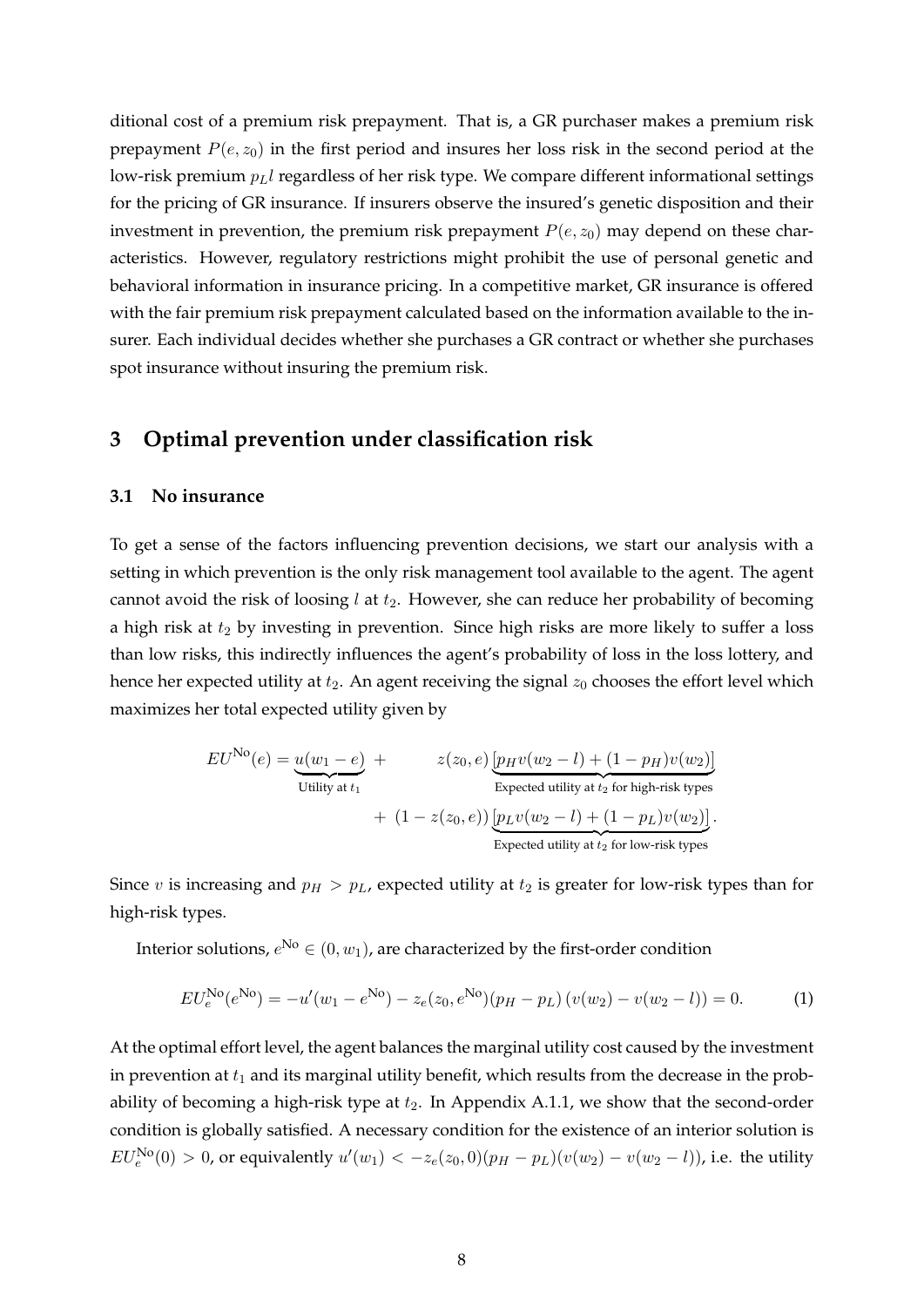ditional cost of a premium risk prepayment. That is, a GR purchaser makes a premium risk prepayment $P(e, z_0)$ in the first period and insures her loss risk in the second period at the low-risk premium $p_L l$ regardless of her risk type. We compare different informational settings for the pricing of GR insurance. If insurers observe the insured's genetic disposition and their investment in prevention, the premium risk prepayment $P(e, z_0)$ may depend on these characteristics. However, regulatory restrictions might prohibit the use of personal genetic and behavioral information in insurance pricing. In a competitive market, GR insurance is offered with the fair premium risk prepayment calculated based on the information available to the insurer. Each individual decides whether she purchases a GR contract or whether she purchases spot insurance without insuring the premium risk.

## 3 Optimal prevention under classification risk

### 3.1 No insurance

To get a sense of the factors influencing prevention decisions, we start our analysis with a setting in which prevention is the only risk management tool available to the agent. The agent cannot avoid the risk of loosing $l$ at $t_2$. However, she can reduce her probability of becoming a high risk at $t_2$ by investing in prevention. Since high risks are more likely to suffer a loss than low risks, this indirectly influences the agent's probability of loss in the loss lottery, and hence her expected utility at $t_2$. An agent receiving the signal $z_0$ chooses the effort level which maximizes her total expected utility given by

$$EU^{\text{No}}(e) = \underbrace{u(w_1 - e)}_{\text{Utility at } t_1} + \quad z(z_0, e) \underbrace{[p_H v(w_2 - l) + (1 - p_H) v(w_2)]}_{\text{Expected utility at } t_2 \text{ for high-risk types}}$$
$$+ \ (1 - z(z_0, e)) \underbrace{[p_L v(w_2 - l) + (1 - p_L) v(w_2)]}_{\text{Expected utility at } t_2 \text{ for low-risk types}}.$$

Since $v$ is increasing and $p_H > p_L$, expected utility at $t_2$ is greater for low-risk types than for high-risk types.

Interior solutions, $e^{\text{No}} \in (0, w_1)$, are characterized by the first-order condition

$$EU_e^{\text{No}}(e^{\text{No}}) = -u'(w_1 - e^{\text{No}}) - z_e(z_0, e^{\text{No}})(p_H - p_L)\left(v(w_2) - v(w_2 - l)\right) = 0. \tag{1}$$

At the optimal effort level, the agent balances the marginal utility cost caused by the investment in prevention at $t_1$ and its marginal utility benefit, which results from the decrease in the probability of becoming a high-risk type at $t_2$. In Appendix A.1.1, we show that the second-order condition is globally satisfied. A necessary condition for the existence of an interior solution is $EU_e^{\text{No}}(0) > 0$, or equivalently $u'(w_1) < -z_e(z_0, 0)(p_H - p_L)(v(w_2) - v(w_2 - l))$, i.e. the utility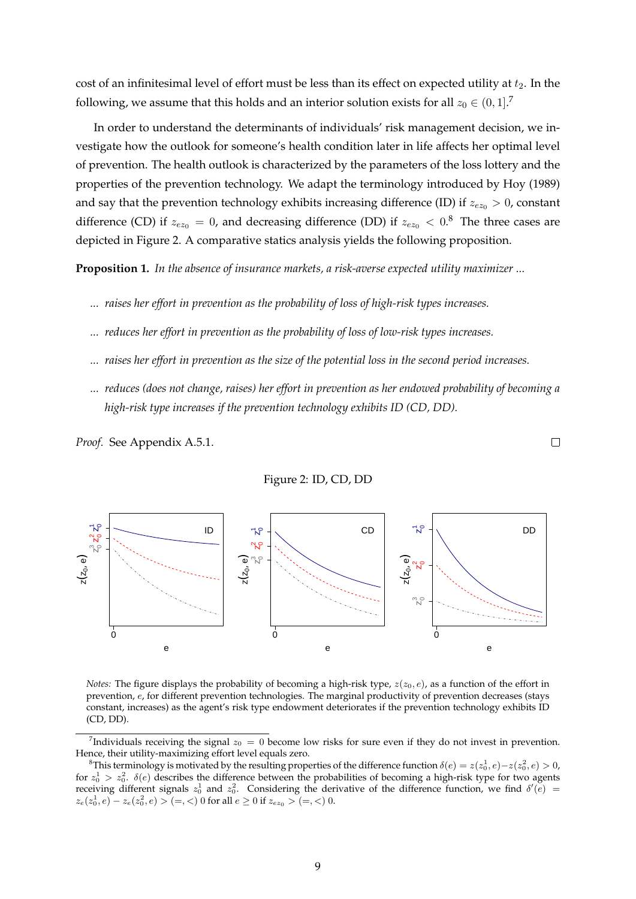cost of an infinitesimal level of effort must be less than its effect on expected utility at $t_2$. In the following, we assume that this holds and an interior solution exists for all $z_0 \in (0, 1]$.[7]

In order to understand the determinants of individuals' risk management decision, we investigate how the outlook for someone's health condition later in life affects her optimal level of prevention. The health outlook is characterized by the parameters of the loss lottery and the properties of the prevention technology. We adapt the terminology introduced by Hoy (1989) and say that the prevention technology exhibits increasing difference (ID) if $z_{ez_0} > 0$, constant difference (CD) if $z_{ez_0} = 0$, and decreasing difference (DD) if $z_{ez_0} < 0$.[8] The three cases are depicted in Figure 2. A comparative statics analysis yields the following proposition.

**Proposition 1.** *In the absence of insurance markets, a risk-averse expected utility maximizer ...*

- *... raises her effort in prevention as the probability of loss of high-risk types increases.*
- *... reduces her effort in prevention as the probability of loss of low-risk types increases.*
- *... raises her effort in prevention as the size of the potential loss in the second period increases.*
- *... reduces (does not change, raises) her effort in prevention as her endowed probability of becoming a high-risk type increases if the prevention technology exhibits ID (CD, DD).*

*Proof.* See Appendix A.5.1. □

Figure 2: ID, CD, DD

*Notes:* The figure displays the probability of becoming a high-risk type, $z(z_0, e)$, as a function of the effort in prevention, $e$, for different prevention technologies. The marginal productivity of prevention decreases (stays constant, increases) as the agent's risk type endowment deteriorates if the prevention technology exhibits ID (CD, DD).

[7] Individuals receiving the signal $z_0 = 0$ become low risks for sure even if they do not invest in prevention. Hence, their utility-maximizing effort level equals zero.

[8] This terminology is motivated by the resulting properties of the difference function $\delta(e) = z(z_0^1, e) - z(z_0^2, e) > 0$, for $z_0^1 > z_0^2$. $\delta(e)$ describes the difference between the probabilities of becoming a high-risk type for two agents receiving different signals $z_0^1$ and $z_0^2$. Considering the derivative of the difference function, we find $\delta'(e) = z_e(z_0^1, e) - z_e(z_0^2, e) > (=, <)\ 0$ for all $e \geq 0$ if $z_{ez_0} > (=, <)\ 0$.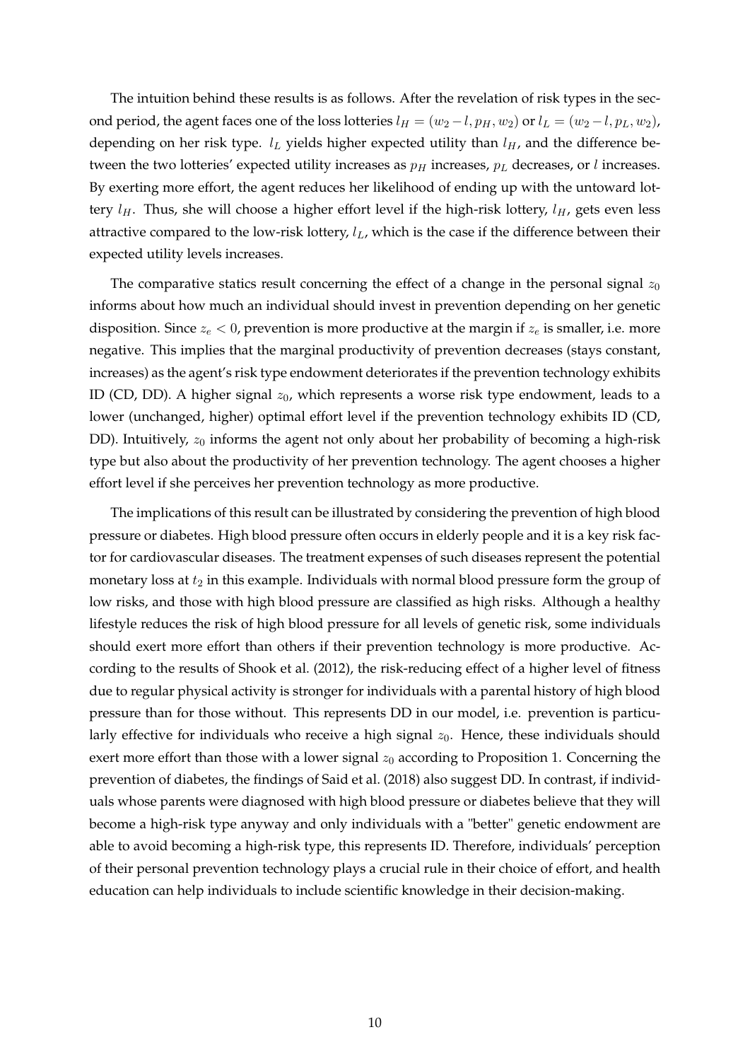The intuition behind these results is as follows. After the revelation of risk types in the second period, the agent faces one of the loss lotteries $l_H = (w_2 - l, p_H, w_2)$ or $l_L = (w_2 - l, p_L, w_2)$, depending on her risk type. $l_L$ yields higher expected utility than $l_H$, and the difference between the two lotteries' expected utility increases as $p_H$ increases, $p_L$ decreases, or $l$ increases. By exerting more effort, the agent reduces her likelihood of ending up with the untoward lottery $l_H$. Thus, she will choose a higher effort level if the high-risk lottery, $l_H$, gets even less attractive compared to the low-risk lottery, $l_L$, which is the case if the difference between their expected utility levels increases.

The comparative statics result concerning the effect of a change in the personal signal $z_0$ informs about how much an individual should invest in prevention depending on her genetic disposition. Since $z_e < 0$, prevention is more productive at the margin if $z_e$ is smaller, i.e. more negative. This implies that the marginal productivity of prevention decreases (stays constant, increases) as the agent's risk type endowment deteriorates if the prevention technology exhibits ID (CD, DD). A higher signal $z_0$, which represents a worse risk type endowment, leads to a lower (unchanged, higher) optimal effort level if the prevention technology exhibits ID (CD, DD). Intuitively, $z_0$ informs the agent not only about her probability of becoming a high-risk type but also about the productivity of her prevention technology. The agent chooses a higher effort level if she perceives her prevention technology as more productive.

The implications of this result can be illustrated by considering the prevention of high blood pressure or diabetes. High blood pressure often occurs in elderly people and it is a key risk factor for cardiovascular diseases. The treatment expenses of such diseases represent the potential monetary loss at $t_2$ in this example. Individuals with normal blood pressure form the group of low risks, and those with high blood pressure are classified as high risks. Although a healthy lifestyle reduces the risk of high blood pressure for all levels of genetic risk, some individuals should exert more effort than others if their prevention technology is more productive. According to the results of Shook et al. (2012), the risk-reducing effect of a higher level of fitness due to regular physical activity is stronger for individuals with a parental history of high blood pressure than for those without. This represents DD in our model, i.e. prevention is particularly effective for individuals who receive a high signal $z_0$. Hence, these individuals should exert more effort than those with a lower signal $z_0$ according to Proposition 1. Concerning the prevention of diabetes, the findings of Said et al. (2018) also suggest DD. In contrast, if individuals whose parents were diagnosed with high blood pressure or diabetes believe that they will become a high-risk type anyway and only individuals with a "better" genetic endowment are able to avoid becoming a high-risk type, this represents ID. Therefore, individuals' perception of their personal prevention technology plays a crucial rule in their choice of effort, and health education can help individuals to include scientific knowledge in their decision-making.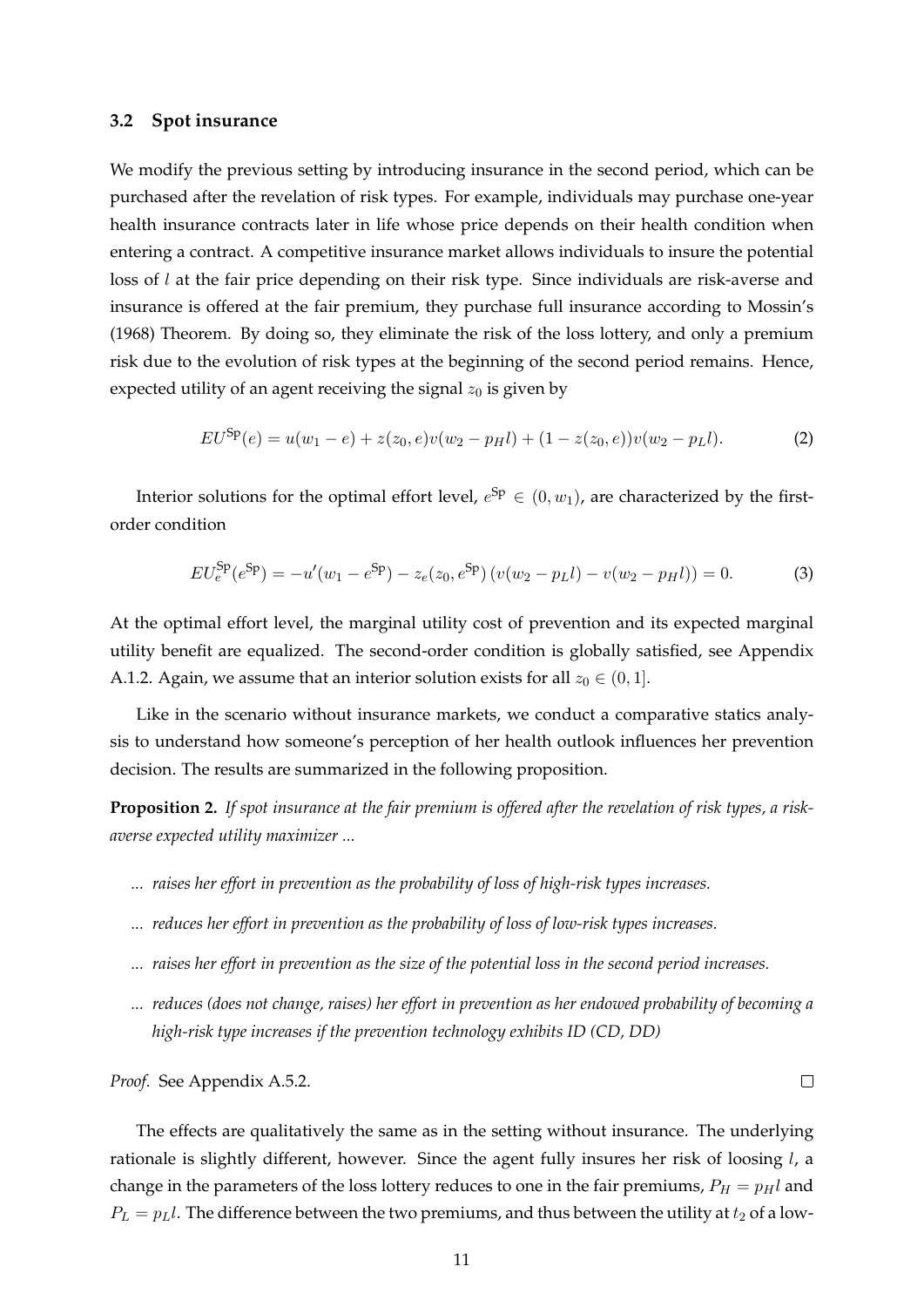### 3.2 Spot insurance

We modify the previous setting by introducing insurance in the second period, which can be purchased after the revelation of risk types. For example, individuals may purchase one-year health insurance contracts later in life whose price depends on their health condition when entering a contract. A competitive insurance market allows individuals to insure the potential loss of $l$ at the fair price depending on their risk type. Since individuals are risk-averse and insurance is offered at the fair premium, they purchase full insurance according to Mossin's (1968) Theorem. By doing so, they eliminate the risk of the loss lottery, and only a premium risk due to the evolution of risk types at the beginning of the second period remains. Hence, expected utility of an agent receiving the signal $z_0$ is given by

$$EU^{\text{Sp}}(e) = u(w_1 - e) + z(z_0, e)v(w_2 - p_H l) + (1 - z(z_0, e))v(w_2 - p_L l). \tag{2}$$

Interior solutions for the optimal effort level, $e^{\text{Sp}} \in (0, w_1)$, are characterized by the first-order condition

$$EU_e^{\text{Sp}}(e^{\text{Sp}}) = -u'(w_1 - e^{\text{Sp}}) - z_e(z_0, e^{\text{Sp}})\left(v(w_2 - p_L l) - v(w_2 - p_H l)\right) = 0. \tag{3}$$

At the optimal effort level, the marginal utility cost of prevention and its expected marginal utility benefit are equalized. The second-order condition is globally satisfied, see Appendix A.1.2. Again, we assume that an interior solution exists for all $z_0 \in (0, 1]$.

Like in the scenario without insurance markets, we conduct a comparative statics analysis to understand how someone's perception of her health outlook influences her prevention decision. The results are summarized in the following proposition.

**Proposition 2.** *If spot insurance at the fair premium is offered after the revelation of risk types, a risk-averse expected utility maximizer ...*

- *... raises her effort in prevention as the probability of loss of high-risk types increases.*
- *... reduces her effort in prevention as the probability of loss of low-risk types increases.*
- *... raises her effort in prevention as the size of the potential loss in the second period increases.*
- *... reduces (does not change, raises) her effort in prevention as her endowed probability of becoming a high-risk type increases if the prevention technology exhibits ID (CD, DD)*

*Proof.* See Appendix A.5.2. □

The effects are qualitatively the same as in the setting without insurance. The underlying rationale is slightly different, however. Since the agent fully insures her risk of loosing $l$, a change in the parameters of the loss lottery reduces to one in the fair premiums, $P_H = p_H l$ and $P_L = p_L l$. The difference between the two premiums, and thus between the utility at $t_2$ of a low-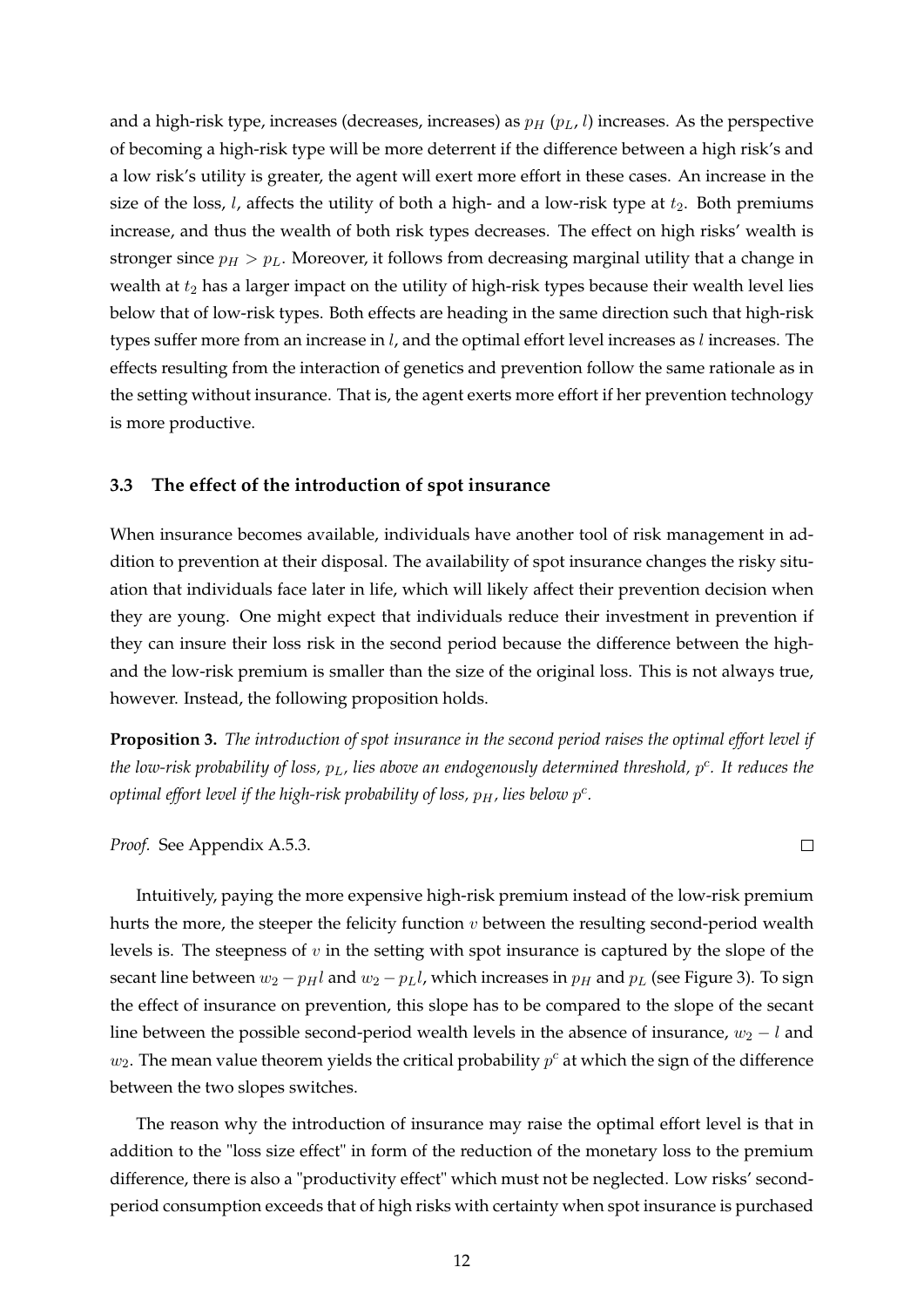and a high-risk type, increases (decreases, increases) as $p_H$ ($p_L$, $l$) increases. As the perspective of becoming a high-risk type will be more deterrent if the difference between a high risk's and a low risk's utility is greater, the agent will exert more effort in these cases. An increase in the size of the loss, $l$, affects the utility of both a high- and a low-risk type at $t_2$. Both premiums increase, and thus the wealth of both risk types decreases. The effect on high risks' wealth is stronger since $p_H > p_L$. Moreover, it follows from decreasing marginal utility that a change in wealth at $t_2$ has a larger impact on the utility of high-risk types because their wealth level lies below that of low-risk types. Both effects are heading in the same direction such that high-risk types suffer more from an increase in $l$, and the optimal effort level increases as $l$ increases. The effects resulting from the interaction of genetics and prevention follow the same rationale as in the setting without insurance. That is, the agent exerts more effort if her prevention technology is more productive.

### 3.3 The effect of the introduction of spot insurance

When insurance becomes available, individuals have another tool of risk management in addition to prevention at their disposal. The availability of spot insurance changes the risky situation that individuals face later in life, which will likely affect their prevention decision when they are young. One might expect that individuals reduce their investment in prevention if they can insure their loss risk in the second period because the difference between the high- and the low-risk premium is smaller than the size of the original loss. This is not always true, however. Instead, the following proposition holds.

**Proposition 3.** *The introduction of spot insurance in the second period raises the optimal effort level if the low-risk probability of loss, $p_L$, lies above an endogenously determined threshold, $p^c$. It reduces the optimal effort level if the high-risk probability of loss, $p_H$, lies below $p^c$.*

*Proof.* See Appendix A.5.3. □

Intuitively, paying the more expensive high-risk premium instead of the low-risk premium hurts the more, the steeper the felicity function $v$ between the resulting second-period wealth levels is. The steepness of $v$ in the setting with spot insurance is captured by the slope of the secant line between $w_2 - p_H l$ and $w_2 - p_L l$, which increases in $p_H$ and $p_L$ (see Figure 3). To sign the effect of insurance on prevention, this slope has to be compared to the slope of the secant line between the possible second-period wealth levels in the absence of insurance, $w_2 - l$ and $w_2$. The mean value theorem yields the critical probability $p^c$ at which the sign of the difference between the two slopes switches.

The reason why the introduction of insurance may raise the optimal effort level is that in addition to the "loss size effect" in form of the reduction of the monetary loss to the premium difference, there is also a "productivity effect" which must not be neglected. Low risks' second-period consumption exceeds that of high risks with certainty when spot insurance is purchased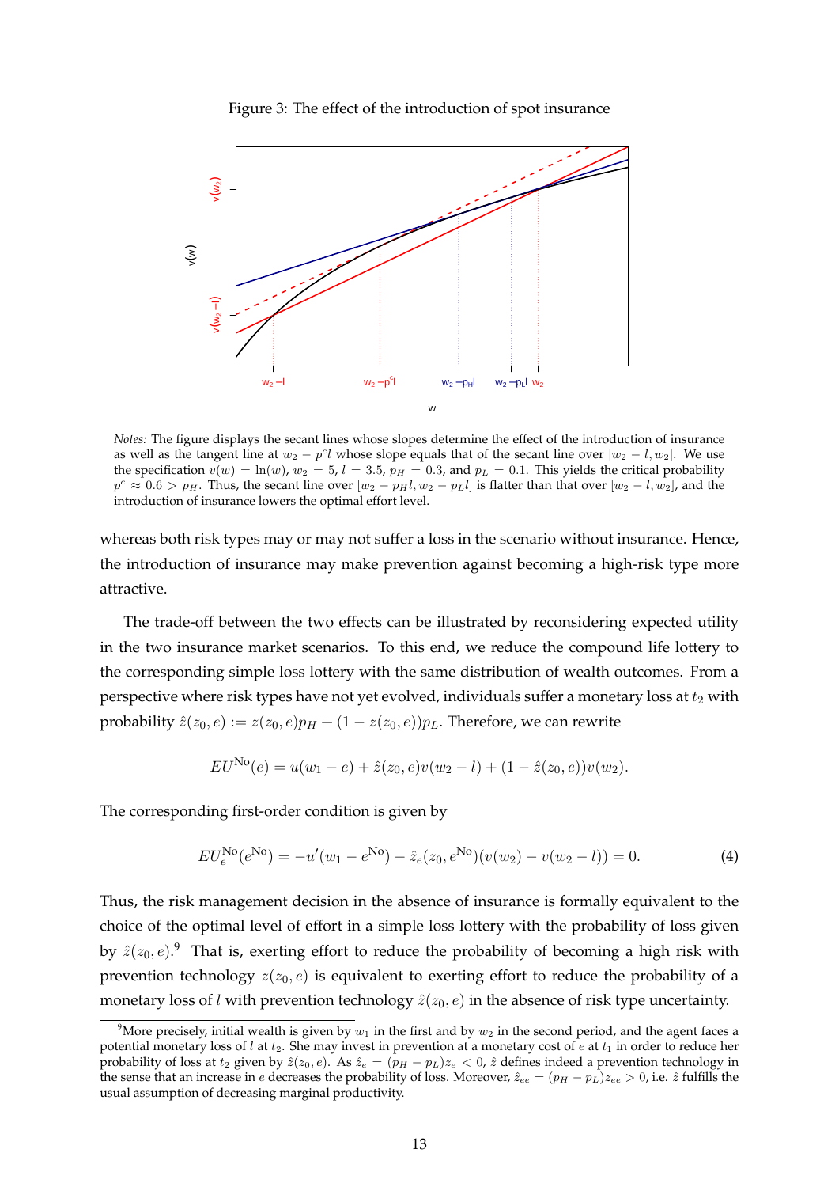Figure 3: The effect of the introduction of spot insurance

*Notes:* The figure displays the secant lines whose slopes determine the effect of the introduction of insurance as well as the tangent line at $w_2 - p^c l$ whose slope equals that of the secant line over $[w_2 - l, w_2]$. We use the specification $v(w) = \ln(w)$, $w_2 = 5$, $l = 3.5$, $p_H = 0.3$, and $p_L = 0.1$. This yields the critical probability $p^c \approx 0.6 > p_H$. Thus, the secant line over $[w_2 - p_H l, w_2 - p_L l]$ is flatter than that over $[w_2 - l, w_2]$, and the introduction of insurance lowers the optimal effort level.

whereas both risk types may or may not suffer a loss in the scenario without insurance. Hence, the introduction of insurance may make prevention against becoming a high-risk type more attractive.

The trade-off between the two effects can be illustrated by reconsidering expected utility in the two insurance market scenarios. To this end, we reduce the compound life lottery to the corresponding simple loss lottery with the same distribution of wealth outcomes. From a perspective where risk types have not yet evolved, individuals suffer a monetary loss at $t_2$ with probability $\hat{z}(z_0, e) := z(z_0, e)p_H + (1 - z(z_0, e))p_L$. Therefore, we can rewrite

$$EU^{\text{No}}(e) = u(w_1 - e) + \hat{z}(z_0, e)v(w_2 - l) + (1 - \hat{z}(z_0, e))v(w_2).$$

The corresponding first-order condition is given by

$$EU_e^{\text{No}}(e^{\text{No}}) = -u'(w_1 - e^{\text{No}}) - \hat{z}_e(z_0, e^{\text{No}})(v(w_2) - v(w_2 - l)) = 0. \tag{4}$$

Thus, the risk management decision in the absence of insurance is formally equivalent to the choice of the optimal level of effort in a simple loss lottery with the probability of loss given by $\hat{z}(z_0, e)$.[9] That is, exerting effort to reduce the probability of becoming a high risk with prevention technology $z(z_0, e)$ is equivalent to exerting effort to reduce the probability of a monetary loss of $l$ with prevention technology $\hat{z}(z_0, e)$ in the absence of risk type uncertainty.

[9] More precisely, initial wealth is given by $w_1$ in the first and by $w_2$ in the second period, and the agent faces a potential monetary loss of $l$ at $t_2$. She may invest in prevention at a monetary cost of $e$ at $t_1$ in order to reduce her probability of loss at $t_2$ given by $\hat{z}(z_0, e)$. As $\hat{z}_e = (p_H - p_L)z_e < 0$, $\hat{z}$ defines indeed a prevention technology in the sense that an increase in $e$ decreases the probability of loss. Moreover, $\hat{z}_{ee} = (p_H - p_L)z_{ee} > 0$, i.e. $\hat{z}$ fulfills the usual assumption of decreasing marginal productivity.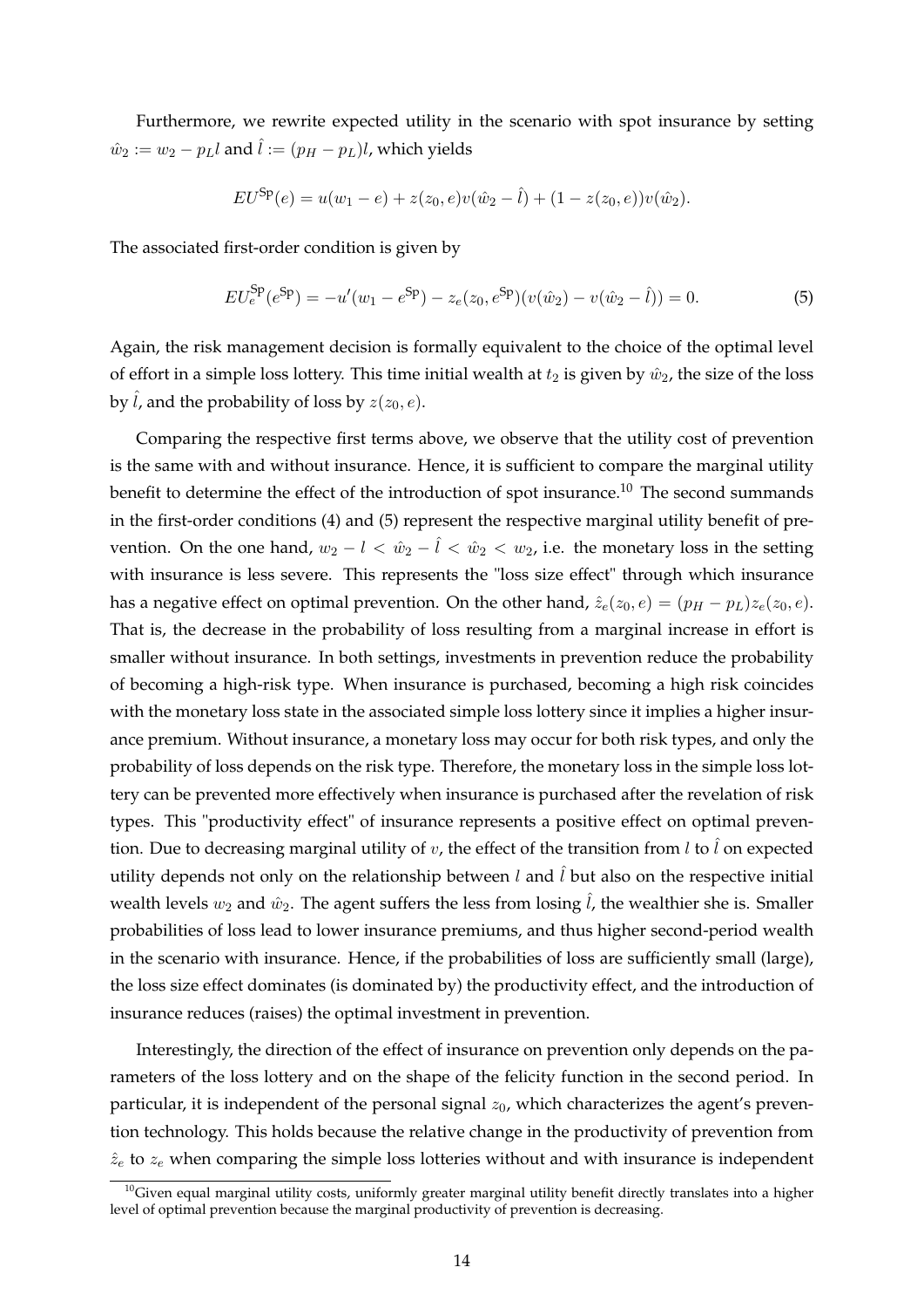Furthermore, we rewrite expected utility in the scenario with spot insurance by setting $\hat{w}_2 := w_2 - p_L l$ and $\hat{l} := (p_H - p_L)l$, which yields

$$EU^{\text{Sp}}(e) = u(w_1 - e) + z(z_0, e)v(\hat{w}_2 - \hat{l}) + (1 - z(z_0, e))v(\hat{w}_2).$$

The associated first-order condition is given by

$$EU_e^{\text{Sp}}(e^{\text{Sp}}) = -u'(w_1 - e^{\text{Sp}}) - z_e(z_0, e^{\text{Sp}})(v(\hat{w}_2) - v(\hat{w}_2 - \hat{l})) = 0. \tag{5}$$

Again, the risk management decision is formally equivalent to the choice of the optimal level of effort in a simple loss lottery. This time initial wealth at $t_2$ is given by $\hat{w}_2$, the size of the loss by $\hat{l}$, and the probability of loss by $z(z_0, e)$.

Comparing the respective first terms above, we observe that the utility cost of prevention is the same with and without insurance. Hence, it is sufficient to compare the marginal utility benefit to determine the effect of the introduction of spot insurance.[10] The second summands in the first-order conditions (4) and (5) represent the respective marginal utility benefit of prevention. On the one hand, $w_2 - l < \hat{w}_2 - \hat{l} < \hat{w}_2 < w_2$, i.e. the monetary loss in the setting with insurance is less severe. This represents the "loss size effect" through which insurance has a negative effect on optimal prevention. On the other hand, $\hat{z}_e(z_0, e) = (p_H - p_L)z_e(z_0, e)$. That is, the decrease in the probability of loss resulting from a marginal increase in effort is smaller without insurance. In both settings, investments in prevention reduce the probability of becoming a high-risk type. When insurance is purchased, becoming a high risk coincides with the monetary loss state in the associated simple loss lottery since it implies a higher insurance premium. Without insurance, a monetary loss may occur for both risk types, and only the probability of loss depends on the risk type. Therefore, the monetary loss in the simple loss lottery can be prevented more effectively when insurance is purchased after the revelation of risk types. This "productivity effect" of insurance represents a positive effect on optimal prevention. Due to decreasing marginal utility of $v$, the effect of the transition from $l$ to $\hat{l}$ on expected utility depends not only on the relationship between $l$ and $\hat{l}$ but also on the respective initial wealth levels $w_2$ and $\hat{w}_2$. The agent suffers the less from losing $\hat{l}$, the wealthier she is. Smaller probabilities of loss lead to lower insurance premiums, and thus higher second-period wealth in the scenario with insurance. Hence, if the probabilities of loss are sufficiently small (large), the loss size effect dominates (is dominated by) the productivity effect, and the introduction of insurance reduces (raises) the optimal investment in prevention.

Interestingly, the direction of the effect of insurance on prevention only depends on the parameters of the loss lottery and on the shape of the felicity function in the second period. In particular, it is independent of the personal signal $z_0$, which characterizes the agent's prevention technology. This holds because the relative change in the productivity of prevention from $\hat{z}_e$ to $z_e$ when comparing the simple loss lotteries without and with insurance is independent

[10] Given equal marginal utility costs, uniformly greater marginal utility benefit directly translates into a higher level of optimal prevention because the marginal productivity of prevention is decreasing.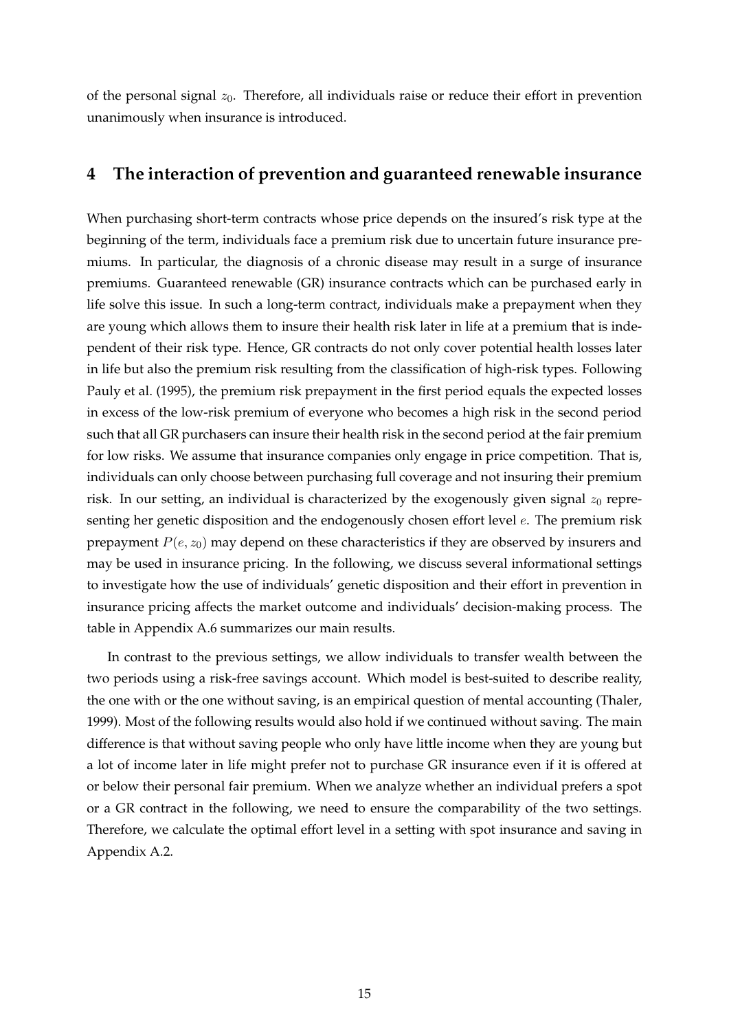of the personal signal $z_0$. Therefore, all individuals raise or reduce their effort in prevention unanimously when insurance is introduced.

## 4 The interaction of prevention and guaranteed renewable insurance

When purchasing short-term contracts whose price depends on the insured's risk type at the beginning of the term, individuals face a premium risk due to uncertain future insurance premiums. In particular, the diagnosis of a chronic disease may result in a surge of insurance premiums. Guaranteed renewable (GR) insurance contracts which can be purchased early in life solve this issue. In such a long-term contract, individuals make a prepayment when they are young which allows them to insure their health risk later in life at a premium that is independent of their risk type. Hence, GR contracts do not only cover potential health losses later in life but also the premium risk resulting from the classification of high-risk types. Following Pauly et al. (1995), the premium risk prepayment in the first period equals the expected losses in excess of the low-risk premium of everyone who becomes a high risk in the second period such that all GR purchasers can insure their health risk in the second period at the fair premium for low risks. We assume that insurance companies only engage in price competition. That is, individuals can only choose between purchasing full coverage and not insuring their premium risk. In our setting, an individual is characterized by the exogenously given signal $z_0$ representing her genetic disposition and the endogenously chosen effort level $e$. The premium risk prepayment $P(e, z_0)$ may depend on these characteristics if they are observed by insurers and may be used in insurance pricing. In the following, we discuss several informational settings to investigate how the use of individuals' genetic disposition and their effort in prevention in insurance pricing affects the market outcome and individuals' decision-making process. The table in Appendix A.6 summarizes our main results.

In contrast to the previous settings, we allow individuals to transfer wealth between the two periods using a risk-free savings account. Which model is best-suited to describe reality, the one with or the one without saving, is an empirical question of mental accounting (Thaler, 1999). Most of the following results would also hold if we continued without saving. The main difference is that without saving people who only have little income when they are young but a lot of income later in life might prefer not to purchase GR insurance even if it is offered at or below their personal fair premium. When we analyze whether an individual prefers a spot or a GR contract in the following, we need to ensure the comparability of the two settings. Therefore, we calculate the optimal effort level in a setting with spot insurance and saving in Appendix A.2.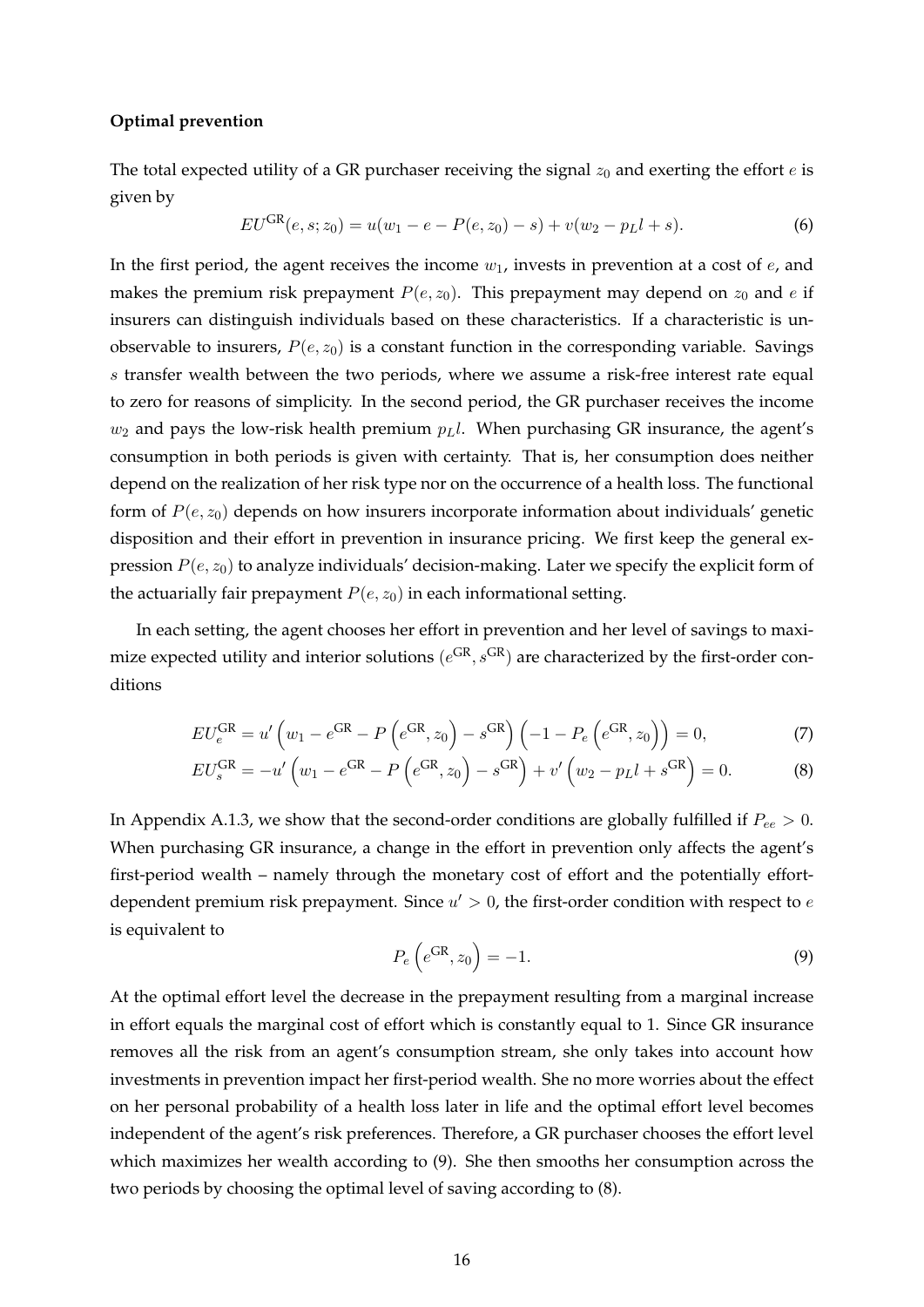**Optimal prevention**

The total expected utility of a GR purchaser receiving the signal $z_0$ and exerting the effort $e$ is given by

$$EU^{\text{GR}}(e, s; z_0) = u(w_1 - e - P(e, z_0) - s) + v(w_2 - p_L l + s). \tag{6}$$

In the first period, the agent receives the income $w_1$, invests in prevention at a cost of $e$, and makes the premium risk prepayment $P(e, z_0)$. This prepayment may depend on $z_0$ and $e$ if insurers can distinguish individuals based on these characteristics. If a characteristic is unobservable to insurers, $P(e, z_0)$ is a constant function in the corresponding variable. Savings $s$ transfer wealth between the two periods, where we assume a risk-free interest rate equal to zero for reasons of simplicity. In the second period, the GR purchaser receives the income $w_2$ and pays the low-risk health premium $p_L l$. When purchasing GR insurance, the agent's consumption in both periods is given with certainty. That is, her consumption does neither depend on the realization of her risk type nor on the occurrence of a health loss. The functional form of $P(e, z_0)$ depends on how insurers incorporate information about individuals' genetic disposition and their effort in prevention in insurance pricing. We first keep the general expression $P(e, z_0)$ to analyze individuals' decision-making. Later we specify the explicit form of the actuarially fair prepayment $P(e, z_0)$ in each informational setting.

In each setting, the agent chooses her effort in prevention and her level of savings to maximize expected utility and interior solutions $(e^{\text{GR}}, s^{\text{GR}})$ are characterized by the first-order conditions

$$EU_e^{\text{GR}} = u'\left(w_1 - e^{\text{GR}} - P\left(e^{\text{GR}}, z_0\right) - s^{\text{GR}}\right)\left(-1 - P_e\left(e^{\text{GR}}, z_0\right)\right) = 0, \tag{7}$$

$$EU_s^{\text{GR}} = -u'\left(w_1 - e^{\text{GR}} - P\left(e^{\text{GR}}, z_0\right) - s^{\text{GR}}\right) + v'\left(w_2 - p_L l + s^{\text{GR}}\right) = 0. \tag{8}$$

In Appendix A.1.3, we show that the second-order conditions are globally fulfilled if $P_{ee} > 0$. When purchasing GR insurance, a change in the effort in prevention only affects the agent's first-period wealth – namely through the monetary cost of effort and the potentially effort-dependent premium risk prepayment. Since $u' > 0$, the first-order condition with respect to $e$ is equivalent to

$$P_e\left(e^{\text{GR}}, z_0\right) = -1. \tag{9}$$

At the optimal effort level the decrease in the prepayment resulting from a marginal increase in effort equals the marginal cost of effort which is constantly equal to 1. Since GR insurance removes all the risk from an agent's consumption stream, she only takes into account how investments in prevention impact her first-period wealth. She no more worries about the effect on her personal probability of a health loss later in life and the optimal effort level becomes independent of the agent's risk preferences. Therefore, a GR purchaser chooses the effort level which maximizes her wealth according to (9). She then smooths her consumption across the two periods by choosing the optimal level of saving according to (8).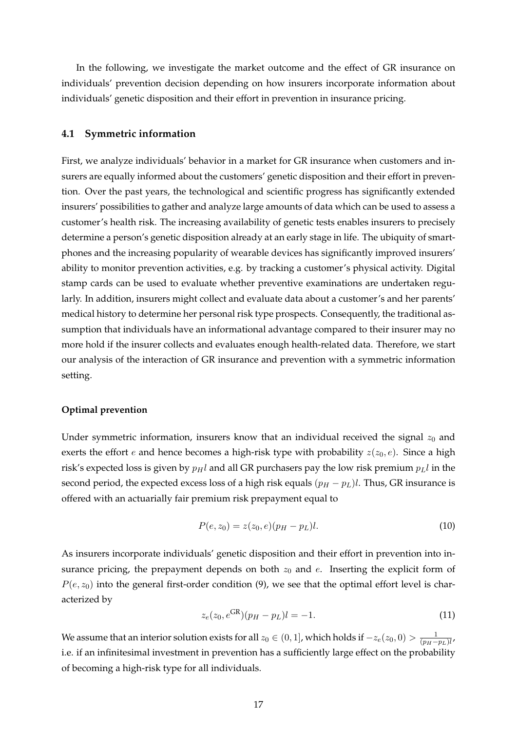In the following, we investigate the market outcome and the effect of GR insurance on individuals' prevention decision depending on how insurers incorporate information about individuals' genetic disposition and their effort in prevention in insurance pricing.

### 4.1 Symmetric information

First, we analyze individuals' behavior in a market for GR insurance when customers and insurers are equally informed about the customers' genetic disposition and their effort in prevention. Over the past years, the technological and scientific progress has significantly extended insurers' possibilities to gather and analyze large amounts of data which can be used to assess a customer's health risk. The increasing availability of genetic tests enables insurers to precisely determine a person's genetic disposition already at an early stage in life. The ubiquity of smartphones and the increasing popularity of wearable devices has significantly improved insurers' ability to monitor prevention activities, e.g. by tracking a customer's physical activity. Digital stamp cards can be used to evaluate whether preventive examinations are undertaken regularly. In addition, insurers might collect and evaluate data about a customer's and her parents' medical history to determine her personal risk type prospects. Consequently, the traditional assumption that individuals have an informational advantage compared to their insurer may no more hold if the insurer collects and evaluates enough health-related data. Therefore, we start our analysis of the interaction of GR insurance and prevention with a symmetric information setting.

#### Optimal prevention

Under symmetric information, insurers know that an individual received the signal $z_0$ and exerts the effort $e$ and hence becomes a high-risk type with probability $z(z_0, e)$. Since a high risk's expected loss is given by $p_H l$ and all GR purchasers pay the low risk premium $p_L l$ in the second period, the expected excess loss of a high risk equals $(p_H - p_L)l$. Thus, GR insurance is offered with an actuarially fair premium risk prepayment equal to

$$P(e, z_0) = z(z_0, e)(p_H - p_L)l. \tag{10}$$

As insurers incorporate individuals' genetic disposition and their effort in prevention into insurance pricing, the prepayment depends on both $z_0$ and $e$. Inserting the explicit form of $P(e, z_0)$ into the general first-order condition (9), we see that the optimal effort level is characterized by

$$z_e(z_0, e^{\text{GR}})(p_H - p_L)l = -1. \tag{11}$$

We assume that an interior solution exists for all $z_0 \in (0, 1]$, which holds if $-z_e(z_0, 0) > \frac{1}{(p_H - p_L)l}$, i.e. if an infinitesimal investment in prevention has a sufficiently large effect on the probability of becoming a high-risk type for all individuals.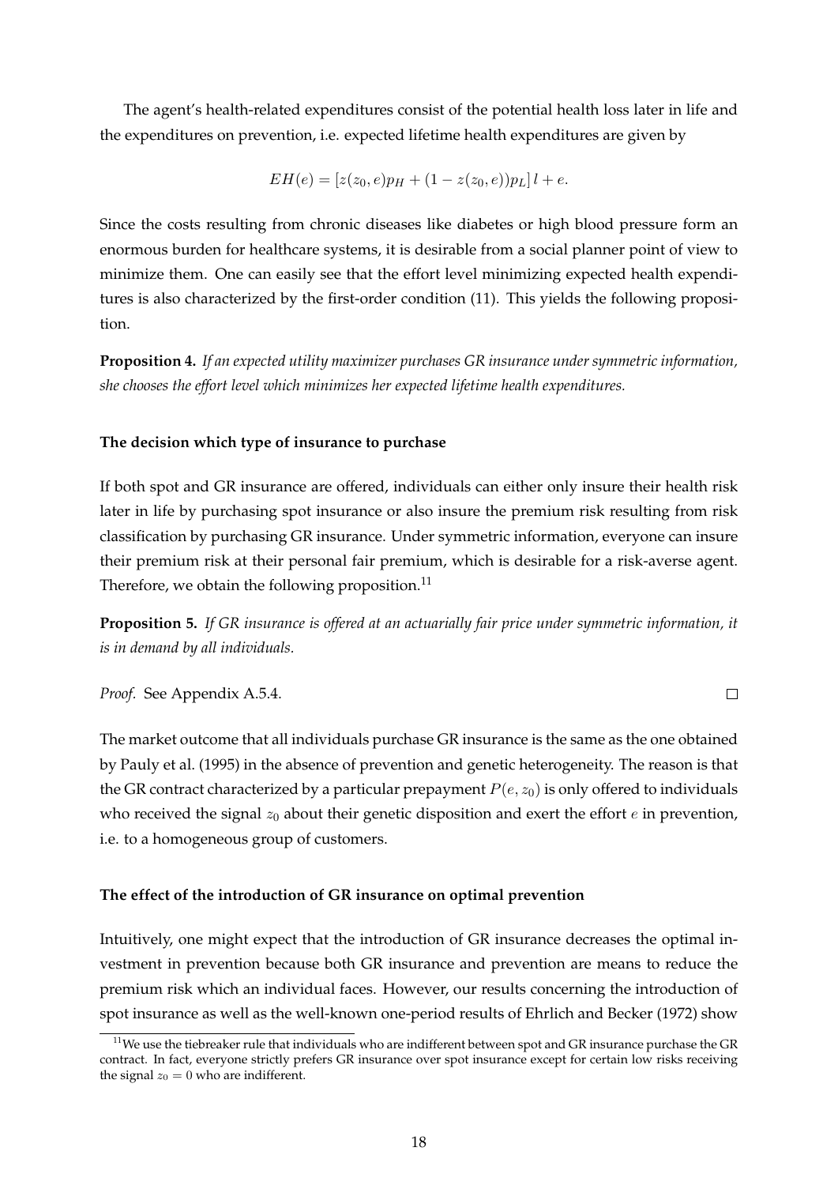The agent's health-related expenditures consist of the potential health loss later in life and the expenditures on prevention, i.e. expected lifetime health expenditures are given by

$$EH(e) = [z(z_0, e)p_H + (1 - z(z_0, e))p_L] \, l + e.$$

Since the costs resulting from chronic diseases like diabetes or high blood pressure form an enormous burden for healthcare systems, it is desirable from a social planner point of view to minimize them. One can easily see that the effort level minimizing expected health expenditures is also characterized by the first-order condition (11). This yields the following proposition.

**Proposition 4.** *If an expected utility maximizer purchases GR insurance under symmetric information, she chooses the effort level which minimizes her expected lifetime health expenditures.*

### The decision which type of insurance to purchase

If both spot and GR insurance are offered, individuals can either only insure their health risk later in life by purchasing spot insurance or also insure the premium risk resulting from risk classification by purchasing GR insurance. Under symmetric information, everyone can insure their premium risk at their personal fair premium, which is desirable for a risk-averse agent. Therefore, we obtain the following proposition.[11]

**Proposition 5.** *If GR insurance is offered at an actuarially fair price under symmetric information, it is in demand by all individuals.*

*Proof.* See Appendix A.5.4. □

The market outcome that all individuals purchase GR insurance is the same as the one obtained by Pauly et al. (1995) in the absence of prevention and genetic heterogeneity. The reason is that the GR contract characterized by a particular prepayment $P(e, z_0)$ is only offered to individuals who received the signal $z_0$ about their genetic disposition and exert the effort $e$ in prevention, i.e. to a homogeneous group of customers.

### The effect of the introduction of GR insurance on optimal prevention

Intuitively, one might expect that the introduction of GR insurance decreases the optimal investment in prevention because both GR insurance and prevention are means to reduce the premium risk which an individual faces. However, our results concerning the introduction of spot insurance as well as the well-known one-period results of Ehrlich and Becker (1972) show

[11] We use the tiebreaker rule that individuals who are indifferent between spot and GR insurance purchase the GR contract. In fact, everyone strictly prefers GR insurance over spot insurance except for certain low risks receiving the signal $z_0 = 0$ who are indifferent.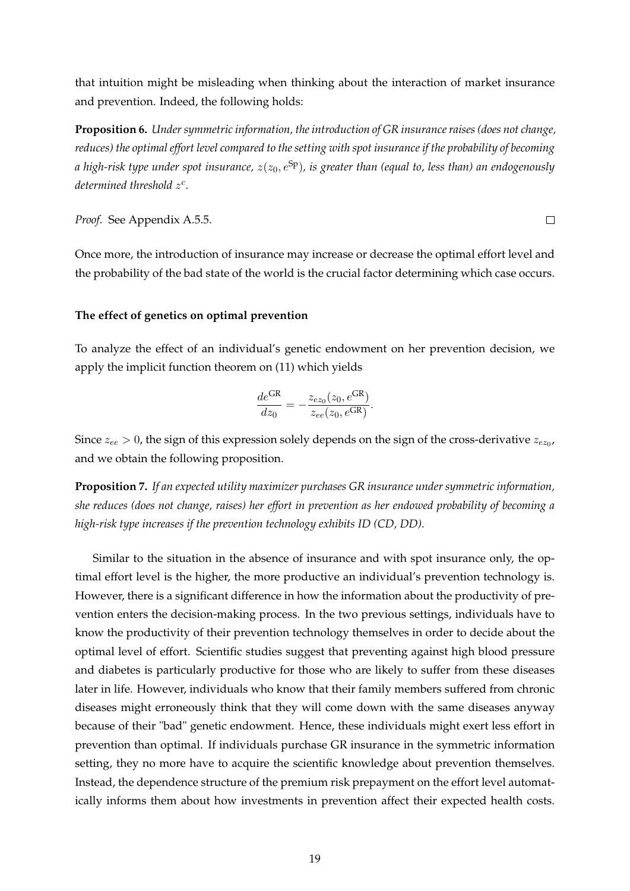that intuition might be misleading when thinking about the interaction of market insurance and prevention. Indeed, the following holds:

**Proposition 6.** *Under symmetric information, the introduction of GR insurance raises (does not change, reduces) the optimal effort level compared to the setting with spot insurance if the probability of becoming a high-risk type under spot insurance, $z(z_0, e^{\text{Sp}})$, is greater than (equal to, less than) an endogenously determined threshold $z^c$.*

*Proof.* See Appendix A.5.5. □

Once more, the introduction of insurance may increase or decrease the optimal effort level and the probability of the bad state of the world is the crucial factor determining which case occurs.

**The effect of genetics on optimal prevention**

To analyze the effect of an individual's genetic endowment on her prevention decision, we apply the implicit function theorem on (11) which yields

$$\frac{de^{\text{GR}}}{dz_0} = -\frac{z_{ez_0}(z_0, e^{\text{GR}})}{z_{ee}(z_0, e^{\text{GR}})}.$$

Since $z_{ee} > 0$, the sign of this expression solely depends on the sign of the cross-derivative $z_{ez_0}$, and we obtain the following proposition.

**Proposition 7.** *If an expected utility maximizer purchases GR insurance under symmetric information, she reduces (does not change, raises) her effort in prevention as her endowed probability of becoming a high-risk type increases if the prevention technology exhibits ID (CD, DD).*

Similar to the situation in the absence of insurance and with spot insurance only, the optimal effort level is the higher, the more productive an individual's prevention technology is. However, there is a significant difference in how the information about the productivity of prevention enters the decision-making process. In the two previous settings, individuals have to know the productivity of their prevention technology themselves in order to decide about the optimal level of effort. Scientific studies suggest that preventing against high blood pressure and diabetes is particularly productive for those who are likely to suffer from these diseases later in life. However, individuals who know that their family members suffered from chronic diseases might erroneously think that they will come down with the same diseases anyway because of their "bad" genetic endowment. Hence, these individuals might exert less effort in prevention than optimal. If individuals purchase GR insurance in the symmetric information setting, they no more have to acquire the scientific knowledge about prevention themselves. Instead, the dependence structure of the premium risk prepayment on the effort level automatically informs them about how investments in prevention affect their expected health costs.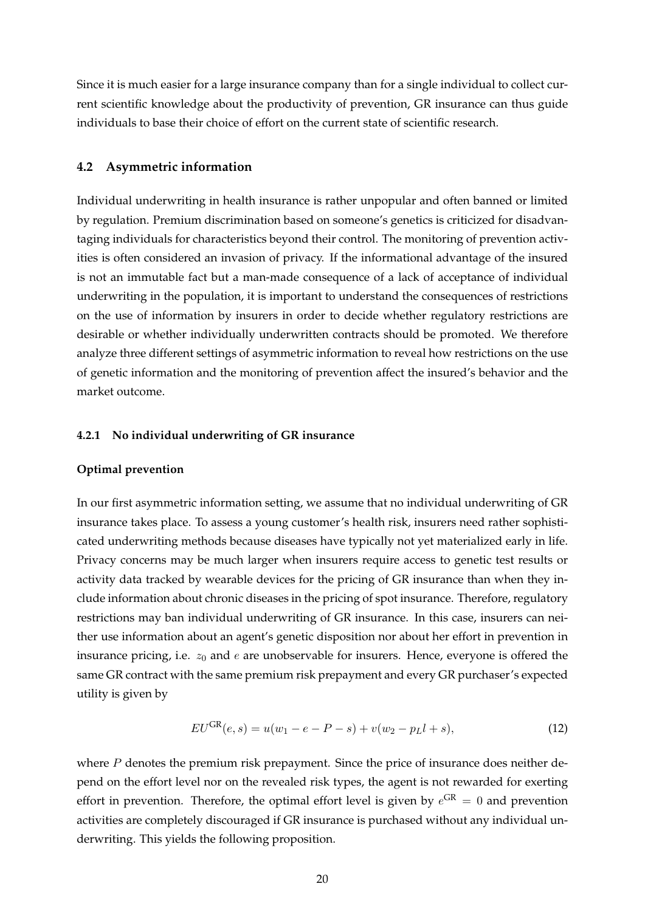Since it is much easier for a large insurance company than for a single individual to collect current scientific knowledge about the productivity of prevention, GR insurance can thus guide individuals to base their choice of effort on the current state of scientific research.

### 4.2 Asymmetric information

Individual underwriting in health insurance is rather unpopular and often banned or limited by regulation. Premium discrimination based on someone's genetics is criticized for disadvantaging individuals for characteristics beyond their control. The monitoring of prevention activities is often considered an invasion of privacy. If the informational advantage of the insured is not an immutable fact but a man-made consequence of a lack of acceptance of individual underwriting in the population, it is important to understand the consequences of restrictions on the use of information by insurers in order to decide whether regulatory restrictions are desirable or whether individually underwritten contracts should be promoted. We therefore analyze three different settings of asymmetric information to reveal how restrictions on the use of genetic information and the monitoring of prevention affect the insured's behavior and the market outcome.

#### 4.2.1 No individual underwriting of GR insurance

**Optimal prevention**

In our first asymmetric information setting, we assume that no individual underwriting of GR insurance takes place. To assess a young customer's health risk, insurers need rather sophisticated underwriting methods because diseases have typically not yet materialized early in life. Privacy concerns may be much larger when insurers require access to genetic test results or activity data tracked by wearable devices for the pricing of GR insurance than when they include information about chronic diseases in the pricing of spot insurance. Therefore, regulatory restrictions may ban individual underwriting of GR insurance. In this case, insurers can neither use information about an agent's genetic disposition nor about her effort in prevention in insurance pricing, i.e. $z_0$ and $e$ are unobservable for insurers. Hence, everyone is offered the same GR contract with the same premium risk prepayment and every GR purchaser's expected utility is given by

$$EU^{\text{GR}}(e, s) = u(w_1 - e - P - s) + v(w_2 - p_L l + s), \tag{12}$$

where $P$ denotes the premium risk prepayment. Since the price of insurance does neither depend on the effort level nor on the revealed risk types, the agent is not rewarded for exerting effort in prevention. Therefore, the optimal effort level is given by $e^{\text{GR}} = 0$ and prevention activities are completely discouraged if GR insurance is purchased without any individual underwriting. This yields the following proposition.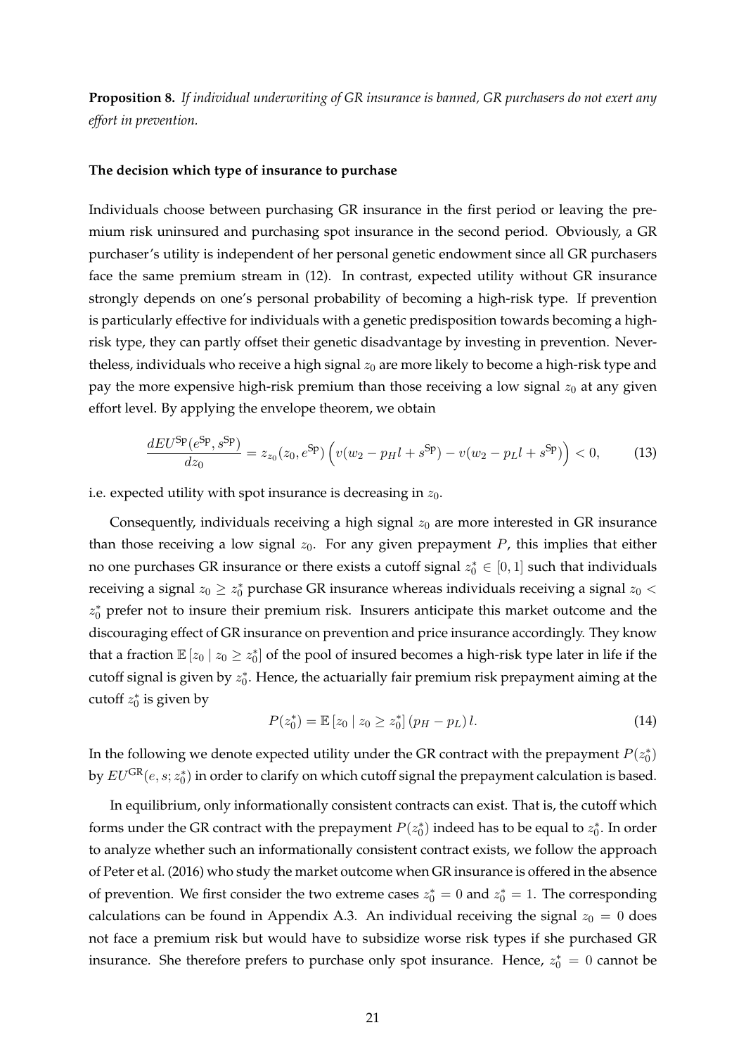**Proposition 8.** *If individual underwriting of GR insurance is banned, GR purchasers do not exert any effort in prevention.*

**The decision which type of insurance to purchase**

Individuals choose between purchasing GR insurance in the first period or leaving the premium risk uninsured and purchasing spot insurance in the second period. Obviously, a GR purchaser's utility is independent of her personal genetic endowment since all GR purchasers face the same premium stream in (12). In contrast, expected utility without GR insurance strongly depends on one's personal probability of becoming a high-risk type. If prevention is particularly effective for individuals with a genetic predisposition towards becoming a high-risk type, they can partly offset their genetic disadvantage by investing in prevention. Nevertheless, individuals who receive a high signal $z_0$ are more likely to become a high-risk type and pay the more expensive high-risk premium than those receiving a low signal $z_0$ at any given effort level. By applying the envelope theorem, we obtain

$$\frac{dEU^{\text{Sp}}(e^{\text{Sp}}, s^{\text{Sp}})}{dz_0} = z_{z_0}(z_0, e^{\text{Sp}}) \left( v(w_2 - p_H l + s^{\text{Sp}}) - v(w_2 - p_L l + s^{\text{Sp}}) \right) < 0, \tag{13}$$

i.e. expected utility with spot insurance is decreasing in $z_0$.

Consequently, individuals receiving a high signal $z_0$ are more interested in GR insurance than those receiving a low signal $z_0$. For any given prepayment $P$, this implies that either no one purchases GR insurance or there exists a cutoff signal $z_0^* \in [0, 1]$ such that individuals receiving a signal $z_0 \geq z_0^*$ purchase GR insurance whereas individuals receiving a signal $z_0 < z_0^*$ prefer not to insure their premium risk. Insurers anticipate this market outcome and the discouraging effect of GR insurance on prevention and price insurance accordingly. They know that a fraction $\mathbb{E}\left[z_0 \mid z_0 \geq z_0^*\right]$ of the pool of insured becomes a high-risk type later in life if the cutoff signal is given by $z_0^*$. Hence, the actuarially fair premium risk prepayment aiming at the cutoff $z_0^*$ is given by

$$P(z_0^*) = \mathbb{E}\left[z_0 \mid z_0 \geq z_0^*\right] (p_H - p_L)\, l. \tag{14}$$

In the following we denote expected utility under the GR contract with the prepayment $P(z_0^*)$ by $EU^{\text{GR}}(e, s; z_0^*)$ in order to clarify on which cutoff signal the prepayment calculation is based.

In equilibrium, only informationally consistent contracts can exist. That is, the cutoff which forms under the GR contract with the prepayment $P(z_0^*)$ indeed has to be equal to $z_0^*$. In order to analyze whether such an informationally consistent contract exists, we follow the approach of Peter et al. (2016) who study the market outcome when GR insurance is offered in the absence of prevention. We first consider the two extreme cases $z_0^* = 0$ and $z_0^* = 1$. The corresponding calculations can be found in Appendix A.3. An individual receiving the signal $z_0 = 0$ does not face a premium risk but would have to subsidize worse risk types if she purchased GR insurance. She therefore prefers to purchase only spot insurance. Hence, $z_0^* = 0$ cannot be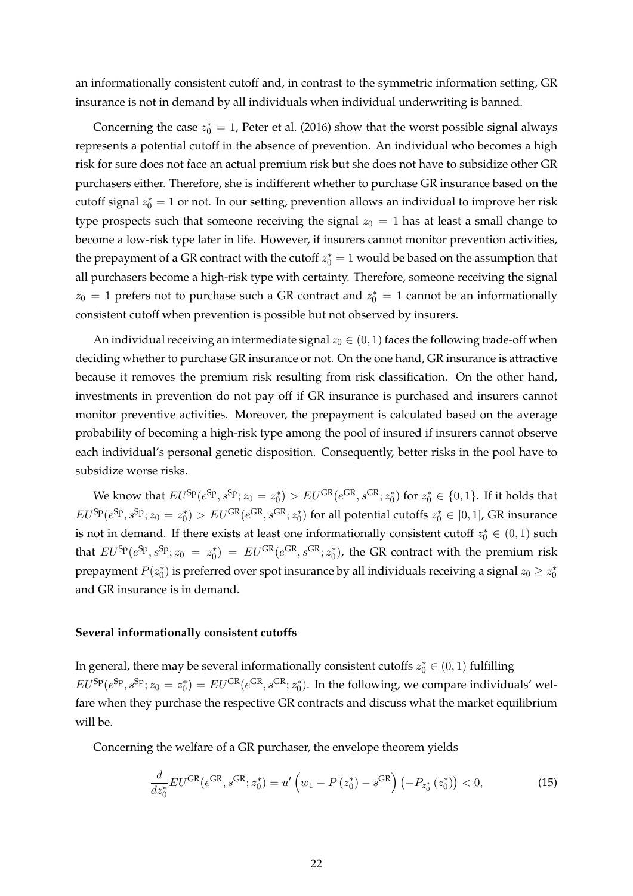an informationally consistent cutoff and, in contrast to the symmetric information setting, GR insurance is not in demand by all individuals when individual underwriting is banned.

Concerning the case $z_0^* = 1$, Peter et al. (2016) show that the worst possible signal always represents a potential cutoff in the absence of prevention. An individual who becomes a high risk for sure does not face an actual premium risk but she does not have to subsidize other GR purchasers either. Therefore, she is indifferent whether to purchase GR insurance based on the cutoff signal $z_0^* = 1$ or not. In our setting, prevention allows an individual to improve her risk type prospects such that someone receiving the signal $z_0 = 1$ has at least a small change to become a low-risk type later in life. However, if insurers cannot monitor prevention activities, the prepayment of a GR contract with the cutoff $z_0^* = 1$ would be based on the assumption that all purchasers become a high-risk type with certainty. Therefore, someone receiving the signal $z_0 = 1$ prefers not to purchase such a GR contract and $z_0^* = 1$ cannot be an informationally consistent cutoff when prevention is possible but not observed by insurers.

An individual receiving an intermediate signal $z_0 \in (0, 1)$ faces the following trade-off when deciding whether to purchase GR insurance or not. On the one hand, GR insurance is attractive because it removes the premium risk resulting from risk classification. On the other hand, investments in prevention do not pay off if GR insurance is purchased and insurers cannot monitor preventive activities. Moreover, the prepayment is calculated based on the average probability of becoming a high-risk type among the pool of insured if insurers cannot observe each individual's personal genetic disposition. Consequently, better risks in the pool have to subsidize worse risks.

We know that $EU^{\text{Sp}}(e^{\text{Sp}}, s^{\text{Sp}}; z_0 = z_0^*) > EU^{\text{GR}}(e^{\text{GR}}, s^{\text{GR}}; z_0^*)$ for $z_0^* \in \{0, 1\}$. If it holds that $EU^{\text{Sp}}(e^{\text{Sp}}, s^{\text{Sp}}; z_0 = z_0^*) > EU^{\text{GR}}(e^{\text{GR}}, s^{\text{GR}}; z_0^*)$ for all potential cutoffs $z_0^* \in [0, 1]$, GR insurance is not in demand. If there exists at least one informationally consistent cutoff $z_0^* \in (0, 1)$ such that $EU^{\text{Sp}}(e^{\text{Sp}}, s^{\text{Sp}}; z_0 = z_0^*) = EU^{\text{GR}}(e^{\text{GR}}, s^{\text{GR}}; z_0^*)$, the GR contract with the premium risk prepayment $P(z_0^*)$ is preferred over spot insurance by all individuals receiving a signal $z_0 \geq z_0^*$ and GR insurance is in demand.

**Several informationally consistent cutoffs**

In general, there may be several informationally consistent cutoffs $z_0^* \in (0, 1)$ fulfilling $EU^{\text{Sp}}(e^{\text{Sp}}, s^{\text{Sp}}; z_0 = z_0^*) = EU^{\text{GR}}(e^{\text{GR}}, s^{\text{GR}}; z_0^*)$. In the following, we compare individuals' welfare when they purchase the respective GR contracts and discuss what the market equilibrium will be.

Concerning the welfare of a GR purchaser, the envelope theorem yields

$$\frac{d}{dz_0^*} EU^{\text{GR}}(e^{\text{GR}}, s^{\text{GR}}; z_0^*) = u'\left(w_1 - P\left(z_0^*\right) - s^{\text{GR}}\right)\left(-P_{z_0^*}\left(z_0^*\right)\right) < 0, \tag{15}$$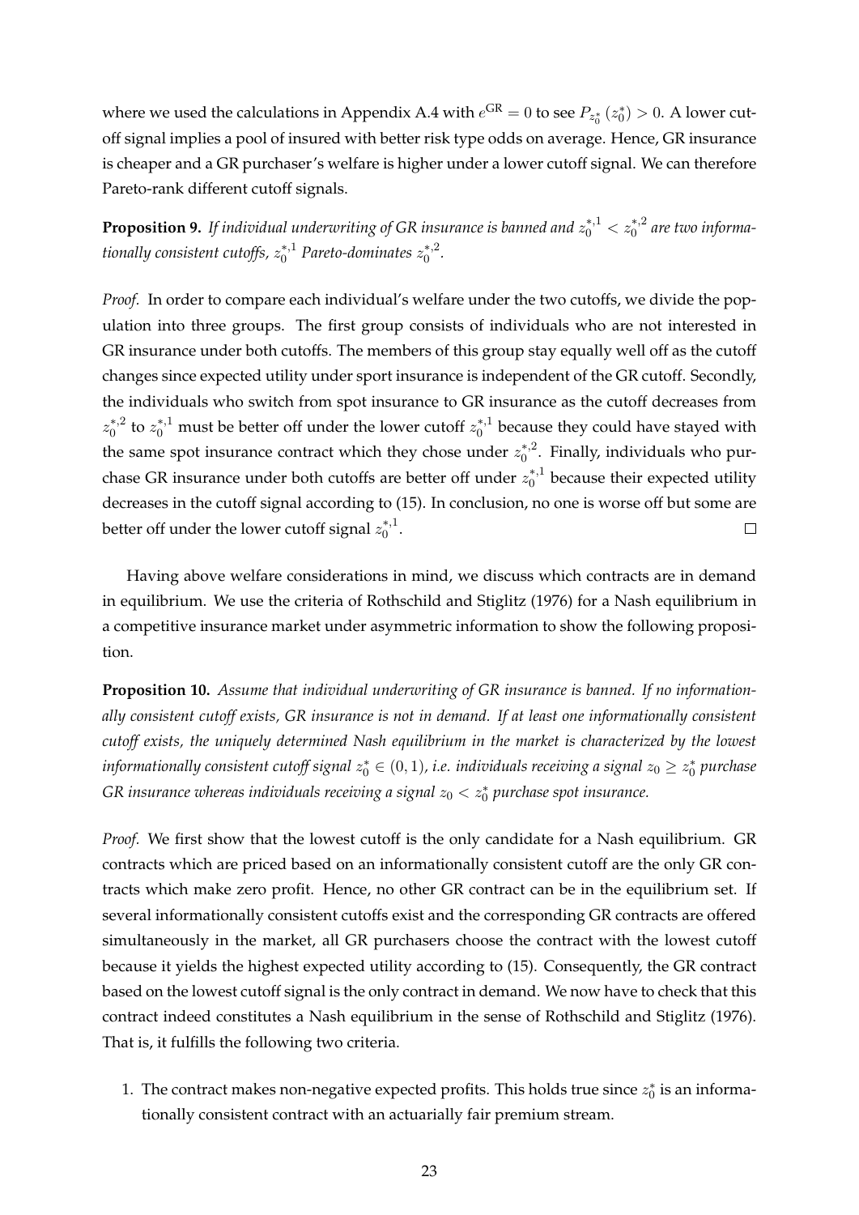where we used the calculations in Appendix A.4 with $e^{\mathrm{GR}} = 0$ to see $P_{z_0^*}(z_0^*) > 0$. A lower cutoff signal implies a pool of insured with better risk type odds on average. Hence, GR insurance is cheaper and a GR purchaser's welfare is higher under a lower cutoff signal. We can therefore Pareto-rank different cutoff signals.

**Proposition 9.** *If individual underwriting of GR insurance is banned and $z_0^{*,1} < z_0^{*,2}$ are two informationally consistent cutoffs, $z_0^{*,1}$ Pareto-dominates $z_0^{*,2}$.*

*Proof.* In order to compare each individual's welfare under the two cutoffs, we divide the population into three groups. The first group consists of individuals who are not interested in GR insurance under both cutoffs. The members of this group stay equally well off as the cutoff changes since expected utility under sport insurance is independent of the GR cutoff. Secondly, the individuals who switch from spot insurance to GR insurance as the cutoff decreases from $z_0^{*,2}$ to $z_0^{*,1}$ must be better off under the lower cutoff $z_0^{*,1}$ because they could have stayed with the same spot insurance contract which they chose under $z_0^{*,2}$. Finally, individuals who purchase GR insurance under both cutoffs are better off under $z_0^{*,1}$ because their expected utility decreases in the cutoff signal according to (15). In conclusion, no one is worse off but some are better off under the lower cutoff signal $z_0^{*,1}$. □

Having above welfare considerations in mind, we discuss which contracts are in demand in equilibrium. We use the criteria of Rothschild and Stiglitz (1976) for a Nash equilibrium in a competitive insurance market under asymmetric information to show the following proposition.

**Proposition 10.** *Assume that individual underwriting of GR insurance is banned. If no informationally consistent cutoff exists, GR insurance is not in demand. If at least one informationally consistent cutoff exists, the uniquely determined Nash equilibrium in the market is characterized by the lowest informationally consistent cutoff signal $z_0^* \in (0, 1)$, i.e. individuals receiving a signal $z_0 \geq z_0^*$ purchase GR insurance whereas individuals receiving a signal $z_0 < z_0^*$ purchase spot insurance.*

*Proof.* We first show that the lowest cutoff is the only candidate for a Nash equilibrium. GR contracts which are priced based on an informationally consistent cutoff are the only GR contracts which make zero profit. Hence, no other GR contract can be in the equilibrium set. If several informationally consistent cutoffs exist and the corresponding GR contracts are offered simultaneously in the market, all GR purchasers choose the contract with the lowest cutoff because it yields the highest expected utility according to (15). Consequently, the GR contract based on the lowest cutoff signal is the only contract in demand. We now have to check that this contract indeed constitutes a Nash equilibrium in the sense of Rothschild and Stiglitz (1976). That is, it fulfills the following two criteria.

1. The contract makes non-negative expected profits. This holds true since $z_0^*$ is an informationally consistent contract with an actuarially fair premium stream.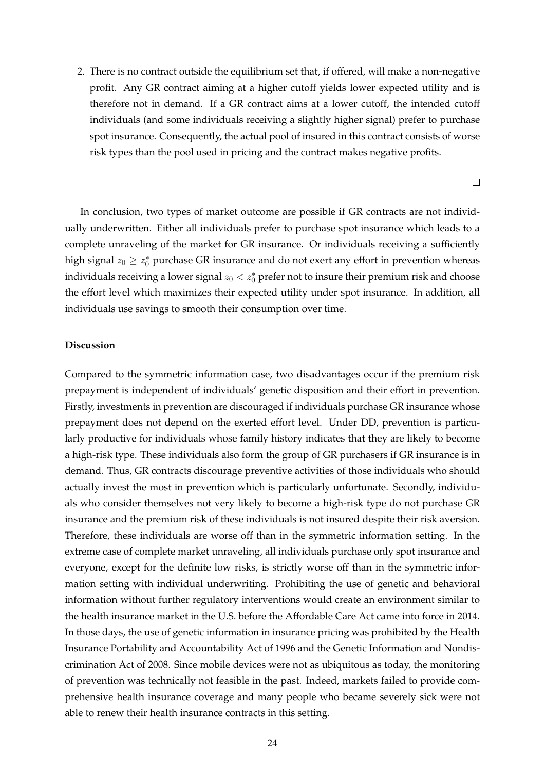2. There is no contract outside the equilibrium set that, if offered, will make a non-negative profit. Any GR contract aiming at a higher cutoff yields lower expected utility and is therefore not in demand. If a GR contract aims at a lower cutoff, the intended cutoff individuals (and some individuals receiving a slightly higher signal) prefer to purchase spot insurance. Consequently, the actual pool of insured in this contract consists of worse risk types than the pool used in pricing and the contract makes negative profits.

□

In conclusion, two types of market outcome are possible if GR contracts are not individually underwritten. Either all individuals prefer to purchase spot insurance which leads to a complete unraveling of the market for GR insurance. Or individuals receiving a sufficiently high signal $z_0 \geq z_0^*$ purchase GR insurance and do not exert any effort in prevention whereas individuals receiving a lower signal $z_0 < z_0^*$ prefer not to insure their premium risk and choose the effort level which maximizes their expected utility under spot insurance. In addition, all individuals use savings to smooth their consumption over time.

**Discussion**

Compared to the symmetric information case, two disadvantages occur if the premium risk prepayment is independent of individuals' genetic disposition and their effort in prevention. Firstly, investments in prevention are discouraged if individuals purchase GR insurance whose prepayment does not depend on the exerted effort level. Under DD, prevention is particularly productive for individuals whose family history indicates that they are likely to become a high-risk type. These individuals also form the group of GR purchasers if GR insurance is in demand. Thus, GR contracts discourage preventive activities of those individuals who should actually invest the most in prevention which is particularly unfortunate. Secondly, individuals who consider themselves not very likely to become a high-risk type do not purchase GR insurance and the premium risk of these individuals is not insured despite their risk aversion. Therefore, these individuals are worse off than in the symmetric information setting. In the extreme case of complete market unraveling, all individuals purchase only spot insurance and everyone, except for the definite low risks, is strictly worse off than in the symmetric information setting with individual underwriting. Prohibiting the use of genetic and behavioral information without further regulatory interventions would create an environment similar to the health insurance market in the U.S. before the Affordable Care Act came into force in 2014. In those days, the use of genetic information in insurance pricing was prohibited by the Health Insurance Portability and Accountability Act of 1996 and the Genetic Information and Nondiscrimination Act of 2008. Since mobile devices were not as ubiquitous as today, the monitoring of prevention was technically not feasible in the past. Indeed, markets failed to provide comprehensive health insurance coverage and many people who became severely sick were not able to renew their health insurance contracts in this setting.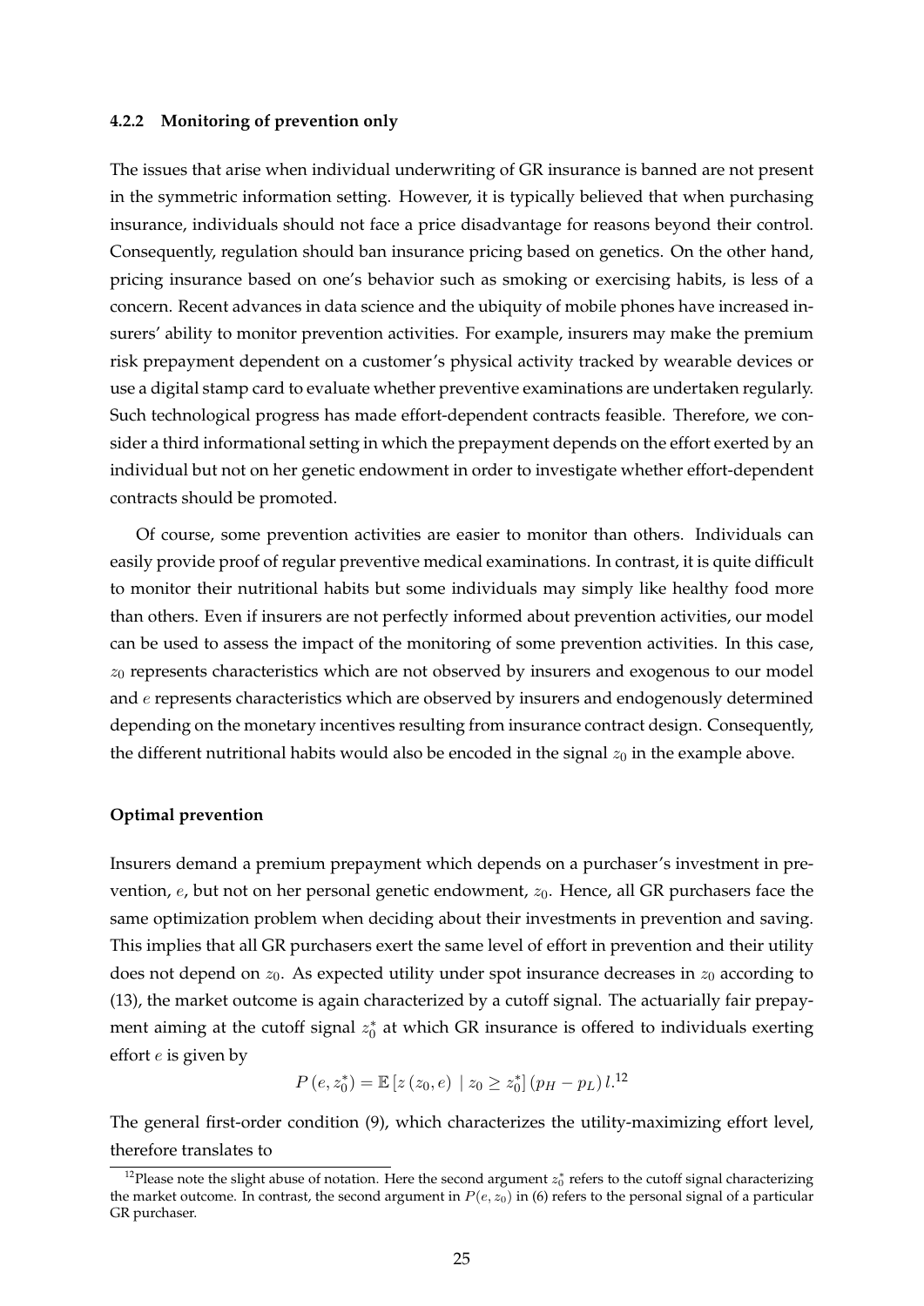#### 4.2.2 Monitoring of prevention only

The issues that arise when individual underwriting of GR insurance is banned are not present in the symmetric information setting. However, it is typically believed that when purchasing insurance, individuals should not face a price disadvantage for reasons beyond their control. Consequently, regulation should ban insurance pricing based on genetics. On the other hand, pricing insurance based on one's behavior such as smoking or exercising habits, is less of a concern. Recent advances in data science and the ubiquity of mobile phones have increased insurers' ability to monitor prevention activities. For example, insurers may make the premium risk prepayment dependent on a customer's physical activity tracked by wearable devices or use a digital stamp card to evaluate whether preventive examinations are undertaken regularly. Such technological progress has made effort-dependent contracts feasible. Therefore, we consider a third informational setting in which the prepayment depends on the effort exerted by an individual but not on her genetic endowment in order to investigate whether effort-dependent contracts should be promoted.

Of course, some prevention activities are easier to monitor than others. Individuals can easily provide proof of regular preventive medical examinations. In contrast, it is quite difficult to monitor their nutritional habits but some individuals may simply like healthy food more than others. Even if insurers are not perfectly informed about prevention activities, our model can be used to assess the impact of the monitoring of some prevention activities. In this case, $z_0$ represents characteristics which are not observed by insurers and exogenous to our model and $e$ represents characteristics which are observed by insurers and endogenously determined depending on the monetary incentives resulting from insurance contract design. Consequently, the different nutritional habits would also be encoded in the signal $z_0$ in the example above.

**Optimal prevention**

Insurers demand a premium prepayment which depends on a purchaser's investment in prevention, $e$, but not on her personal genetic endowment, $z_0$. Hence, all GR purchasers face the same optimization problem when deciding about their investments in prevention and saving. This implies that all GR purchasers exert the same level of effort in prevention and their utility does not depend on $z_0$. As expected utility under spot insurance decreases in $z_0$ according to (13), the market outcome is again characterized by a cutoff signal. The actuarially fair prepayment aiming at the cutoff signal $z_0^*$ at which GR insurance is offered to individuals exerting effort $e$ is given by

$$P\left(e, z_0^*\right) = \mathbb{E}\left[z\left(z_0, e\right) \mid z_0 \geq z_0^*\right]\left(p_H - p_L\right) l.$$[12]

The general first-order condition (9), which characterizes the utility-maximizing effort level, therefore translates to

[12] Please note the slight abuse of notation. Here the second argument $z_0^*$ refers to the cutoff signal characterizing the market outcome. In contrast, the second argument in $P(e, z_0)$ in (6) refers to the personal signal of a particular GR purchaser.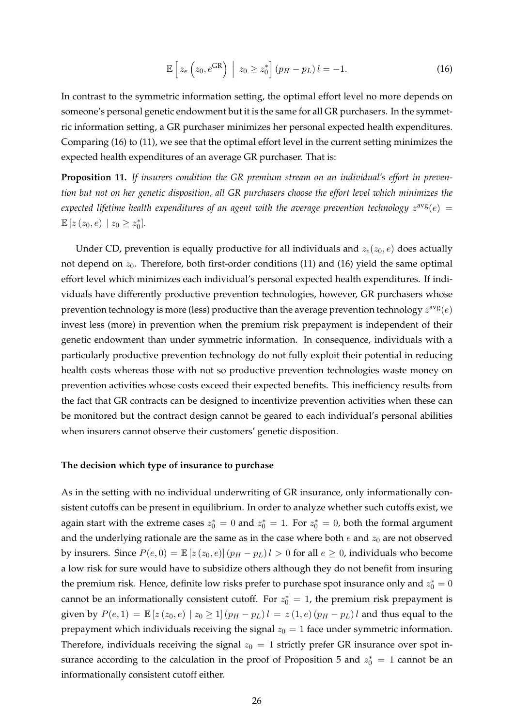$$\mathbb{E}\left[ z_e\left(z_0, e^{\mathrm{GR}}\right) \;\middle|\; z_0 \geq z_0^* \right] (p_H - p_L)\, l = -1. \tag{16}$$

In contrast to the symmetric information setting, the optimal effort level no more depends on someone's personal genetic endowment but it is the same for all GR purchasers. In the symmetric information setting, a GR purchaser minimizes her personal expected health expenditures. Comparing (16) to (11), we see that the optimal effort level in the current setting minimizes the expected health expenditures of an average GR purchaser. That is:

**Proposition 11.** *If insurers condition the GR premium stream on an individual's effort in prevention but not on her genetic disposition, all GR purchasers choose the effort level which minimizes the expected lifetime health expenditures of an agent with the average prevention technology* $z^{\mathrm{avg}}(e) = \mathbb{E}\left[z\left(z_0, e\right) \mid z_0 \geq z_0^*\right]$.

Under CD, prevention is equally productive for all individuals and $z_e(z_0, e)$ does actually not depend on $z_0$. Therefore, both first-order conditions (11) and (16) yield the same optimal effort level which minimizes each individual's personal expected health expenditures. If individuals have differently productive prevention technologies, however, GR purchasers whose prevention technology is more (less) productive than the average prevention technology $z^{\mathrm{avg}}(e)$ invest less (more) in prevention when the premium risk prepayment is independent of their genetic endowment than under symmetric information. In consequence, individuals with a particularly productive prevention technology do not fully exploit their potential in reducing health costs whereas those with not so productive prevention technologies waste money on prevention activities whose costs exceed their expected benefits. This inefficiency results from the fact that GR contracts can be designed to incentivize prevention activities when these can be monitored but the contract design cannot be geared to each individual's personal abilities when insurers cannot observe their customers' genetic disposition.

**The decision which type of insurance to purchase**

As in the setting with no individual underwriting of GR insurance, only informationally consistent cutoffs can be present in equilibrium. In order to analyze whether such cutoffs exist, we again start with the extreme cases $z_0^* = 0$ and $z_0^* = 1$. For $z_0^* = 0$, both the formal argument and the underlying rationale are the same as in the case where both $e$ and $z_0$ are not observed by insurers. Since $P(e, 0) = \mathbb{E}\left[z\left(z_0, e\right)\right](p_H - p_L)\, l > 0$ for all $e \geq 0$, individuals who become a low risk for sure would have to subsidize others although they do not benefit from insuring the premium risk. Hence, definite low risks prefer to purchase spot insurance only and $z_0^* = 0$ cannot be an informationally consistent cutoff. For $z_0^* = 1$, the premium risk prepayment is given by $P(e, 1) = \mathbb{E}\left[z\left(z_0, e\right) \mid z_0 \geq 1\right](p_H - p_L)\, l = z\left(1, e\right)(p_H - p_L)\, l$ and thus equal to the prepayment which individuals receiving the signal $z_0 = 1$ face under symmetric information. Therefore, individuals receiving the signal $z_0 = 1$ strictly prefer GR insurance over spot insurance according to the calculation in the proof of Proposition 5 and $z_0^* = 1$ cannot be an informationally consistent cutoff either.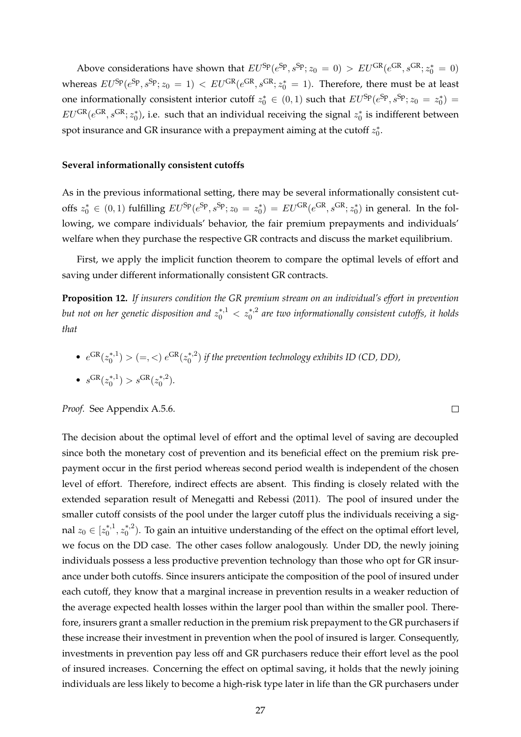Above considerations have shown that $EU^{\text{Sp}}(e^{\text{Sp}}, s^{\text{Sp}}; z_0 = 0) > EU^{\text{GR}}(e^{\text{GR}}, s^{\text{GR}}; z_0^* = 0)$ whereas $EU^{\text{Sp}}(e^{\text{Sp}}, s^{\text{Sp}}; z_0 = 1) < EU^{\text{GR}}(e^{\text{GR}}, s^{\text{GR}}; z_0^* = 1)$. Therefore, there must be at least one informationally consistent interior cutoff $z_0^* \in (0, 1)$ such that $EU^{\text{Sp}}(e^{\text{Sp}}, s^{\text{Sp}}; z_0 = z_0^*) = EU^{\text{GR}}(e^{\text{GR}}, s^{\text{GR}}; z_0^*)$, i.e. such that an individual receiving the signal $z_0^*$ is indifferent between spot insurance and GR insurance with a prepayment aiming at the cutoff $z_0^*$.

**Several informationally consistent cutoffs**

As in the previous informational setting, there may be several informationally consistent cutoffs $z_0^* \in (0, 1)$ fulfilling $EU^{\text{Sp}}(e^{\text{Sp}}, s^{\text{Sp}}; z_0 = z_0^*) = EU^{\text{GR}}(e^{\text{GR}}, s^{\text{GR}}; z_0^*)$ in general. In the following, we compare individuals' behavior, the fair premium prepayments and individuals' welfare when they purchase the respective GR contracts and discuss the market equilibrium.

First, we apply the implicit function theorem to compare the optimal levels of effort and saving under different informationally consistent GR contracts.

**Proposition 12.** *If insurers condition the GR premium stream on an individual's effort in prevention but not on her genetic disposition and $z_0^{*,1} < z_0^{*,2}$ are two informationally consistent cutoffs, it holds that*

- $e^{\text{GR}}(z_0^{*,1}) > (=, <)\ e^{\text{GR}}(z_0^{*,2})$ *if the prevention technology exhibits ID (CD, DD),*
- $s^{\text{GR}}(z_0^{*,1}) > s^{\text{GR}}(z_0^{*,2})$.

*Proof.* See Appendix A.5.6. □

The decision about the optimal level of effort and the optimal level of saving are decoupled since both the monetary cost of prevention and its beneficial effect on the premium risk prepayment occur in the first period whereas second period wealth is independent of the chosen level of effort. Therefore, indirect effects are absent. This finding is closely related with the extended separation result of Menegatti and Rebessi (2011). The pool of insured under the smaller cutoff consists of the pool under the larger cutoff plus the individuals receiving a signal $z_0 \in [z_0^{*,1}, z_0^{*,2})$. To gain an intuitive understanding of the effect on the optimal effort level, we focus on the DD case. The other cases follow analogously. Under DD, the newly joining individuals possess a less productive prevention technology than those who opt for GR insurance under both cutoffs. Since insurers anticipate the composition of the pool of insured under each cutoff, they know that a marginal increase in prevention results in a weaker reduction of the average expected health losses within the larger pool than within the smaller pool. Therefore, insurers grant a smaller reduction in the premium risk prepayment to the GR purchasers if these increase their investment in prevention when the pool of insured is larger. Consequently, investments in prevention pay less off and GR purchasers reduce their effort level as the pool of insured increases. Concerning the effect on optimal saving, it holds that the newly joining individuals are less likely to become a high-risk type later in life than the GR purchasers under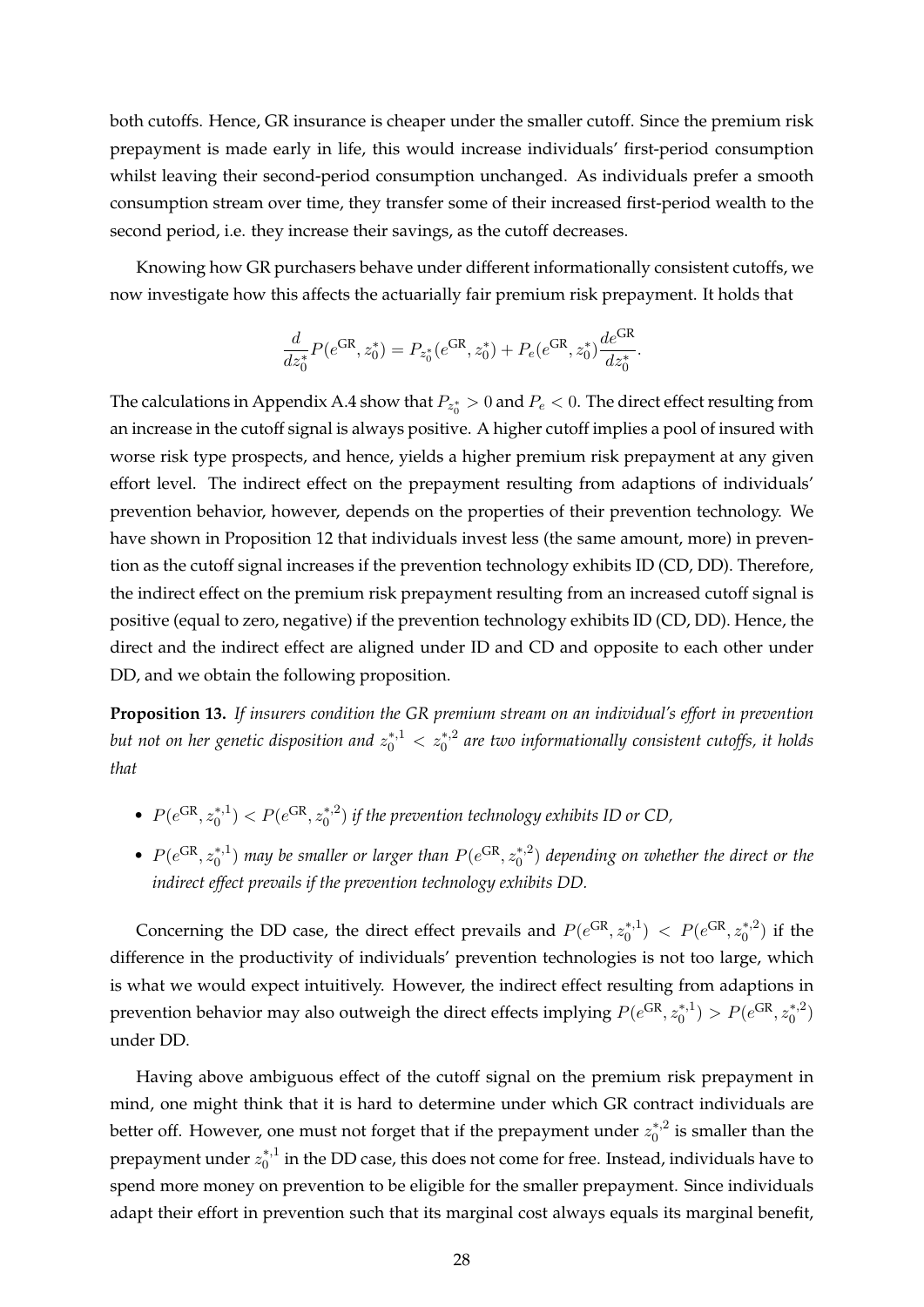both cutoffs. Hence, GR insurance is cheaper under the smaller cutoff. Since the premium risk prepayment is made early in life, this would increase individuals' first-period consumption whilst leaving their second-period consumption unchanged. As individuals prefer a smooth consumption stream over time, they transfer some of their increased first-period wealth to the second period, i.e. they increase their savings, as the cutoff decreases.

Knowing how GR purchasers behave under different informationally consistent cutoffs, we now investigate how this affects the actuarially fair premium risk prepayment. It holds that

$$\frac{d}{dz_0^*}P(e^{\mathrm{GR}}, z_0^*) = P_{z_0^*}(e^{\mathrm{GR}}, z_0^*) + P_e(e^{\mathrm{GR}}, z_0^*)\frac{de^{\mathrm{GR}}}{dz_0^*}.$$

The calculations in Appendix A.4 show that $P_{z_0^*} > 0$ and $P_e < 0$. The direct effect resulting from an increase in the cutoff signal is always positive. A higher cutoff implies a pool of insured with worse risk type prospects, and hence, yields a higher premium risk prepayment at any given effort level. The indirect effect on the prepayment resulting from adaptions of individuals' prevention behavior, however, depends on the properties of their prevention technology. We have shown in Proposition 12 that individuals invest less (the same amount, more) in prevention as the cutoff signal increases if the prevention technology exhibits ID (CD, DD). Therefore, the indirect effect on the premium risk prepayment resulting from an increased cutoff signal is positive (equal to zero, negative) if the prevention technology exhibits ID (CD, DD). Hence, the direct and the indirect effect are aligned under ID and CD and opposite to each other under DD, and we obtain the following proposition.

**Proposition 13.** *If insurers condition the GR premium stream on an individual's effort in prevention but not on her genetic disposition and $z_0^{*,1} < z_0^{*,2}$ are two informationally consistent cutoffs, it holds that*

- $P(e^{\mathrm{GR}}, z_0^{*,1}) < P(e^{\mathrm{GR}}, z_0^{*,2})$ *if the prevention technology exhibits ID or CD,*
- $P(e^{\mathrm{GR}}, z_0^{*,1})$ *may be smaller or larger than* $P(e^{\mathrm{GR}}, z_0^{*,2})$ *depending on whether the direct or the indirect effect prevails if the prevention technology exhibits DD.*

Concerning the DD case, the direct effect prevails and $P(e^{\mathrm{GR}}, z_0^{*,1}) < P(e^{\mathrm{GR}}, z_0^{*,2})$ if the difference in the productivity of individuals' prevention technologies is not too large, which is what we would expect intuitively. However, the indirect effect resulting from adaptions in prevention behavior may also outweigh the direct effects implying $P(e^{\mathrm{GR}}, z_0^{*,1}) > P(e^{\mathrm{GR}}, z_0^{*,2})$ under DD.

Having above ambiguous effect of the cutoff signal on the premium risk prepayment in mind, one might think that it is hard to determine under which GR contract individuals are better off. However, one must not forget that if the prepayment under $z_0^{*,2}$ is smaller than the prepayment under $z_0^{*,1}$ in the DD case, this does not come for free. Instead, individuals have to spend more money on prevention to be eligible for the smaller prepayment. Since individuals adapt their effort in prevention such that its marginal cost always equals its marginal benefit,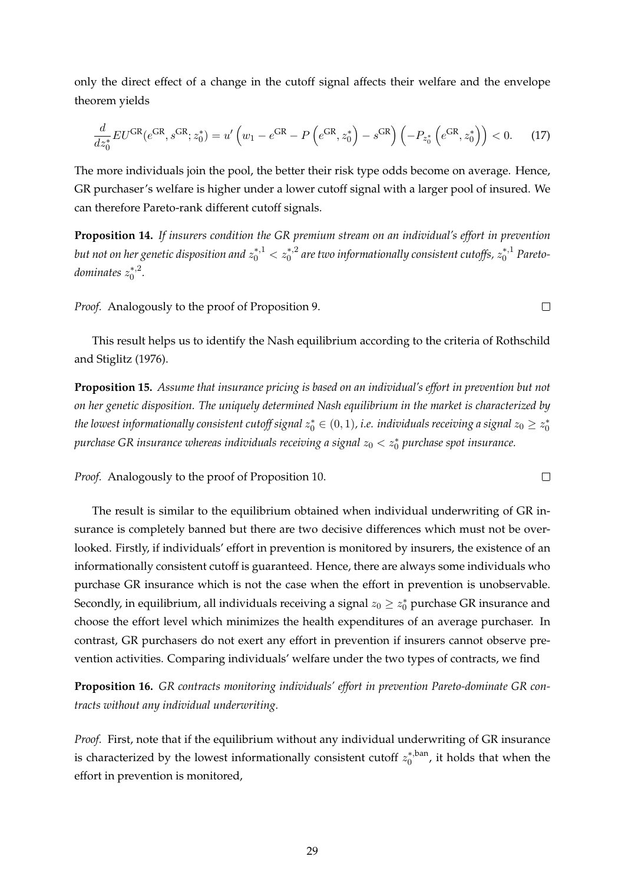only the direct effect of a change in the cutoff signal affects their welfare and the envelope theorem yields

$$\frac{d}{dz_0^*} EU^{\mathrm{GR}}(e^{\mathrm{GR}}, s^{\mathrm{GR}}; z_0^*) = u'\left(w_1 - e^{\mathrm{GR}} - P\left(e^{\mathrm{GR}}, z_0^*\right) - s^{\mathrm{GR}}\right)\left(-P_{z_0^*}\left(e^{\mathrm{GR}}, z_0^*\right)\right) < 0. \tag{17}$$

The more individuals join the pool, the better their risk type odds become on average. Hence, GR purchaser's welfare is higher under a lower cutoff signal with a larger pool of insured. We can therefore Pareto-rank different cutoff signals.

**Proposition 14.** *If insurers condition the GR premium stream on an individual's effort in prevention but not on her genetic disposition and $z_0^{*,1} < z_0^{*,2}$ are two informationally consistent cutoffs, $z_0^{*,1}$ Pareto-dominates $z_0^{*,2}$.*

*Proof.* Analogously to the proof of Proposition 9. □

This result helps us to identify the Nash equilibrium according to the criteria of Rothschild and Stiglitz (1976).

**Proposition 15.** *Assume that insurance pricing is based on an individual's effort in prevention but not on her genetic disposition. The uniquely determined Nash equilibrium in the market is characterized by the lowest informationally consistent cutoff signal $z_0^* \in (0,1)$, i.e. individuals receiving a signal $z_0 \geq z_0^*$ purchase GR insurance whereas individuals receiving a signal $z_0 < z_0^*$ purchase spot insurance.*

*Proof.* Analogously to the proof of Proposition 10. □

The result is similar to the equilibrium obtained when individual underwriting of GR insurance is completely banned but there are two decisive differences which must not be overlooked. Firstly, if individuals' effort in prevention is monitored by insurers, the existence of an informationally consistent cutoff is guaranteed. Hence, there are always some individuals who purchase GR insurance which is not the case when the effort in prevention is unobservable. Secondly, in equilibrium, all individuals receiving a signal $z_0 \geq z_0^*$ purchase GR insurance and choose the effort level which minimizes the health expenditures of an average purchaser. In contrast, GR purchasers do not exert any effort in prevention if insurers cannot observe prevention activities. Comparing individuals' welfare under the two types of contracts, we find

**Proposition 16.** *GR contracts monitoring individuals' effort in prevention Pareto-dominate GR contracts without any individual underwriting.*

*Proof.* First, note that if the equilibrium without any individual underwriting of GR insurance is characterized by the lowest informationally consistent cutoff $z_0^{*,\mathrm{ban}}$, it holds that when the effort in prevention is monitored,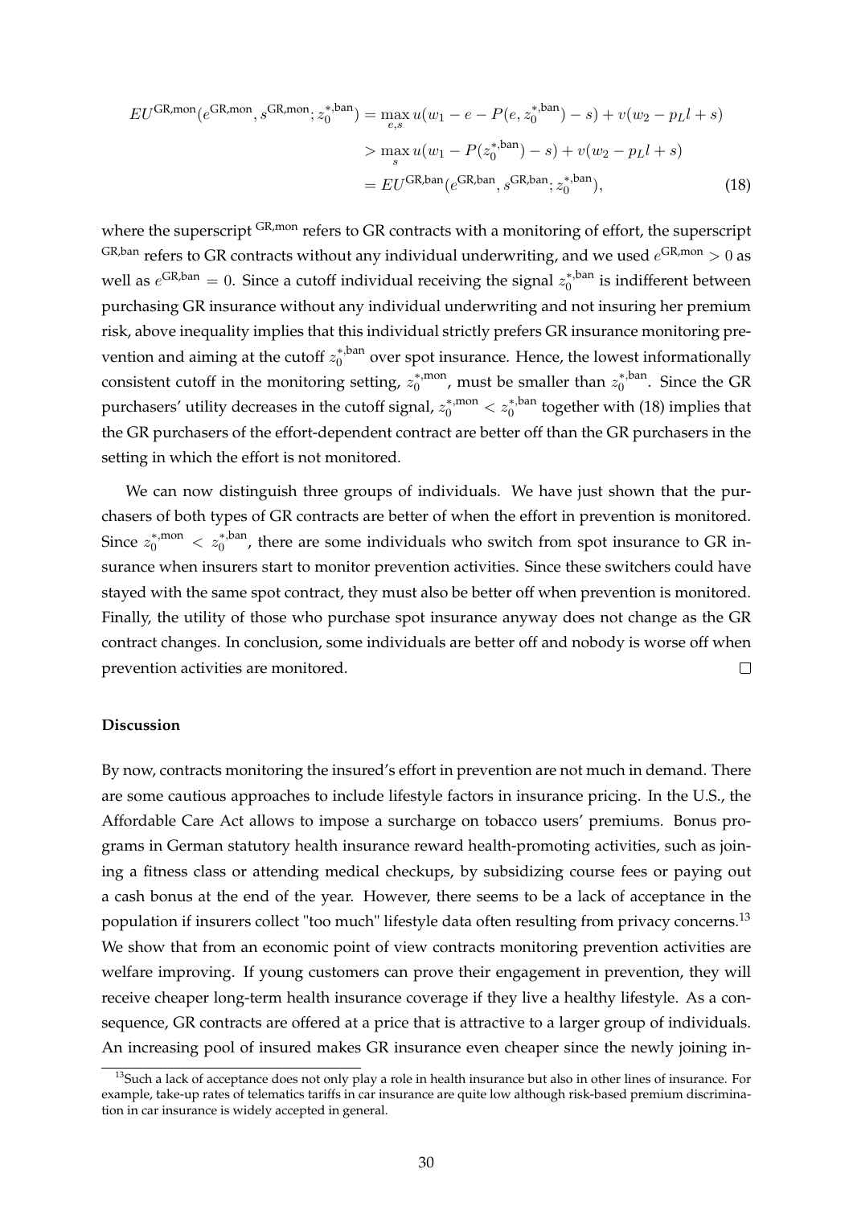$$
\begin{aligned}
EU^{\text{GR,mon}}(e^{\text{GR,mon}}, s^{\text{GR,mon}}; z_0^{*,\text{ban}}) &= \max_{e,s} u(w_1 - e - P(e, z_0^{*,\text{ban}}) - s) + v(w_2 - p_L l + s) \\
&> \max_{s} u(w_1 - P(z_0^{*,\text{ban}}) - s) + v(w_2 - p_L l + s) \\
&= EU^{\text{GR,ban}}(e^{\text{GR,ban}}, s^{\text{GR,ban}}; z_0^{*,\text{ban}}),
\end{aligned}
\tag{18}
$$

where the superscript $^{\text{GR,mon}}$ refers to GR contracts with a monitoring of effort, the superscript $^{\text{GR,ban}}$ refers to GR contracts without any individual underwriting, and we used $e^{\text{GR,mon}} > 0$ as well as $e^{\text{GR,ban}} = 0$. Since a cutoff individual receiving the signal $z_0^{*,\text{ban}}$ is indifferent between purchasing GR insurance without any individual underwriting and not insuring her premium risk, above inequality implies that this individual strictly prefers GR insurance monitoring prevention and aiming at the cutoff $z_0^{*,\text{ban}}$ over spot insurance. Hence, the lowest informationally consistent cutoff in the monitoring setting, $z_0^{*,\text{mon}}$, must be smaller than $z_0^{*,\text{ban}}$. Since the GR purchasers' utility decreases in the cutoff signal, $z_0^{*,\text{mon}} < z_0^{*,\text{ban}}$ together with (18) implies that the GR purchasers of the effort-dependent contract are better off than the GR purchasers in the setting in which the effort is not monitored.

We can now distinguish three groups of individuals. We have just shown that the purchasers of both types of GR contracts are better of when the effort in prevention is monitored. Since $z_0^{*,\text{mon}} < z_0^{*,\text{ban}}$, there are some individuals who switch from spot insurance to GR insurance when insurers start to monitor prevention activities. Since these switchers could have stayed with the same spot contract, they must also be better off when prevention is monitored. Finally, the utility of those who purchase spot insurance anyway does not change as the GR contract changes. In conclusion, some individuals are better off and nobody is worse off when prevention activities are monitored. □

**Discussion**

By now, contracts monitoring the insured's effort in prevention are not much in demand. There are some cautious approaches to include lifestyle factors in insurance pricing. In the U.S., the Affordable Care Act allows to impose a surcharge on tobacco users' premiums. Bonus programs in German statutory health insurance reward health-promoting activities, such as joining a fitness class or attending medical checkups, by subsidizing course fees or paying out a cash bonus at the end of the year. However, there seems to be a lack of acceptance in the population if insurers collect "too much" lifestyle data often resulting from privacy concerns.[13] We show that from an economic point of view contracts monitoring prevention activities are welfare improving. If young customers can prove their engagement in prevention, they will receive cheaper long-term health insurance coverage if they live a healthy lifestyle. As a consequence, GR contracts are offered at a price that is attractive to a larger group of individuals. An increasing pool of insured makes GR insurance even cheaper since the newly joining in-

[13] Such a lack of acceptance does not only play a role in health insurance but also in other lines of insurance. For example, take-up rates of telematics tariffs in car insurance are quite low although risk-based premium discrimination in car insurance is widely accepted in general.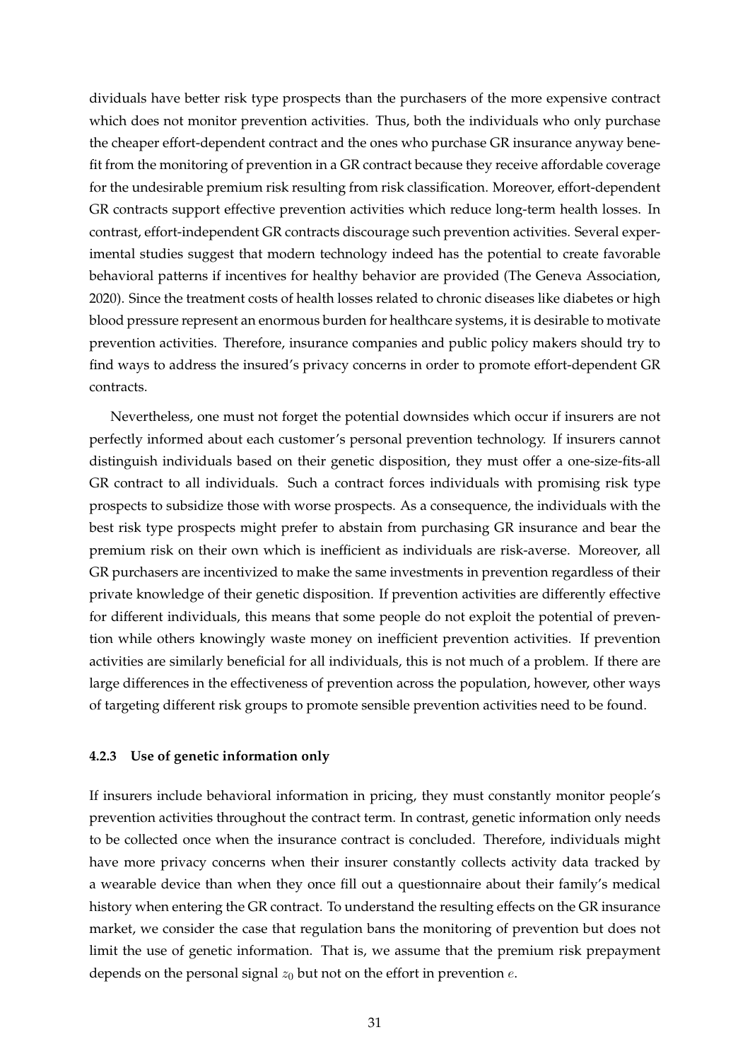dividuals have better risk type prospects than the purchasers of the more expensive contract which does not monitor prevention activities. Thus, both the individuals who only purchase the cheaper effort-dependent contract and the ones who purchase GR insurance anyway benefit from the monitoring of prevention in a GR contract because they receive affordable coverage for the undesirable premium risk resulting from risk classification. Moreover, effort-dependent GR contracts support effective prevention activities which reduce long-term health losses. In contrast, effort-independent GR contracts discourage such prevention activities. Several experimental studies suggest that modern technology indeed has the potential to create favorable behavioral patterns if incentives for healthy behavior are provided (The Geneva Association, 2020). Since the treatment costs of health losses related to chronic diseases like diabetes or high blood pressure represent an enormous burden for healthcare systems, it is desirable to motivate prevention activities. Therefore, insurance companies and public policy makers should try to find ways to address the insured's privacy concerns in order to promote effort-dependent GR contracts.

Nevertheless, one must not forget the potential downsides which occur if insurers are not perfectly informed about each customer's personal prevention technology. If insurers cannot distinguish individuals based on their genetic disposition, they must offer a one-size-fits-all GR contract to all individuals. Such a contract forces individuals with promising risk type prospects to subsidize those with worse prospects. As a consequence, the individuals with the best risk type prospects might prefer to abstain from purchasing GR insurance and bear the premium risk on their own which is inefficient as individuals are risk-averse. Moreover, all GR purchasers are incentivized to make the same investments in prevention regardless of their private knowledge of their genetic disposition. If prevention activities are differently effective for different individuals, this means that some people do not exploit the potential of prevention while others knowingly waste money on inefficient prevention activities. If prevention activities are similarly beneficial for all individuals, this is not much of a problem. If there are large differences in the effectiveness of prevention across the population, however, other ways of targeting different risk groups to promote sensible prevention activities need to be found.

#### 4.2.3 Use of genetic information only

If insurers include behavioral information in pricing, they must constantly monitor people's prevention activities throughout the contract term. In contrast, genetic information only needs to be collected once when the insurance contract is concluded. Therefore, individuals might have more privacy concerns when their insurer constantly collects activity data tracked by a wearable device than when they once fill out a questionnaire about their family's medical history when entering the GR contract. To understand the resulting effects on the GR insurance market, we consider the case that regulation bans the monitoring of prevention but does not limit the use of genetic information. That is, we assume that the premium risk prepayment depends on the personal signal $z_0$ but not on the effort in prevention $e$.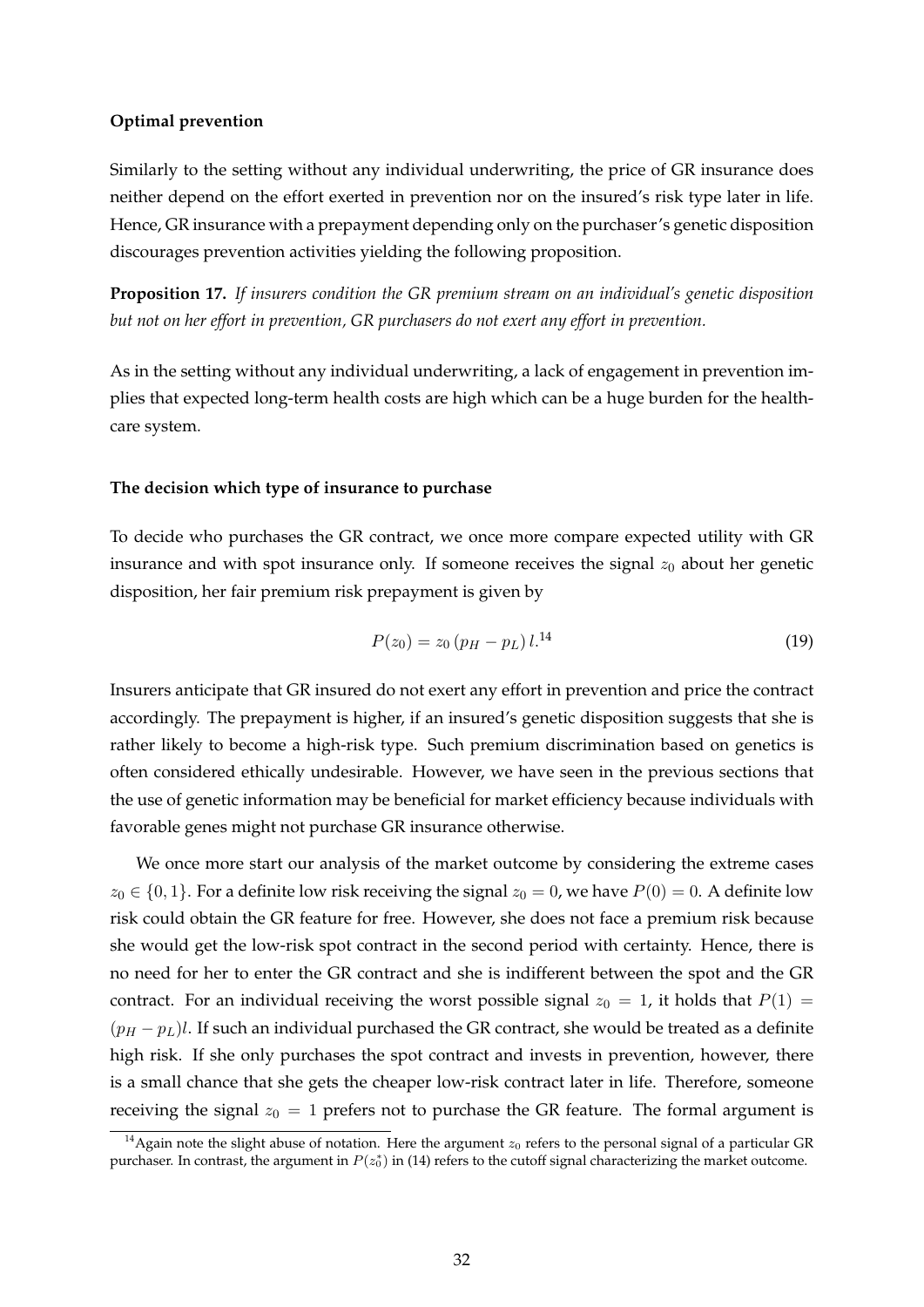**Optimal prevention**

Similarly to the setting without any individual underwriting, the price of GR insurance does neither depend on the effort exerted in prevention nor on the insured's risk type later in life. Hence, GR insurance with a prepayment depending only on the purchaser's genetic disposition discourages prevention activities yielding the following proposition.

**Proposition 17.** *If insurers condition the GR premium stream on an individual's genetic disposition but not on her effort in prevention, GR purchasers do not exert any effort in prevention.*

As in the setting without any individual underwriting, a lack of engagement in prevention implies that expected long-term health costs are high which can be a huge burden for the healthcare system.

**The decision which type of insurance to purchase**

To decide who purchases the GR contract, we once more compare expected utility with GR insurance and with spot insurance only. If someone receives the signal $z_0$ about her genetic disposition, her fair premium risk prepayment is given by

$$P(z_0) = z_0 \, (p_H - p_L) \, l.^{14} \tag{19}$$

Insurers anticipate that GR insured do not exert any effort in prevention and price the contract accordingly. The prepayment is higher, if an insured's genetic disposition suggests that she is rather likely to become a high-risk type. Such premium discrimination based on genetics is often considered ethically undesirable. However, we have seen in the previous sections that the use of genetic information may be beneficial for market efficiency because individuals with favorable genes might not purchase GR insurance otherwise.

We once more start our analysis of the market outcome by considering the extreme cases $z_0 \in \{0, 1\}$. For a definite low risk receiving the signal $z_0 = 0$, we have $P(0) = 0$. A definite low risk could obtain the GR feature for free. However, she does not face a premium risk because she would get the low-risk spot contract in the second period with certainty. Hence, there is no need for her to enter the GR contract and she is indifferent between the spot and the GR contract. For an individual receiving the worst possible signal $z_0 = 1$, it holds that $P(1) = (p_H - p_L)l$. If such an individual purchased the GR contract, she would be treated as a definite high risk. If she only purchases the spot contract and invests in prevention, however, there is a small chance that she gets the cheaper low-risk contract later in life. Therefore, someone receiving the signal $z_0 = 1$ prefers not to purchase the GR feature. The formal argument is

[14] Again note the slight abuse of notation. Here the argument $z_0$ refers to the personal signal of a particular GR purchaser. In contrast, the argument in $P(z_0^*)$ in (14) refers to the cutoff signal characterizing the market outcome.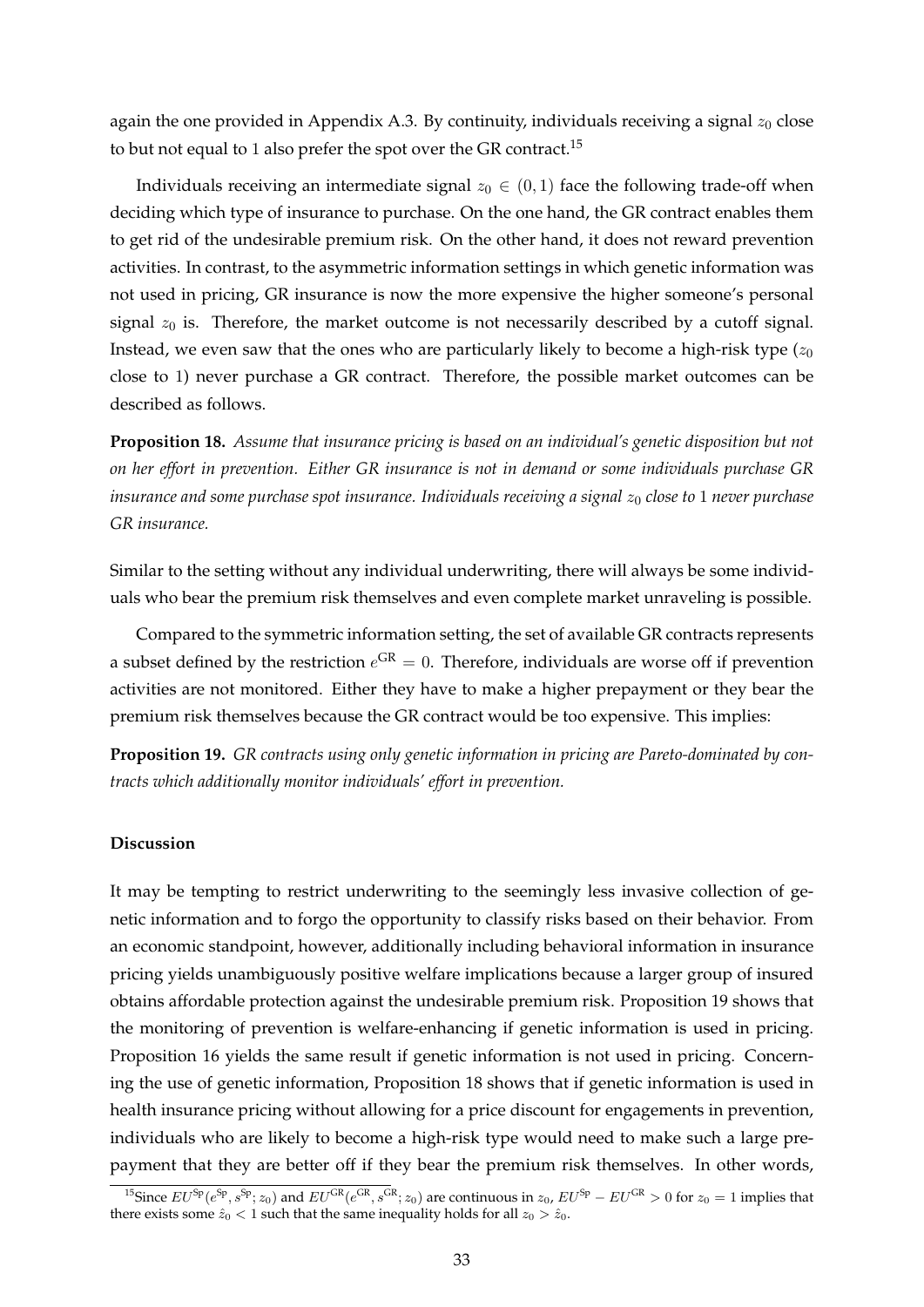again the one provided in Appendix A.3. By continuity, individuals receiving a signal $z_0$ close to but not equal to 1 also prefer the spot over the GR contract.[15]

Individuals receiving an intermediate signal $z_0 \in (0, 1)$ face the following trade-off when deciding which type of insurance to purchase. On the one hand, the GR contract enables them to get rid of the undesirable premium risk. On the other hand, it does not reward prevention activities. In contrast, to the asymmetric information settings in which genetic information was not used in pricing, GR insurance is now the more expensive the higher someone's personal signal $z_0$ is. Therefore, the market outcome is not necessarily described by a cutoff signal. Instead, we even saw that the ones who are particularly likely to become a high-risk type ($z_0$ close to 1) never purchase a GR contract. Therefore, the possible market outcomes can be described as follows.

**Proposition 18.** *Assume that insurance pricing is based on an individual's genetic disposition but not on her effort in prevention. Either GR insurance is not in demand or some individuals purchase GR insurance and some purchase spot insurance. Individuals receiving a signal $z_0$ close to 1 never purchase GR insurance.*

Similar to the setting without any individual underwriting, there will always be some individuals who bear the premium risk themselves and even complete market unraveling is possible.

Compared to the symmetric information setting, the set of available GR contracts represents a subset defined by the restriction $e^{\text{GR}} = 0$. Therefore, individuals are worse off if prevention activities are not monitored. Either they have to make a higher prepayment or they bear the premium risk themselves because the GR contract would be too expensive. This implies:

**Proposition 19.** *GR contracts using only genetic information in pricing are Pareto-dominated by contracts which additionally monitor individuals' effort in prevention.*

**Discussion**

It may be tempting to restrict underwriting to the seemingly less invasive collection of genetic information and to forgo the opportunity to classify risks based on their behavior. From an economic standpoint, however, additionally including behavioral information in insurance pricing yields unambiguously positive welfare implications because a larger group of insured obtains affordable protection against the undesirable premium risk. Proposition 19 shows that the monitoring of prevention is welfare-enhancing if genetic information is used in pricing. Proposition 16 yields the same result if genetic information is not used in pricing. Concerning the use of genetic information, Proposition 18 shows that if genetic information is used in health insurance pricing without allowing for a price discount for engagements in prevention, individuals who are likely to become a high-risk type would need to make such a large prepayment that they are better off if they bear the premium risk themselves. In other words,

[15] Since $EU^{\text{Sp}}(e^{\text{Sp}}, s^{\text{Sp}}; z_0)$ and $EU^{\text{GR}}(e^{\text{GR}}, s^{\text{GR}}; z_0)$ are continuous in $z_0$, $EU^{\text{Sp}} - EU^{\text{GR}} > 0$ for $z_0 = 1$ implies that there exists some $\hat{z}_0 < 1$ such that the same inequality holds for all $z_0 > \hat{z}_0$.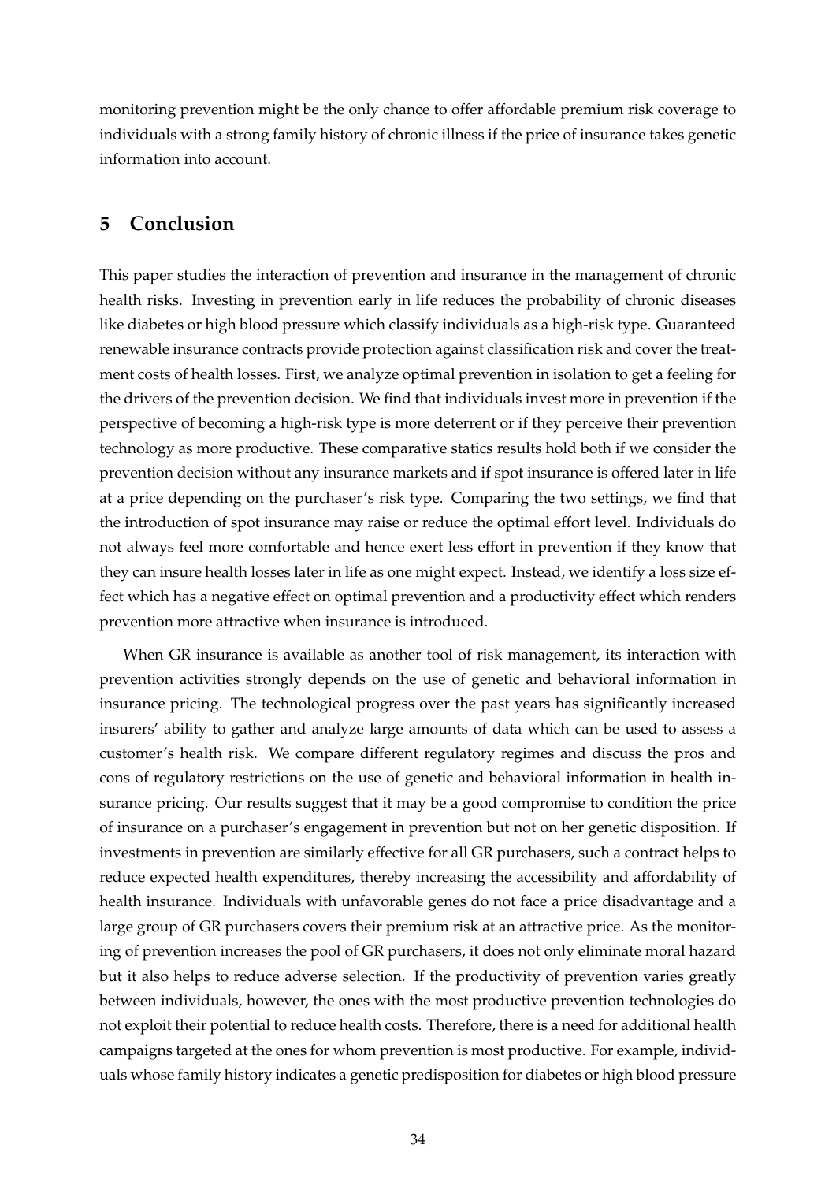monitoring prevention might be the only chance to offer affordable premium risk coverage to individuals with a strong family history of chronic illness if the price of insurance takes genetic information into account.

## 5 Conclusion

This paper studies the interaction of prevention and insurance in the management of chronic health risks. Investing in prevention early in life reduces the probability of chronic diseases like diabetes or high blood pressure which classify individuals as a high-risk type. Guaranteed renewable insurance contracts provide protection against classification risk and cover the treatment costs of health losses. First, we analyze optimal prevention in isolation to get a feeling for the drivers of the prevention decision. We find that individuals invest more in prevention if the perspective of becoming a high-risk type is more deterrent or if they perceive their prevention technology as more productive. These comparative statics results hold both if we consider the prevention decision without any insurance markets and if spot insurance is offered later in life at a price depending on the purchaser's risk type. Comparing the two settings, we find that the introduction of spot insurance may raise or reduce the optimal effort level. Individuals do not always feel more comfortable and hence exert less effort in prevention if they know that they can insure health losses later in life as one might expect. Instead, we identify a loss size effect which has a negative effect on optimal prevention and a productivity effect which renders prevention more attractive when insurance is introduced.

When GR insurance is available as another tool of risk management, its interaction with prevention activities strongly depends on the use of genetic and behavioral information in insurance pricing. The technological progress over the past years has significantly increased insurers' ability to gather and analyze large amounts of data which can be used to assess a customer's health risk. We compare different regulatory regimes and discuss the pros and cons of regulatory restrictions on the use of genetic and behavioral information in health insurance pricing. Our results suggest that it may be a good compromise to condition the price of insurance on a purchaser's engagement in prevention but not on her genetic disposition. If investments in prevention are similarly effective for all GR purchasers, such a contract helps to reduce expected health expenditures, thereby increasing the accessibility and affordability of health insurance. Individuals with unfavorable genes do not face a price disadvantage and a large group of GR purchasers covers their premium risk at an attractive price. As the monitoring of prevention increases the pool of GR purchasers, it does not only eliminate moral hazard but it also helps to reduce adverse selection. If the productivity of prevention varies greatly between individuals, however, the ones with the most productive prevention technologies do not exploit their potential to reduce health costs. Therefore, there is a need for additional health campaigns targeted at the ones for whom prevention is most productive. For example, individuals whose family history indicates a genetic predisposition for diabetes or high blood pressure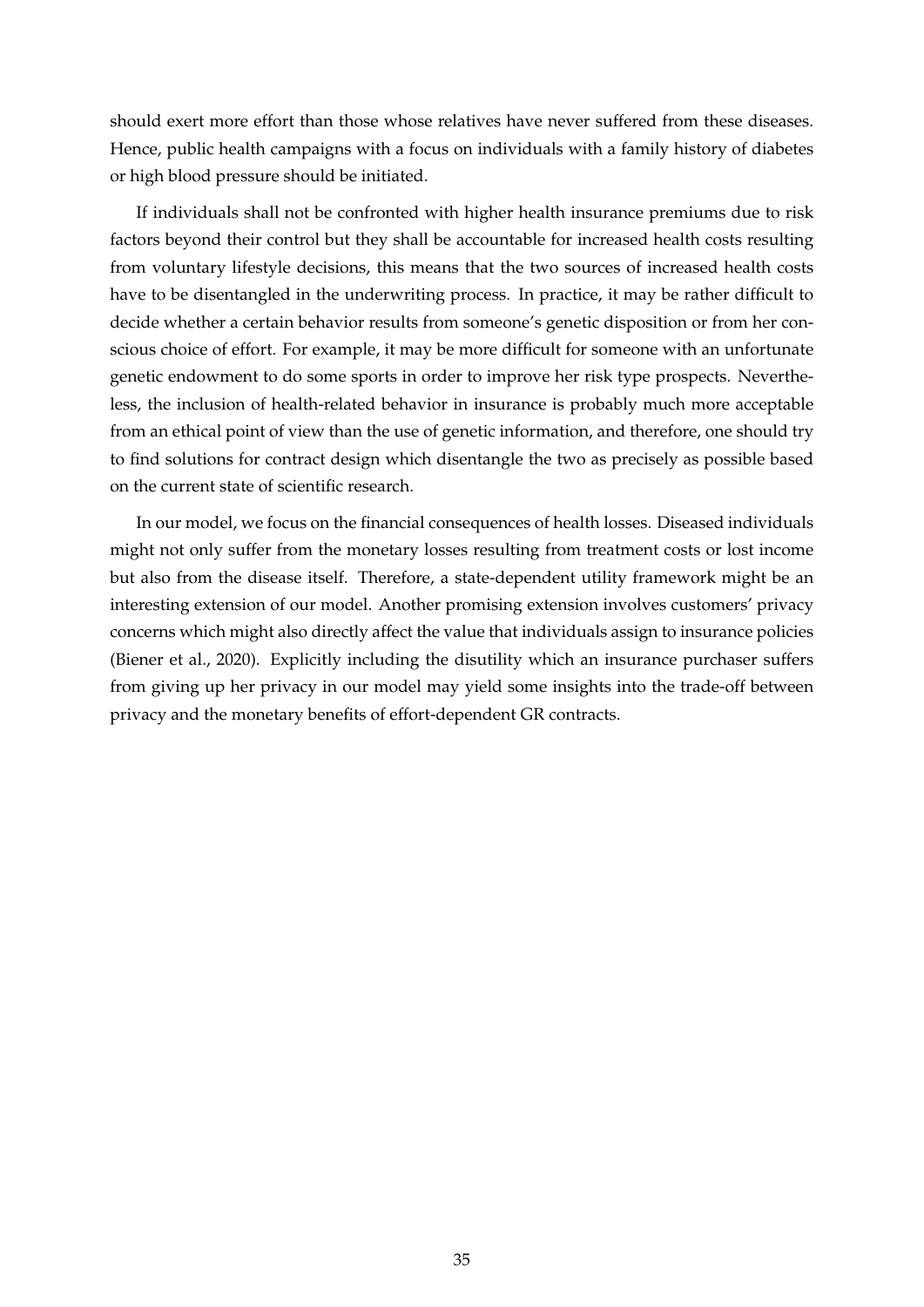should exert more effort than those whose relatives have never suffered from these diseases. Hence, public health campaigns with a focus on individuals with a family history of diabetes or high blood pressure should be initiated.

If individuals shall not be confronted with higher health insurance premiums due to risk factors beyond their control but they shall be accountable for increased health costs resulting from voluntary lifestyle decisions, this means that the two sources of increased health costs have to be disentangled in the underwriting process. In practice, it may be rather difficult to decide whether a certain behavior results from someone's genetic disposition or from her conscious choice of effort. For example, it may be more difficult for someone with an unfortunate genetic endowment to do some sports in order to improve her risk type prospects. Nevertheless, the inclusion of health-related behavior in insurance is probably much more acceptable from an ethical point of view than the use of genetic information, and therefore, one should try to find solutions for contract design which disentangle the two as precisely as possible based on the current state of scientific research.

In our model, we focus on the financial consequences of health losses. Diseased individuals might not only suffer from the monetary losses resulting from treatment costs or lost income but also from the disease itself. Therefore, a state-dependent utility framework might be an interesting extension of our model. Another promising extension involves customers' privacy concerns which might also directly affect the value that individuals assign to insurance policies (Biener et al., 2020). Explicitly including the disutility which an insurance purchaser suffers from giving up her privacy in our model may yield some insights into the trade-off between privacy and the monetary benefits of effort-dependent GR contracts.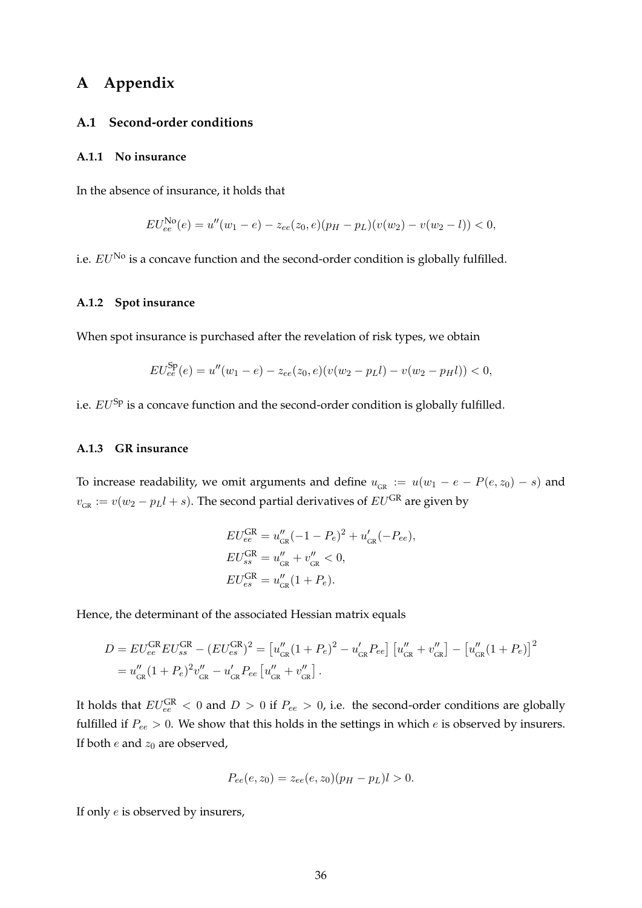# A Appendix

## A.1 Second-order conditions

### A.1.1 No insurance

In the absence of insurance, it holds that

$$EU_{ee}^{\text{No}}(e) = u''(w_1 - e) - z_{ee}(z_0, e)(p_H - p_L)(v(w_2) - v(w_2 - l)) < 0,$$

i.e. $EU^{\text{No}}$ is a concave function and the second-order condition is globally fulfilled.

### A.1.2 Spot insurance

When spot insurance is purchased after the revelation of risk types, we obtain

$$EU_{ee}^{\text{Sp}}(e) = u''(w_1 - e) - z_{ee}(z_0, e)(v(w_2 - p_L l) - v(w_2 - p_H l)) < 0,$$

i.e. $EU^{\text{Sp}}$ is a concave function and the second-order condition is globally fulfilled.

### A.1.3 GR insurance

To increase readability, we omit arguments and define $u_{\text{GR}} := u(w_1 - e - P(e, z_0) - s)$ and $v_{\text{GR}} := v(w_2 - p_L l + s)$. The second partial derivatives of $EU^{\text{GR}}$ are given by

$$\begin{aligned}
EU_{ee}^{\text{GR}} &= u''_{\text{GR}}(-1 - P_e)^2 + u'_{\text{GR}}(-P_{ee}), \\
EU_{ss}^{\text{GR}} &= u''_{\text{GR}} + v''_{\text{GR}} < 0, \\
EU_{es}^{\text{GR}} &= u''_{\text{GR}}(1 + P_e).
\end{aligned}$$

Hence, the determinant of the associated Hessian matrix equals

$$\begin{aligned}
D = EU_{ee}^{\text{GR}} EU_{ss}^{\text{GR}} - (EU_{es}^{\text{GR}})^2 &= \left[u''_{\text{GR}}(1 + P_e)^2 - u'_{\text{GR}} P_{ee}\right]\left[u''_{\text{GR}} + v''_{\text{GR}}\right] - \left[u''_{\text{GR}}(1 + P_e)\right]^2 \\
&= u''_{\text{GR}}(1 + P_e)^2 v''_{\text{GR}} - u'_{\text{GR}} P_{ee}\left[u''_{\text{GR}} + v''_{\text{GR}}\right].
\end{aligned}$$

It holds that $EU_{ee}^{\text{GR}} < 0$ and $D > 0$ if $P_{ee} > 0$, i.e. the second-order conditions are globally fulfilled if $P_{ee} > 0$. We show that this holds in the settings in which $e$ is observed by insurers. If both $e$ and $z_0$ are observed,

$$P_{ee}(e, z_0) = z_{ee}(e, z_0)(p_H - p_L)l > 0.$$

If only $e$ is observed by insurers,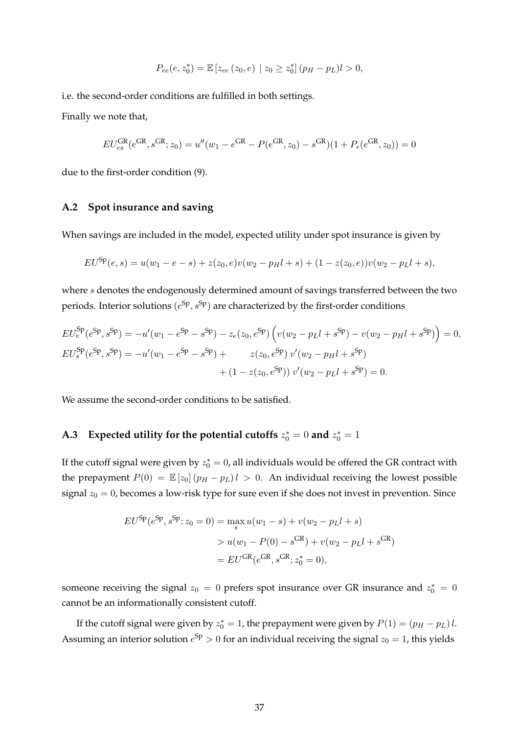$$P_{ee}(e, z_0^*) = \mathbb{E}\left[z_{ee}\left(z_0, e\right) \mid z_0 \geq z_0^*\right](p_H - p_L)l > 0,$$

i.e. the second-order conditions are fulfilled in both settings.

Finally we note that,

$$EU_{es}^{\text{GR}}(e^{\text{GR}}, s^{\text{GR}}; z_0) = u''(w_1 - e^{\text{GR}} - P(e^{\text{GR}}, z_0) - s^{\text{GR}})(1 + P_e(e^{\text{GR}}, z_0)) = 0$$

due to the first-order condition (9).

### A.2 Spot insurance and saving

When savings are included in the model, expected utility under spot insurance is given by

$$EU^{\text{Sp}}(e, s) = u(w_1 - e - s) + z(z_0, e)v(w_2 - p_H l + s) + (1 - z(z_0, e))v(w_2 - p_L l + s),$$

where $s$ denotes the endogenously determined amount of savings transferred between the two periods. Interior solutions $(e^{\text{Sp}}, s^{\text{Sp}})$ are characterized by the first-order conditions

$$\begin{aligned}
EU_e^{\text{Sp}}(e^{\text{Sp}}, s^{\text{Sp}}) &= -u'(w_1 - e^{\text{Sp}} - s^{\text{Sp}}) - z_e(z_0, e^{\text{Sp}})\left(v(w_2 - p_L l + s^{\text{Sp}}) - v(w_2 - p_H l + s^{\text{Sp}})\right) = 0, \\
EU_s^{\text{Sp}}(e^{\text{Sp}}, s^{\text{Sp}}) &= -u'(w_1 - e^{\text{Sp}} - s^{\text{Sp}}) + \quad z(z_0, e^{\text{Sp}})\, v'(w_2 - p_H l + s^{\text{Sp}}) \\
&\quad + (1 - z(z_0, e^{\text{Sp}}))\, v'(w_2 - p_L l + s^{\text{Sp}}) = 0.
\end{aligned}$$

We assume the second-order conditions to be satisfied.

### A.3 Expected utility for the potential cutoffs $z_0^* = 0$ and $z_0^* = 1$

If the cutoff signal were given by $z_0^* = 0$, all individuals would be offered the GR contract with the prepayment $P(0) = \mathbb{E}\left[z_0\right](p_H - p_L)\, l > 0$. An individual receiving the lowest possible signal $z_0 = 0$, becomes a low-risk type for sure even if she does not invest in prevention. Since

$$\begin{aligned}
EU^{\text{Sp}}(e^{\text{Sp}}, s^{\text{Sp}}; z_0 = 0) &= \max_s u(w_1 - s) + v(w_2 - p_L l + s) \\
&> u(w_1 - P(0) - s^{\text{GR}}) + v(w_2 - p_L l + s^{\text{GR}}) \\
&= EU^{\text{GR}}(e^{\text{GR}}, s^{\text{GR}}; z_0^* = 0),
\end{aligned}$$

someone receiving the signal $z_0 = 0$ prefers spot insurance over GR insurance and $z_0^* = 0$ cannot be an informationally consistent cutoff.

If the cutoff signal were given by $z_0^* = 1$, the prepayment were given by $P(1) = (p_H - p_L)\, l$. Assuming an interior solution $e^{\text{Sp}} > 0$ for an individual receiving the signal $z_0 = 1$, this yields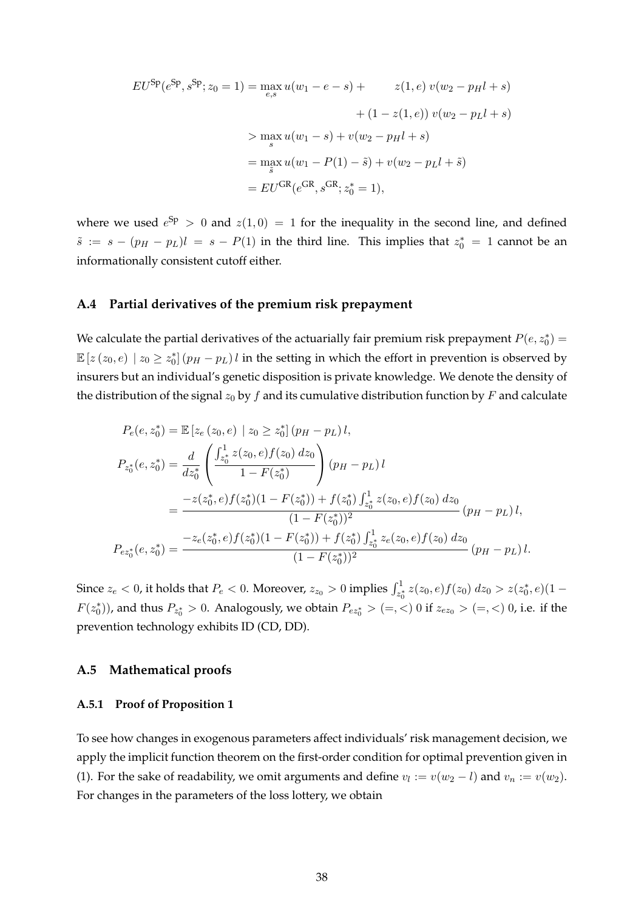$$
\begin{aligned}
EU^{\mathrm{Sp}}(e^{\mathrm{Sp}}, s^{\mathrm{Sp}}; z_0 = 1) &= \max_{e,s} u(w_1 - e - s) + \qquad z(1,e)\, v(w_2 - p_H l + s) \\
&\qquad + (1 - z(1,e))\, v(w_2 - p_L l + s) \\
&> \max_{s} u(w_1 - s) + v(w_2 - p_H l + s) \\
&= \max_{\tilde{s}} u(w_1 - P(1) - \tilde{s}) + v(w_2 - p_L l + \tilde{s}) \\
&= EU^{\mathrm{GR}}(e^{\mathrm{GR}}, s^{\mathrm{GR}}; z_0^* = 1),
\end{aligned}
$$

where we used $e^{\mathrm{Sp}} > 0$ and $z(1,0) = 1$ for the inequality in the second line, and defined $\tilde{s} := s - (p_H - p_L)l = s - P(1)$ in the third line. This implies that $z_0^* = 1$ cannot be an informationally consistent cutoff either.

### A.4 Partial derivatives of the premium risk prepayment

We calculate the partial derivatives of the actuarially fair premium risk prepayment $P(e, z_0^*) = \mathbb{E}\left[z\left(z_0, e\right) \mid z_0 \geq z_0^*\right](p_H - p_L)\, l$ in the setting in which the effort in prevention is observed by insurers but an individual's genetic disposition is private knowledge. We denote the density of the distribution of the signal $z_0$ by $f$ and its cumulative distribution function by $F$ and calculate

$$
\begin{aligned}
P_e(e, z_0^*) &= \mathbb{E}\left[z_e\left(z_0, e\right) \mid z_0 \geq z_0^*\right](p_H - p_L)\, l, \\
P_{z_0^*}(e, z_0^*) &= \frac{d}{dz_0^*}\left(\frac{\int_{z_0^*}^1 z(z_0, e) f(z_0)\, dz_0}{1 - F(z_0^*)}\right)(p_H - p_L)\, l \\
&= \frac{-z(z_0^*, e) f(z_0^*)(1 - F(z_0^*)) + f(z_0^*)\int_{z_0^*}^1 z(z_0, e) f(z_0)\, dz_0}{(1 - F(z_0^*))^2}\,(p_H - p_L)\, l, \\
P_{ez_0^*}(e, z_0^*) &= \frac{-z_e(z_0^*, e) f(z_0^*)(1 - F(z_0^*)) + f(z_0^*)\int_{z_0^*}^1 z_e(z_0, e) f(z_0)\, dz_0}{(1 - F(z_0^*))^2}\,(p_H - p_L)\, l.
\end{aligned}
$$

Since $z_e < 0$, it holds that $P_e < 0$. Moreover, $z_{z_0} > 0$ implies $\int_{z_0^*}^1 z(z_0, e) f(z_0)\, dz_0 > z(z_0^*, e)(1 - F(z_0^*))$, and thus $P_{z_0^*} > 0$. Analogously, we obtain $P_{ez_0^*} > (=, <)\ 0$ if $z_{ez_0} > (=, <)\ 0$, i.e. if the prevention technology exhibits ID (CD, DD).

### A.5 Mathematical proofs

#### A.5.1 Proof of Proposition 1

To see how changes in exogenous parameters affect individuals' risk management decision, we apply the implicit function theorem on the first-order condition for optimal prevention given in (1). For the sake of readability, we omit arguments and define $v_l := v(w_2 - l)$ and $v_n := v(w_2)$. For changes in the parameters of the loss lottery, we obtain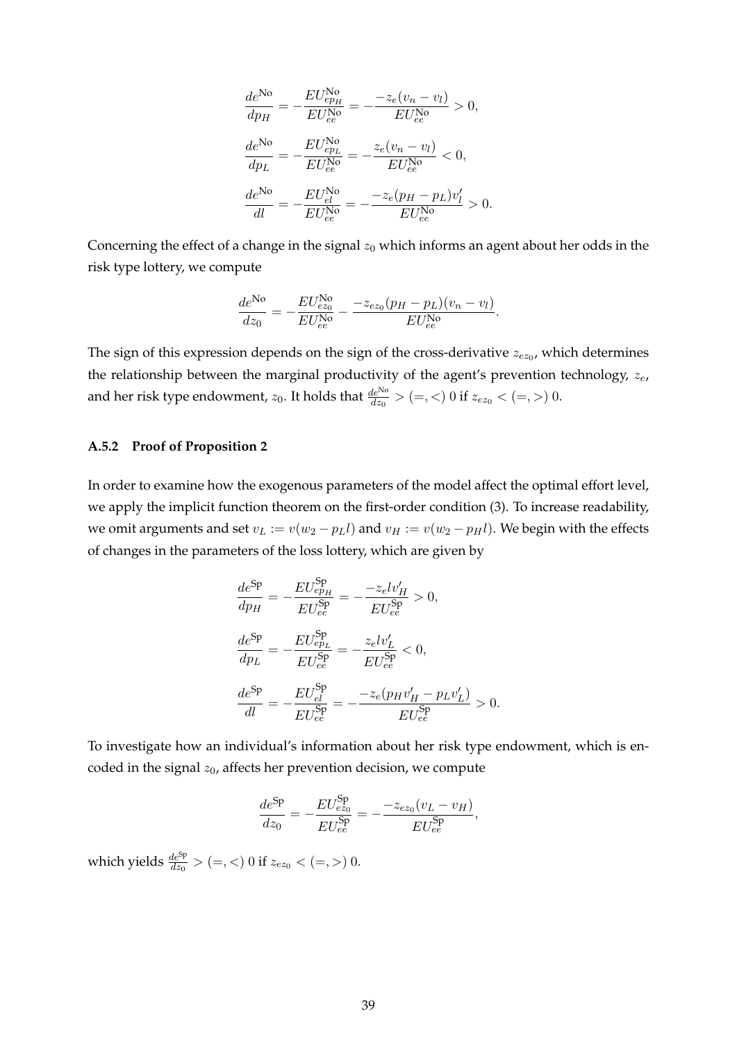$$\frac{de^{\text{No}}}{dp_H} = -\frac{EU^{\text{No}}_{ep_H}}{EU^{\text{No}}_{ee}} = -\frac{-z_e(v_n - v_l)}{EU^{\text{No}}_{ee}} > 0,$$

$$\frac{de^{\text{No}}}{dp_L} = -\frac{EU^{\text{No}}_{ep_L}}{EU^{\text{No}}_{ee}} = -\frac{z_e(v_n - v_l)}{EU^{\text{No}}_{ee}} < 0,$$

$$\frac{de^{\text{No}}}{dl} = -\frac{EU^{\text{No}}_{el}}{EU^{\text{No}}_{ee}} = -\frac{-z_e(p_H - p_L)v_l'}{EU^{\text{No}}_{ee}} > 0.$$

Concerning the effect of a change in the signal $z_0$ which informs an agent about her odds in the risk type lottery, we compute

$$\frac{de^{\text{No}}}{dz_0} = -\frac{EU^{\text{No}}_{ez_0}}{EU^{\text{No}}_{ee}} - \frac{-z_{ez_0}(p_H - p_L)(v_n - v_l)}{EU^{\text{No}}_{ee}}.$$

The sign of this expression depends on the sign of the cross-derivative $z_{ez_0}$, which determines the relationship between the marginal productivity of the agent's prevention technology, $z_e$, and her risk type endowment, $z_0$. It holds that $\frac{de^{\text{No}}}{dz_0} > (=, <)\ 0$ if $z_{ez_0} < (=, >)\ 0$.

### A.5.2 Proof of Proposition 2

In order to examine how the exogenous parameters of the model affect the optimal effort level, we apply the implicit function theorem on the first-order condition (3). To increase readability, we omit arguments and set $v_L := v(w_2 - p_L l)$ and $v_H := v(w_2 - p_H l)$. We begin with the effects of changes in the parameters of the loss lottery, which are given by

$$\frac{de^{\text{Sp}}}{dp_H} = -\frac{EU^{\text{Sp}}_{ep_H}}{EU^{\text{Sp}}_{ee}} = -\frac{-z_e l v_H'}{EU^{\text{Sp}}_{ee}} > 0,$$

$$\frac{de^{\text{Sp}}}{dp_L} = -\frac{EU^{\text{Sp}}_{ep_L}}{EU^{\text{Sp}}_{ee}} = -\frac{z_e l v_L'}{EU^{\text{Sp}}_{ee}} < 0,$$

$$\frac{de^{\text{Sp}}}{dl} = -\frac{EU^{\text{Sp}}_{el}}{EU^{\text{Sp}}_{ee}} = -\frac{-z_e(p_H v_H' - p_L v_L')}{EU^{\text{Sp}}_{ee}} > 0.$$

To investigate how an individual's information about her risk type endowment, which is encoded in the signal $z_0$, affects her prevention decision, we compute

$$\frac{de^{\text{Sp}}}{dz_0} = -\frac{EU^{\text{Sp}}_{ez_0}}{EU^{\text{Sp}}_{ee}} = -\frac{-z_{ez_0}(v_L - v_H)}{EU^{\text{Sp}}_{ee}},$$

which yields $\frac{de^{\text{Sp}}}{dz_0} > (=, <)\ 0$ if $z_{ez_0} < (=, >)\ 0$.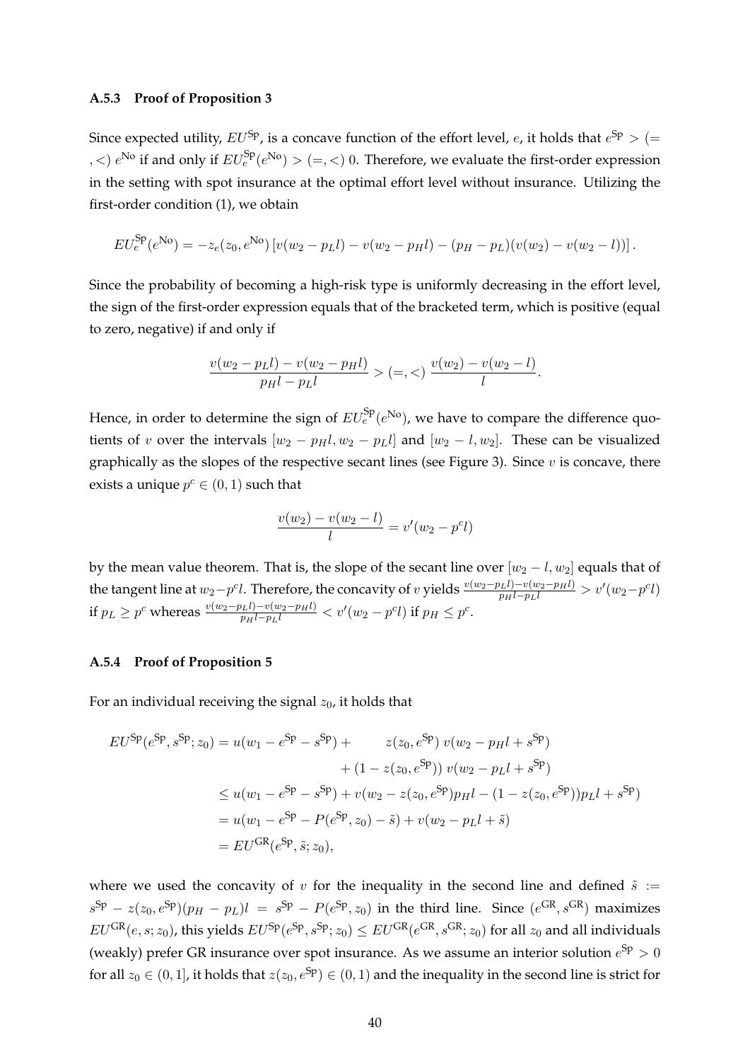### A.5.3 Proof of Proposition 3

Since expected utility, $EU^{\text{Sp}}$, is a concave function of the effort level, $e$, it holds that $e^{\text{Sp}} > (=, <)\ e^{\text{No}}$ if and only if $EU_e^{\text{Sp}}(e^{\text{No}}) > (=, <)\ 0$. Therefore, we evaluate the first-order expression in the setting with spot insurance at the optimal effort level without insurance. Utilizing the first-order condition (1), we obtain

$$EU_e^{\text{Sp}}(e^{\text{No}}) = -z_e(z_0, e^{\text{No}}) \left[ v(w_2 - p_L l) - v(w_2 - p_H l) - (p_H - p_L)(v(w_2) - v(w_2 - l)) \right].$$

Since the probability of becoming a high-risk type is uniformly decreasing in the effort level, the sign of the first-order expression equals that of the bracketed term, which is positive (equal to zero, negative) if and only if

$$\frac{v(w_2 - p_L l) - v(w_2 - p_H l)}{p_H l - p_L l} > (=, <)\ \frac{v(w_2) - v(w_2 - l)}{l}.$$

Hence, in order to determine the sign of $EU_e^{\text{Sp}}(e^{\text{No}})$, we have to compare the difference quotients of $v$ over the intervals $[w_2 - p_H l, w_2 - p_L l]$ and $[w_2 - l, w_2]$. These can be visualized graphically as the slopes of the respective secant lines (see Figure 3). Since $v$ is concave, there exists a unique $p^c \in (0, 1)$ such that

$$\frac{v(w_2) - v(w_2 - l)}{l} = v'(w_2 - p^c l)$$

by the mean value theorem. That is, the slope of the secant line over $[w_2 - l, w_2]$ equals that of the tangent line at $w_2 - p^c l$. Therefore, the concavity of $v$ yields $\frac{v(w_2 - p_L l) - v(w_2 - p_H l)}{p_H l - p_L l} > v'(w_2 - p^c l)$ if $p_L \geq p^c$ whereas $\frac{v(w_2 - p_L l) - v(w_2 - p_H l)}{p_H l - p_L l} < v'(w_2 - p^c l)$ if $p_H \leq p^c$.

### A.5.4 Proof of Proposition 5

For an individual receiving the signal $z_0$, it holds that

$$\begin{aligned}
EU^{\text{Sp}}(e^{\text{Sp}}, s^{\text{Sp}}; z_0) &= u(w_1 - e^{\text{Sp}} - s^{\text{Sp}}) + \qquad z(z_0, e^{\text{Sp}})\, v(w_2 - p_H l + s^{\text{Sp}}) \\
&\qquad + (1 - z(z_0, e^{\text{Sp}}))\, v(w_2 - p_L l + s^{\text{Sp}}) \\
&\leq u(w_1 - e^{\text{Sp}} - s^{\text{Sp}}) + v(w_2 - z(z_0, e^{\text{Sp}}) p_H l - (1 - z(z_0, e^{\text{Sp}})) p_L l + s^{\text{Sp}}) \\
&= u(w_1 - e^{\text{Sp}} - P(e^{\text{Sp}}, z_0) - \tilde{s}) + v(w_2 - p_L l + \tilde{s}) \\
&= EU^{\text{GR}}(e^{\text{Sp}}, \tilde{s}; z_0),
\end{aligned}$$

where we used the concavity of $v$ for the inequality in the second line and defined $\tilde{s} := s^{\text{Sp}} - z(z_0, e^{\text{Sp}})(p_H - p_L)l = s^{\text{Sp}} - P(e^{\text{Sp}}, z_0)$ in the third line. Since $(e^{\text{GR}}, s^{\text{GR}})$ maximizes $EU^{\text{GR}}(e, s; z_0)$, this yields $EU^{\text{Sp}}(e^{\text{Sp}}, s^{\text{Sp}}; z_0) \leq EU^{\text{GR}}(e^{\text{GR}}, s^{\text{GR}}; z_0)$ for all $z_0$ and all individuals (weakly) prefer GR insurance over spot insurance. As we assume an interior solution $e^{\text{Sp}} > 0$ for all $z_0 \in (0, 1]$, it holds that $z(z_0, e^{\text{Sp}}) \in (0, 1)$ and the inequality in the second line is strict for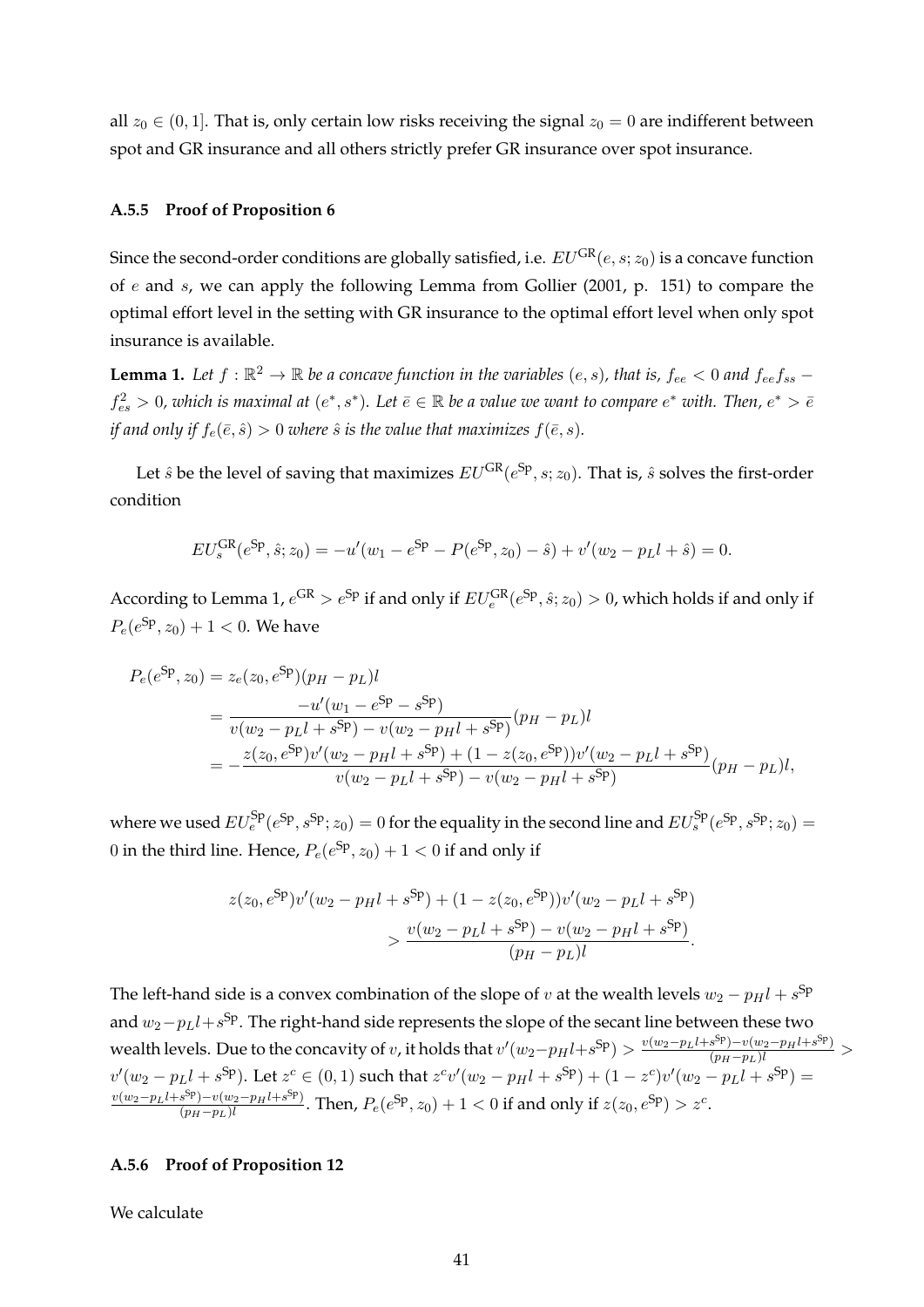all $z_0 \in (0,1]$. That is, only certain low risks receiving the signal $z_0 = 0$ are indifferent between spot and GR insurance and all others strictly prefer GR insurance over spot insurance.

### A.5.5 Proof of Proposition 6

Since the second-order conditions are globally satisfied, i.e. $EU^{\text{GR}}(e, s; z_0)$ is a concave function of $e$ and $s$, we can apply the following Lemma from Gollier (2001, p. 151) to compare the optimal effort level in the setting with GR insurance to the optimal effort level when only spot insurance is available.

**Lemma 1.** *Let $f : \mathbb{R}^2 \to \mathbb{R}$ be a concave function in the variables $(e, s)$, that is, $f_{ee} < 0$ and $f_{ee}f_{ss} - f_{es}^2 > 0$, which is maximal at $(e^*, s^*)$. Let $\bar{e} \in \mathbb{R}$ be a value we want to compare $e^*$ with. Then, $e^* > \bar{e}$ if and only if $f_e(\bar{e}, \hat{s}) > 0$ where $\hat{s}$ is the value that maximizes $f(\bar{e}, s)$.*

Let $\hat{s}$ be the level of saving that maximizes $EU^{\text{GR}}(e^{\text{Sp}}, s; z_0)$. That is, $\hat{s}$ solves the first-order condition

$$EU_s^{\text{GR}}(e^{\text{Sp}}, \hat{s}; z_0) = -u'(w_1 - e^{\text{Sp}} - P(e^{\text{Sp}}, z_0) - \hat{s}) + v'(w_2 - p_L l + \hat{s}) = 0.$$

According to Lemma 1, $e^{\text{GR}} > e^{\text{Sp}}$ if and only if $EU_e^{\text{GR}}(e^{\text{Sp}}, \hat{s}; z_0) > 0$, which holds if and only if $P_e(e^{\text{Sp}}, z_0) + 1 < 0$. We have

$$\begin{aligned}
P_e(e^{\text{Sp}}, z_0) &= z_e(z_0, e^{\text{Sp}})(p_H - p_L)l \\
&= \frac{-u'(w_1 - e^{\text{Sp}} - s^{\text{Sp}})}{v(w_2 - p_L l + s^{\text{Sp}}) - v(w_2 - p_H l + s^{\text{Sp}})}(p_H - p_L)l \\
&= -\frac{z(z_0, e^{\text{Sp}})v'(w_2 - p_H l + s^{\text{Sp}}) + (1 - z(z_0, e^{\text{Sp}}))v'(w_2 - p_L l + s^{\text{Sp}})}{v(w_2 - p_L l + s^{\text{Sp}}) - v(w_2 - p_H l + s^{\text{Sp}})}(p_H - p_L)l,
\end{aligned}$$

where we used $EU_e^{\text{Sp}}(e^{\text{Sp}}, s^{\text{Sp}}; z_0) = 0$ for the equality in the second line and $EU_s^{\text{Sp}}(e^{\text{Sp}}, s^{\text{Sp}}; z_0) = 0$ in the third line. Hence, $P_e(e^{\text{Sp}}, z_0) + 1 < 0$ if and only if

$$\begin{aligned}
z(z_0, e^{\text{Sp}})v'(w_2 - p_H l + s^{\text{Sp}}) + (1 - z(z_0, e^{\text{Sp}}))v'(w_2 - p_L l + s^{\text{Sp}}) \\
> \frac{v(w_2 - p_L l + s^{\text{Sp}}) - v(w_2 - p_H l + s^{\text{Sp}})}{(p_H - p_L)l}.
\end{aligned}$$

The left-hand side is a convex combination of the slope of $v$ at the wealth levels $w_2 - p_H l + s^{\text{Sp}}$ and $w_2 - p_L l + s^{\text{Sp}}$. The right-hand side represents the slope of the secant line between these two wealth levels. Due to the concavity of $v$, it holds that $v'(w_2 - p_H l + s^{\text{Sp}}) > \frac{v(w_2 - p_L l + s^{\text{Sp}}) - v(w_2 - p_H l + s^{\text{Sp}})}{(p_H - p_L)l} > v'(w_2 - p_L l + s^{\text{Sp}})$. Let $z^c \in (0, 1)$ such that $z^c v'(w_2 - p_H l + s^{\text{Sp}}) + (1 - z^c)v'(w_2 - p_L l + s^{\text{Sp}}) = \frac{v(w_2 - p_L l + s^{\text{Sp}}) - v(w_2 - p_H l + s^{\text{Sp}})}{(p_H - p_L)l}$. Then, $P_e(e^{\text{Sp}}, z_0) + 1 < 0$ if and only if $z(z_0, e^{\text{Sp}}) > z^c$.

### A.5.6 Proof of Proposition 12

We calculate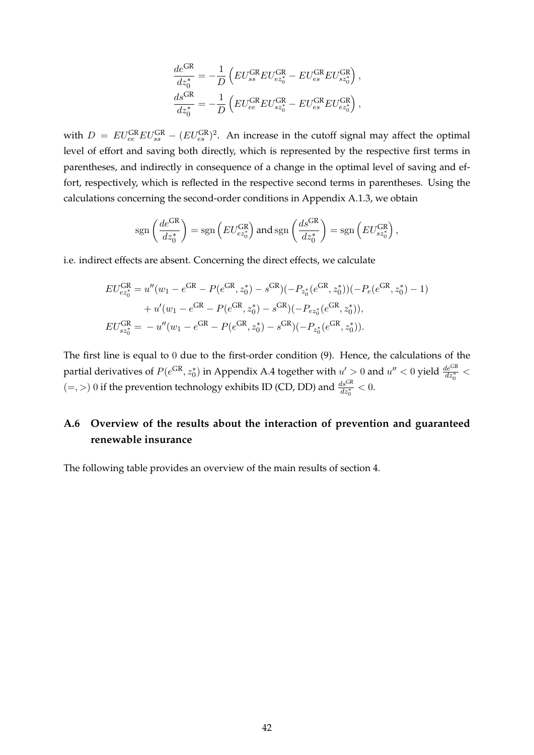$$
\begin{aligned}
\frac{de^{\mathrm{GR}}}{dz_0^*} &= -\frac{1}{D}\left(EU_{ss}^{\mathrm{GR}} EU_{ez_0^*}^{\mathrm{GR}} - EU_{es}^{\mathrm{GR}} EU_{sz_0^*}^{\mathrm{GR}}\right), \\
\frac{ds^{\mathrm{GR}}}{dz_0^*} &= -\frac{1}{D}\left(EU_{ee}^{\mathrm{GR}} EU_{sz_0^*}^{\mathrm{GR}} - EU_{es}^{\mathrm{GR}} EU_{ez_0^*}^{\mathrm{GR}}\right),
\end{aligned}
$$

with $D = EU_{ee}^{\mathrm{GR}} EU_{ss}^{\mathrm{GR}} - (EU_{es}^{\mathrm{GR}})^2$. An increase in the cutoff signal may affect the optimal level of effort and saving both directly, which is represented by the respective first terms in parentheses, and indirectly in consequence of a change in the optimal level of saving and effort, respectively, which is reflected in the respective second terms in parentheses. Using the calculations concerning the second-order conditions in Appendix A.1.3, we obtain

$$
\operatorname{sgn}\left(\frac{de^{\mathrm{GR}}}{dz_0^*}\right) = \operatorname{sgn}\left(EU_{ez_0^*}^{\mathrm{GR}}\right) \text{ and } \operatorname{sgn}\left(\frac{ds^{\mathrm{GR}}}{dz_0^*}\right) = \operatorname{sgn}\left(EU_{sz_0^*}^{\mathrm{GR}}\right),
$$

i.e. indirect effects are absent. Concerning the direct effects, we calculate

$$
\begin{aligned}
EU_{ez_0^*}^{\mathrm{GR}} &= u''(w_1 - e^{\mathrm{GR}} - P(e^{\mathrm{GR}}, z_0^*) - s^{\mathrm{GR}})(-P_{z_0^*}(e^{\mathrm{GR}}, z_0^*))(-P_e(e^{\mathrm{GR}}, z_0^*) - 1) \\
&\quad + u'(w_1 - e^{\mathrm{GR}} - P(e^{\mathrm{GR}}, z_0^*) - s^{\mathrm{GR}})(-P_{ez_0^*}(e^{\mathrm{GR}}, z_0^*)), \\
EU_{sz_0^*}^{\mathrm{GR}} &= -u''(w_1 - e^{\mathrm{GR}} - P(e^{\mathrm{GR}}, z_0^*) - s^{\mathrm{GR}})(-P_{z_0^*}(e^{\mathrm{GR}}, z_0^*)).
\end{aligned}
$$

The first line is equal to 0 due to the first-order condition (9). Hence, the calculations of the partial derivatives of $P(e^{\mathrm{GR}}, z_0^*)$ in Appendix A.4 together with $u' > 0$ and $u'' < 0$ yield $\frac{de^{\mathrm{GR}}}{dz_0^*} < (=, >)\ 0$ if the prevention technology exhibits ID (CD, DD) and $\frac{ds^{\mathrm{GR}}}{dz_0^*} < 0$.

## A.6 Overview of the results about the interaction of prevention and guaranteed renewable insurance

The following table provides an overview of the main results of section 4.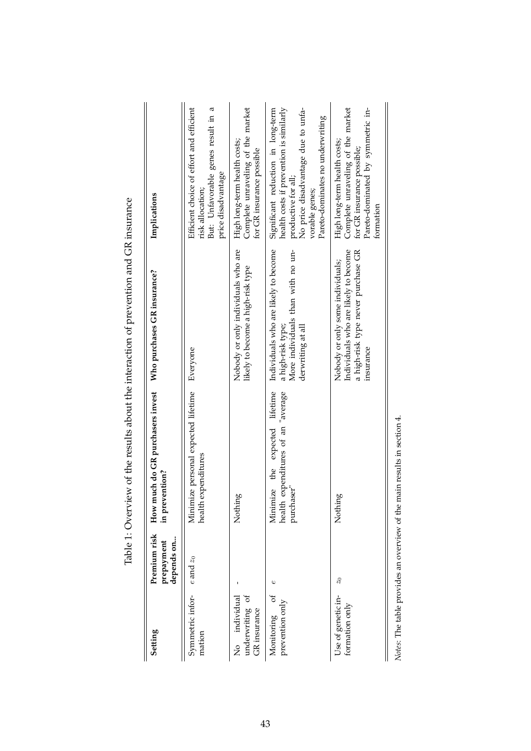Table 1: Overview of the results about the interaction of prevention and GR insurance

| Setting | Premium risk prepayment depends on... | How much do GR purchasers invest in prevention? | Who purchases GR insurance? | Implications |
| --- | --- | --- | --- | --- |
| Symmetric information | $e$ and $z_0$ | Minimize personal expected lifetime health expenditures | Everyone | Efficient choice of effort and efficient risk allocation; But: Unfavorable genes result in a price disadvantage |
| No individual underwriting of GR insurance | - | Nothing | Nobody or only individuals who are likely to become a high-risk type | High long-term health costs; Complete unraveling of the market for GR insurance possible |
| Monitoring of prevention only | $e$ | Minimize the expected lifetime health expenditures of an "average purchaser" | Individuals who are likely to become a high-risk type; More individuals than with no underwriting at all | Significant reduction in long-term health costs if prevention is similarly productive for all; No price disadvantage due to unfavorable genes; Pareto-dominates no underwriting |
| Use of genetic information only | $z_0$ | Nothing | Nobody or only some individuals; Individuals who are likely to become a high-risk type never purchase GR insurance | High long-term health costs; Complete unraveling of the market for GR insurance possible; Pareto-dominated by symmetric information |

*Notes*: The table provides an overview of the main results in section 4.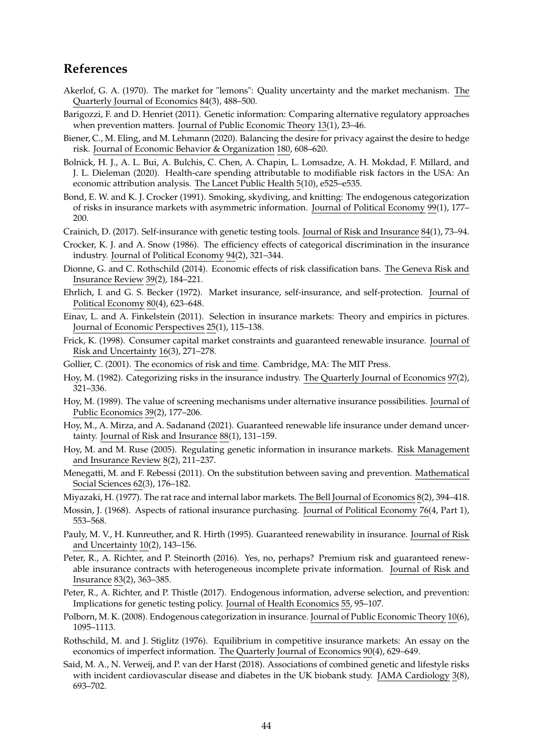## References

Akerlof, G. A. (1970). The market for "lemons": Quality uncertainty and the market mechanism. The Quarterly Journal of Economics 84(3), 488–500.

Barigozzi, F. and D. Henriet (2011). Genetic information: Comparing alternative regulatory approaches when prevention matters. Journal of Public Economic Theory 13(1), 23–46.

Biener, C., M. Eling, and M. Lehmann (2020). Balancing the desire for privacy against the desire to hedge risk. Journal of Economic Behavior & Organization 180, 608–620.

Bolnick, H. J., A. L. Bui, A. Bulchis, C. Chen, A. Chapin, L. Lomsadze, A. H. Mokdad, F. Millard, and J. L. Dieleman (2020). Health-care spending attributable to modifiable risk factors in the USA: An economic attribution analysis. The Lancet Public Health 5(10), e525–e535.

Bond, E. W. and K. J. Crocker (1991). Smoking, skydiving, and knitting: The endogenous categorization of risks in insurance markets with asymmetric information. Journal of Political Economy 99(1), 177–200.

Crainich, D. (2017). Self-insurance with genetic testing tools. Journal of Risk and Insurance 84(1), 73–94.

Crocker, K. J. and A. Snow (1986). The efficiency effects of categorical discrimination in the insurance industry. Journal of Political Economy 94(2), 321–344.

Dionne, G. and C. Rothschild (2014). Economic effects of risk classification bans. The Geneva Risk and Insurance Review 39(2), 184–221.

Ehrlich, I. and G. S. Becker (1972). Market insurance, self-insurance, and self-protection. Journal of Political Economy 80(4), 623–648.

Einav, L. and A. Finkelstein (2011). Selection in insurance markets: Theory and empirics in pictures. Journal of Economic Perspectives 25(1), 115–138.

Frick, K. (1998). Consumer capital market constraints and guaranteed renewable insurance. Journal of Risk and Uncertainty 16(3), 271–278.

Gollier, C. (2001). The economics of risk and time. Cambridge, MA: The MIT Press.

Hoy, M. (1982). Categorizing risks in the insurance industry. The Quarterly Journal of Economics 97(2), 321–336.

Hoy, M. (1989). The value of screening mechanisms under alternative insurance possibilities. Journal of Public Economics 39(2), 177–206.

Hoy, M., A. Mirza, and A. Sadanand (2021). Guaranteed renewable life insurance under demand uncertainty. Journal of Risk and Insurance 88(1), 131–159.

Hoy, M. and M. Ruse (2005). Regulating genetic information in insurance markets. Risk Management and Insurance Review 8(2), 211–237.

Menegatti, M. and F. Rebessi (2011). On the substitution between saving and prevention. Mathematical Social Sciences 62(3), 176–182.

Miyazaki, H. (1977). The rat race and internal labor markets. The Bell Journal of Economics 8(2), 394–418.

Mossin, J. (1968). Aspects of rational insurance purchasing. Journal of Political Economy 76(4, Part 1), 553–568.

Pauly, M. V., H. Kunreuther, and R. Hirth (1995). Guaranteed renewability in insurance. Journal of Risk and Uncertainty 10(2), 143–156.

Peter, R., A. Richter, and P. Steinorth (2016). Yes, no, perhaps? Premium risk and guaranteed renewable insurance contracts with heterogeneous incomplete private information. Journal of Risk and Insurance 83(2), 363–385.

Peter, R., A. Richter, and P. Thistle (2017). Endogenous information, adverse selection, and prevention: Implications for genetic testing policy. Journal of Health Economics 55, 95–107.

Polborn, M. K. (2008). Endogenous categorization in insurance. Journal of Public Economic Theory 10(6), 1095–1113.

Rothschild, M. and J. Stiglitz (1976). Equilibrium in competitive insurance markets: An essay on the economics of imperfect information. The Quarterly Journal of Economics 90(4), 629–649.

Said, M. A., N. Verweij, and P. van der Harst (2018). Associations of combined genetic and lifestyle risks with incident cardiovascular disease and diabetes in the UK biobank study. JAMA Cardiology 3(8), 693–702.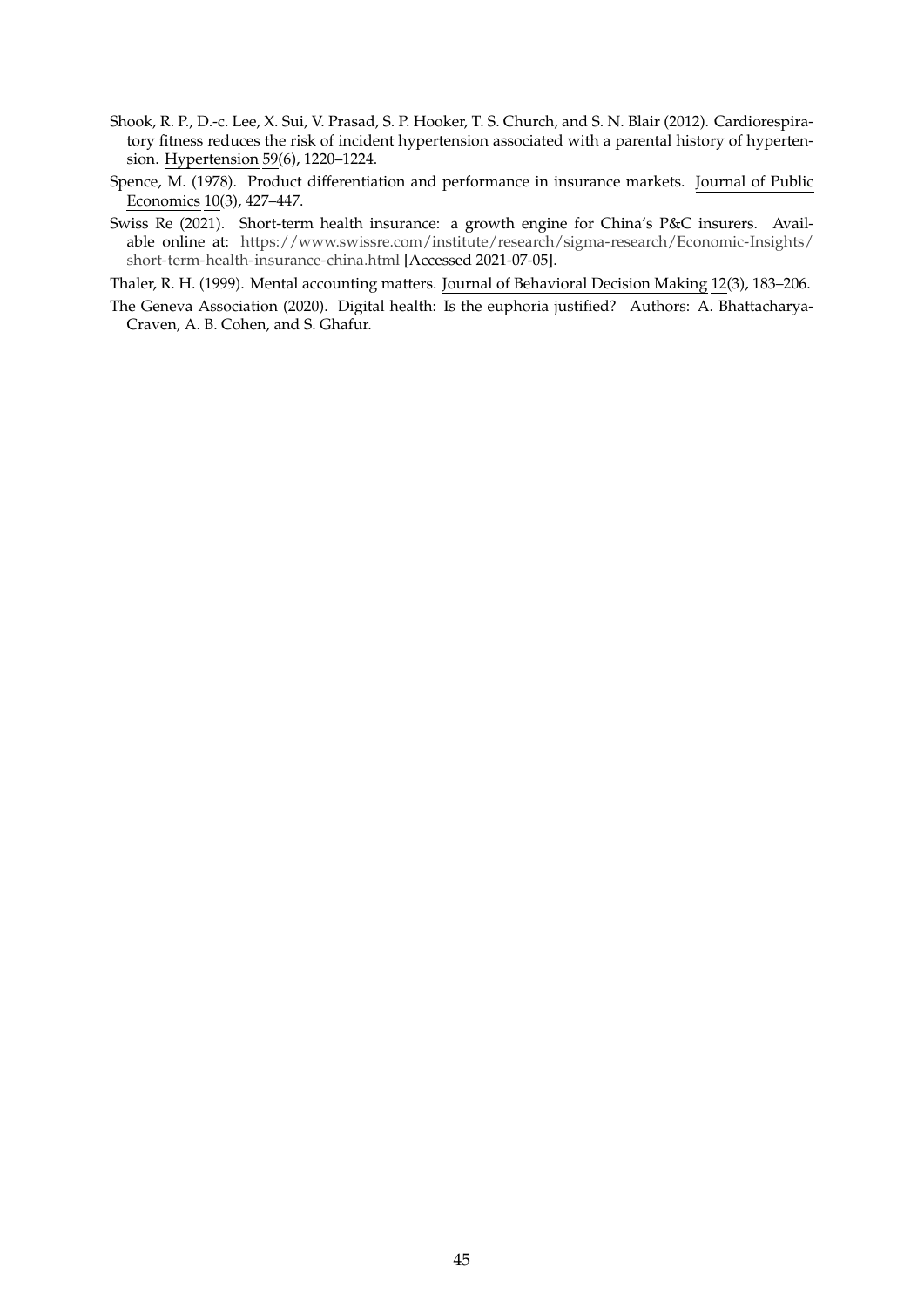Shook, R. P., D.-c. Lee, X. Sui, V. Prasad, S. P. Hooker, T. S. Church, and S. N. Blair (2012). Cardiorespiratory fitness reduces the risk of incident hypertension associated with a parental history of hypertension. Hypertension 59(6), 1220–1224.

Spence, M. (1978). Product differentiation and performance in insurance markets. Journal of Public Economics 10(3), 427–447.

Swiss Re (2021). Short-term health insurance: a growth engine for China's P&C insurers. Available online at: https://www.swissre.com/institute/research/sigma-research/Economic-Insights/short-term-health-insurance-china.html [Accessed 2021-07-05].

Thaler, R. H. (1999). Mental accounting matters. Journal of Behavioral Decision Making 12(3), 183–206.

The Geneva Association (2020). Digital health: Is the euphoria justified? Authors: A. Bhattacharya-Craven, A. B. Cohen, and S. Ghafur.